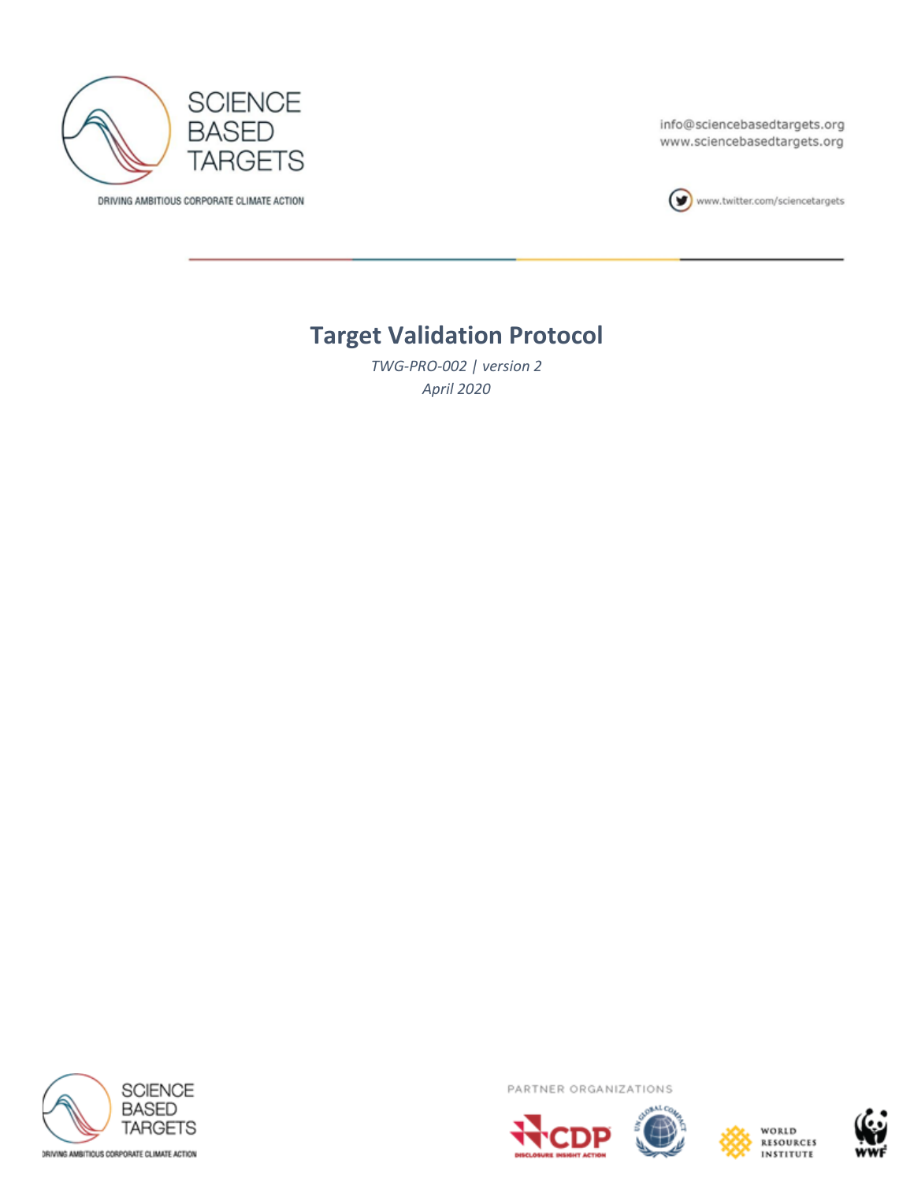SCIENCE BASED TARGETS

DRIVING AMBITIOUS CORPORATE CLIMATE ACTION

info@sciencebasedtargets.org
www.sciencebasedtargets.org

www.twitter.com/sciencetargets

# Target Validation Protocol

*TWG-PRO-002 | version 2*
*April 2020*

PARTNER ORGANIZATIONS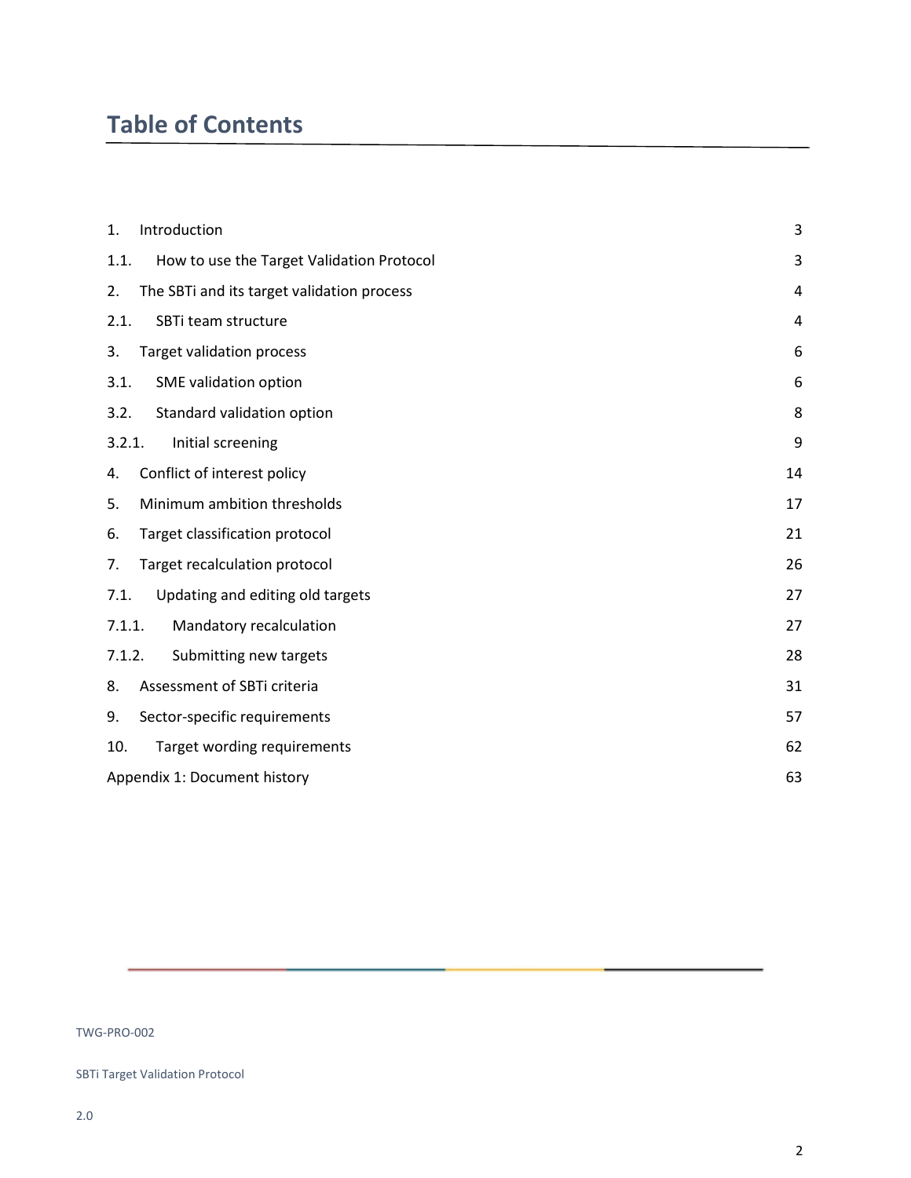# Table of Contents

| | |
|---|---|
| 1. Introduction | 3 |
| 1.1. How to use the Target Validation Protocol | 3 |
| 2. The SBTi and its target validation process | 4 |
| 2.1. SBTi team structure | 4 |
| 3. Target validation process | 6 |
| 3.1. SME validation option | 6 |
| 3.2. Standard validation option | 8 |
| 3.2.1. Initial screening | 9 |
| 4. Conflict of interest policy | 14 |
| 5. Minimum ambition thresholds | 17 |
| 6. Target classification protocol | 21 |
| 7. Target recalculation protocol | 26 |
| 7.1. Updating and editing old targets | 27 |
| 7.1.1. Mandatory recalculation | 27 |
| 7.1.2. Submitting new targets | 28 |
| 8. Assessment of SBTi criteria | 31 |
| 9. Sector-specific requirements | 57 |
| 10. Target wording requirements | 62 |
| Appendix 1: Document history | 63 |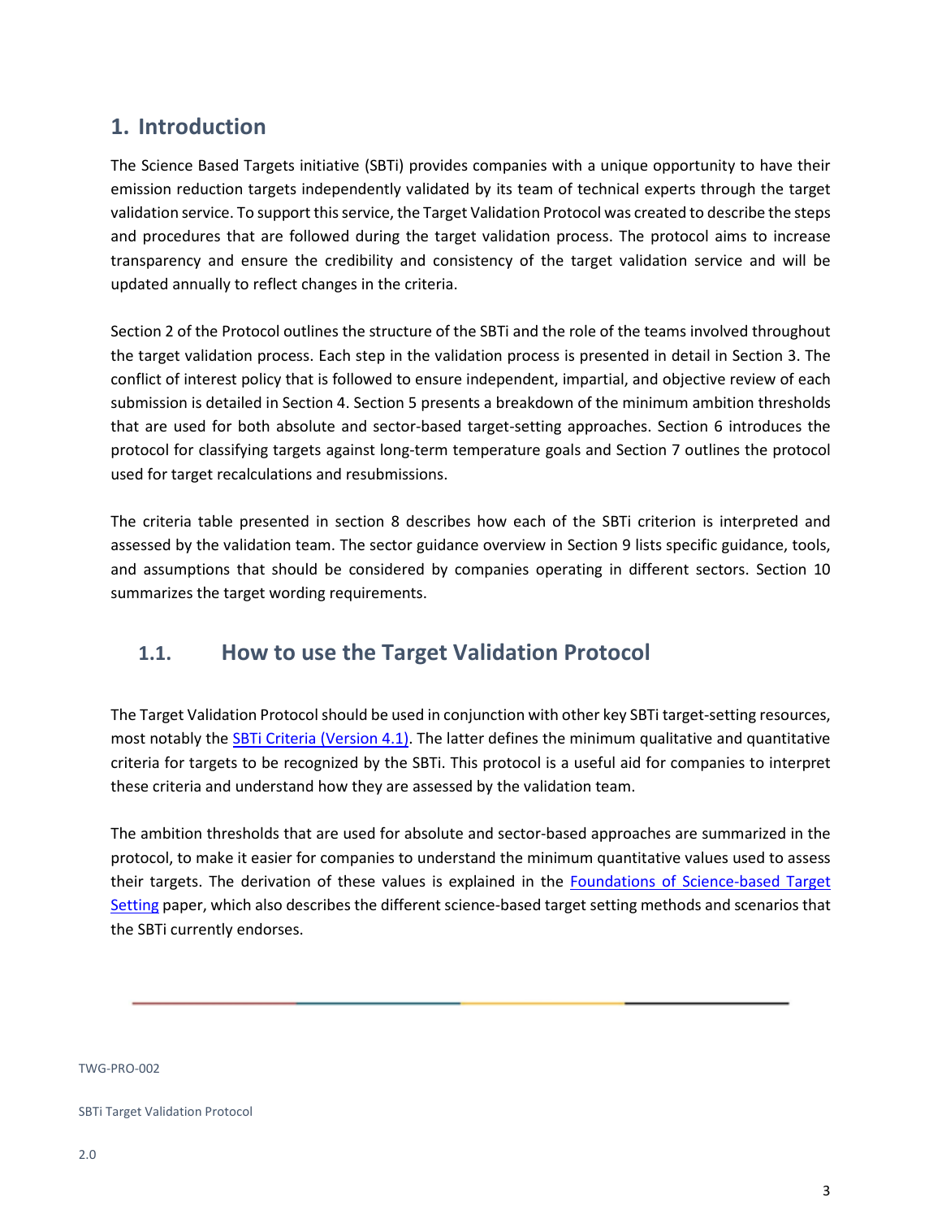# 1. Introduction

The Science Based Targets initiative (SBTi) provides companies with a unique opportunity to have their emission reduction targets independently validated by its team of technical experts through the target validation service. To support this service, the Target Validation Protocol was created to describe the steps and procedures that are followed during the target validation process. The protocol aims to increase transparency and ensure the credibility and consistency of the target validation service and will be updated annually to reflect changes in the criteria.

Section 2 of the Protocol outlines the structure of the SBTi and the role of the teams involved throughout the target validation process. Each step in the validation process is presented in detail in Section 3. The conflict of interest policy that is followed to ensure independent, impartial, and objective review of each submission is detailed in Section 4. Section 5 presents a breakdown of the minimum ambition thresholds that are used for both absolute and sector-based target-setting approaches. Section 6 introduces the protocol for classifying targets against long-term temperature goals and Section 7 outlines the protocol used for target recalculations and resubmissions.

The criteria table presented in section 8 describes how each of the SBTi criterion is interpreted and assessed by the validation team. The sector guidance overview in Section 9 lists specific guidance, tools, and assumptions that should be considered by companies operating in different sectors. Section 10 summarizes the target wording requirements.

## 1.1. How to use the Target Validation Protocol

The Target Validation Protocol should be used in conjunction with other key SBTi target-setting resources, most notably the SBTi Criteria (Version 4.1). The latter defines the minimum qualitative and quantitative criteria for targets to be recognized by the SBTi. This protocol is a useful aid for companies to interpret these criteria and understand how they are assessed by the validation team.

The ambition thresholds that are used for absolute and sector-based approaches are summarized in the protocol, to make it easier for companies to understand the minimum quantitative values used to assess their targets. The derivation of these values is explained in the Foundations of Science-based Target Setting paper, which also describes the different science-based target setting methods and scenarios that the SBTi currently endorses.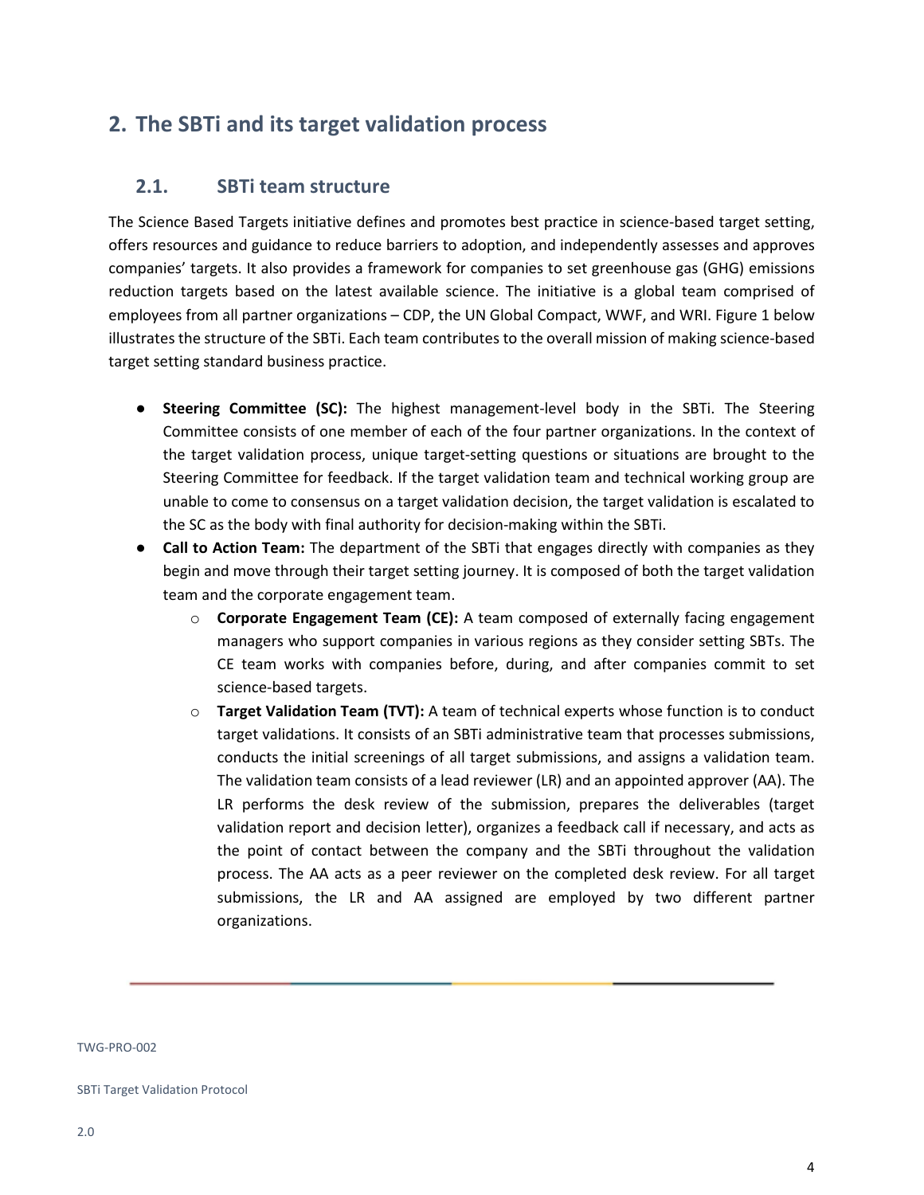## 2. The SBTi and its target validation process

### 2.1. SBTi team structure

The Science Based Targets initiative defines and promotes best practice in science-based target setting, offers resources and guidance to reduce barriers to adoption, and independently assesses and approves companies' targets. It also provides a framework for companies to set greenhouse gas (GHG) emissions reduction targets based on the latest available science. The initiative is a global team comprised of employees from all partner organizations – CDP, the UN Global Compact, WWF, and WRI. Figure 1 below illustrates the structure of the SBTi. Each team contributes to the overall mission of making science-based target setting standard business practice.

- **Steering Committee (SC):** The highest management-level body in the SBTi. The Steering Committee consists of one member of each of the four partner organizations. In the context of the target validation process, unique target-setting questions or situations are brought to the Steering Committee for feedback. If the target validation team and technical working group are unable to come to consensus on a target validation decision, the target validation is escalated to the SC as the body with final authority for decision-making within the SBTi.
- **Call to Action Team:** The department of the SBTi that engages directly with companies as they begin and move through their target setting journey. It is composed of both the target validation team and the corporate engagement team.
  - **Corporate Engagement Team (CE):** A team composed of externally facing engagement managers who support companies in various regions as they consider setting SBTs. The CE team works with companies before, during, and after companies commit to set science-based targets.
  - **Target Validation Team (TVT):** A team of technical experts whose function is to conduct target validations. It consists of an SBTi administrative team that processes submissions, conducts the initial screenings of all target submissions, and assigns a validation team. The validation team consists of a lead reviewer (LR) and an appointed approver (AA). The LR performs the desk review of the submission, prepares the deliverables (target validation report and decision letter), organizes a feedback call if necessary, and acts as the point of contact between the company and the SBTi throughout the validation process. The AA acts as a peer reviewer on the completed desk review. For all target submissions, the LR and AA assigned are employed by two different partner organizations.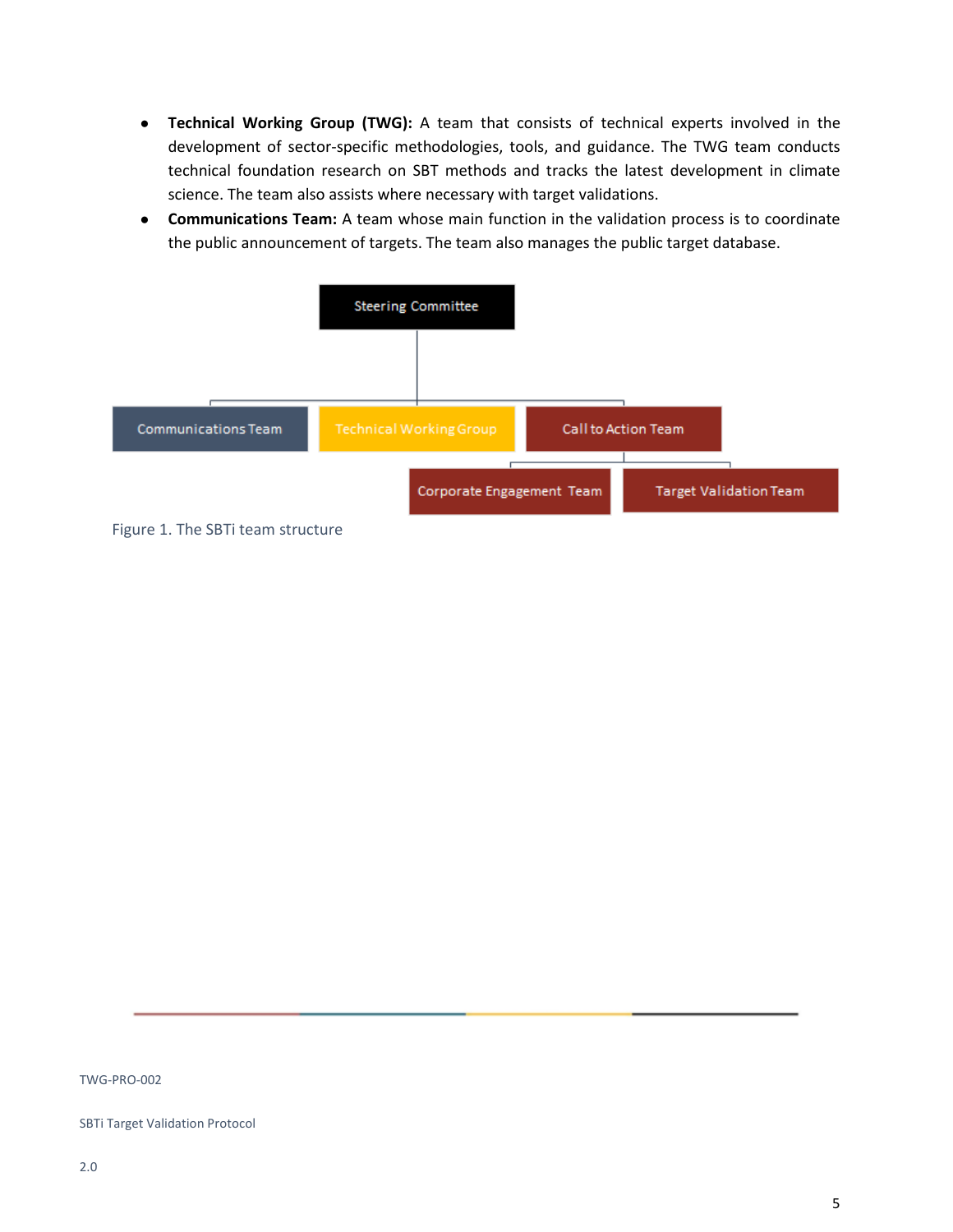- **Technical Working Group (TWG):** A team that consists of technical experts involved in the development of sector-specific methodologies, tools, and guidance. The TWG team conducts technical foundation research on SBT methods and tracks the latest development in climate science. The team also assists where necessary with target validations.
- **Communications Team:** A team whose main function in the validation process is to coordinate the public announcement of targets. The team also manages the public target database.

Steering Committee

Communications Team | Technical Working Group | Call to Action Team

Corporate Engagement Team | Target Validation Team

Figure 1. The SBTi team structure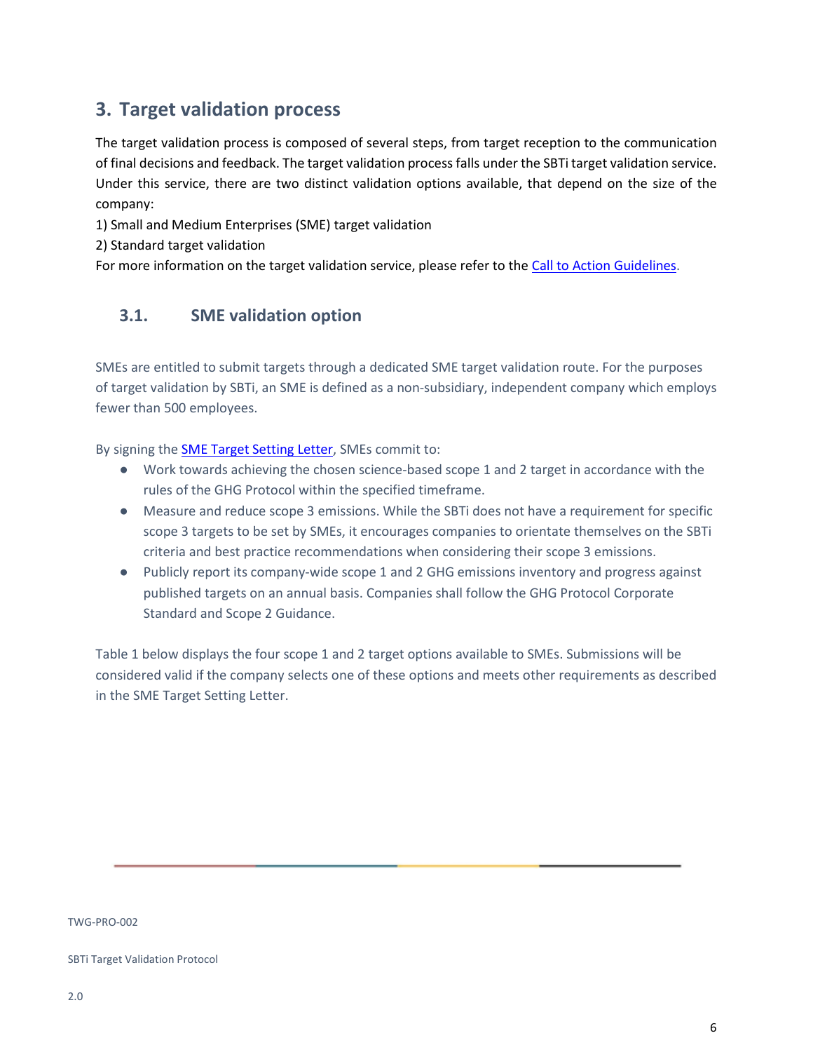## 3. Target validation process

The target validation process is composed of several steps, from target reception to the communication of final decisions and feedback. The target validation process falls under the SBTi target validation service. Under this service, there are two distinct validation options available, that depend on the size of the company:

1) Small and Medium Enterprises (SME) target validation
2) Standard target validation

For more information on the target validation service, please refer to the Call to Action Guidelines.

### 3.1. SME validation option

SMEs are entitled to submit targets through a dedicated SME target validation route. For the purposes of target validation by SBTi, an SME is defined as a non-subsidiary, independent company which employs fewer than 500 employees.

By signing the SME Target Setting Letter, SMEs commit to:

- Work towards achieving the chosen science-based scope 1 and 2 target in accordance with the rules of the GHG Protocol within the specified timeframe.
- Measure and reduce scope 3 emissions. While the SBTi does not have a requirement for specific scope 3 targets to be set by SMEs, it encourages companies to orientate themselves on the SBTi criteria and best practice recommendations when considering their scope 3 emissions.
- Publicly report its company-wide scope 1 and 2 GHG emissions inventory and progress against published targets on an annual basis. Companies shall follow the GHG Protocol Corporate Standard and Scope 2 Guidance.

Table 1 below displays the four scope 1 and 2 target options available to SMEs. Submissions will be considered valid if the company selects one of these options and meets other requirements as described in the SME Target Setting Letter.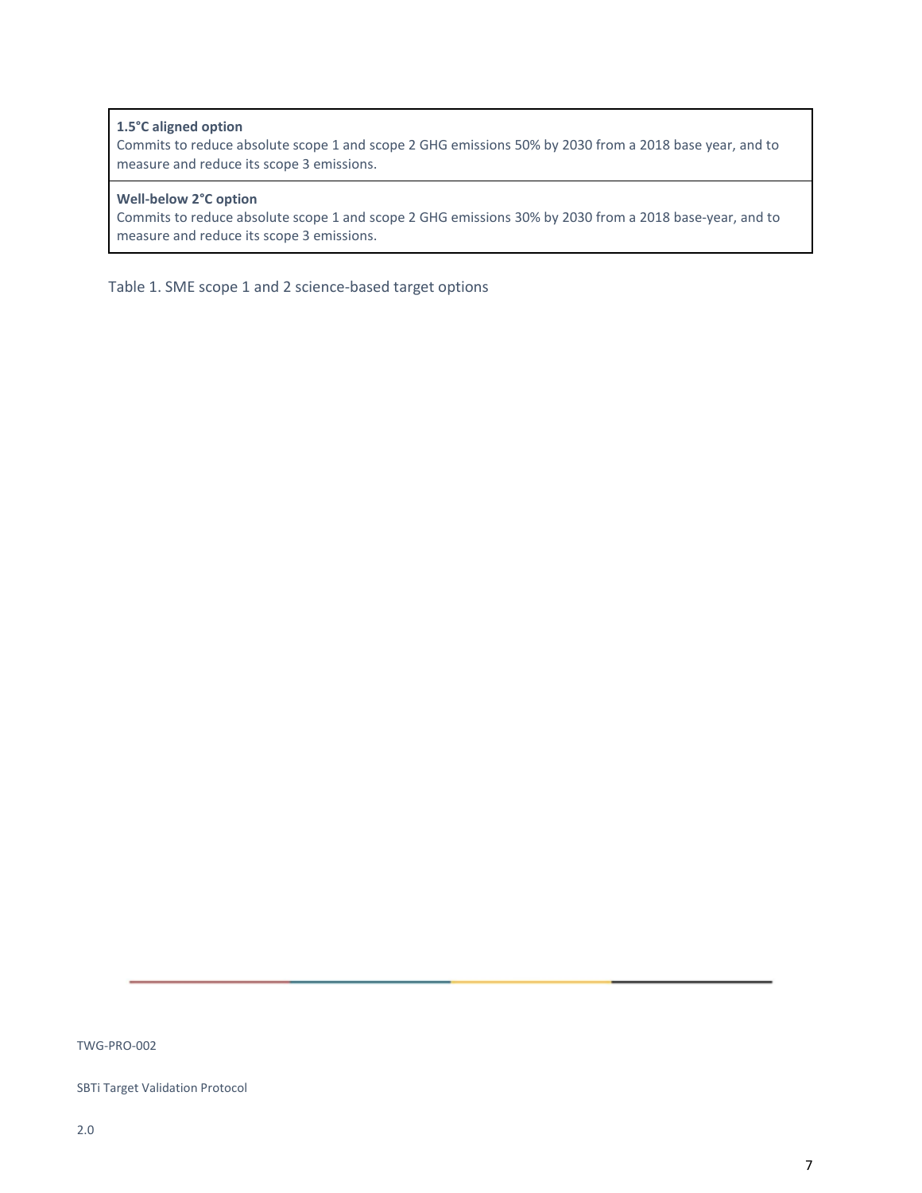| **1.5°C aligned option**<br>Commits to reduce absolute scope 1 and scope 2 GHG emissions 50% by 2030 from a 2018 base year, and to measure and reduce its scope 3 emissions. |
| --- |
| **Well-below 2°C option**<br>Commits to reduce absolute scope 1 and scope 2 GHG emissions 30% by 2030 from a 2018 base-year, and to measure and reduce its scope 3 emissions. |

Table 1. SME scope 1 and 2 science-based target options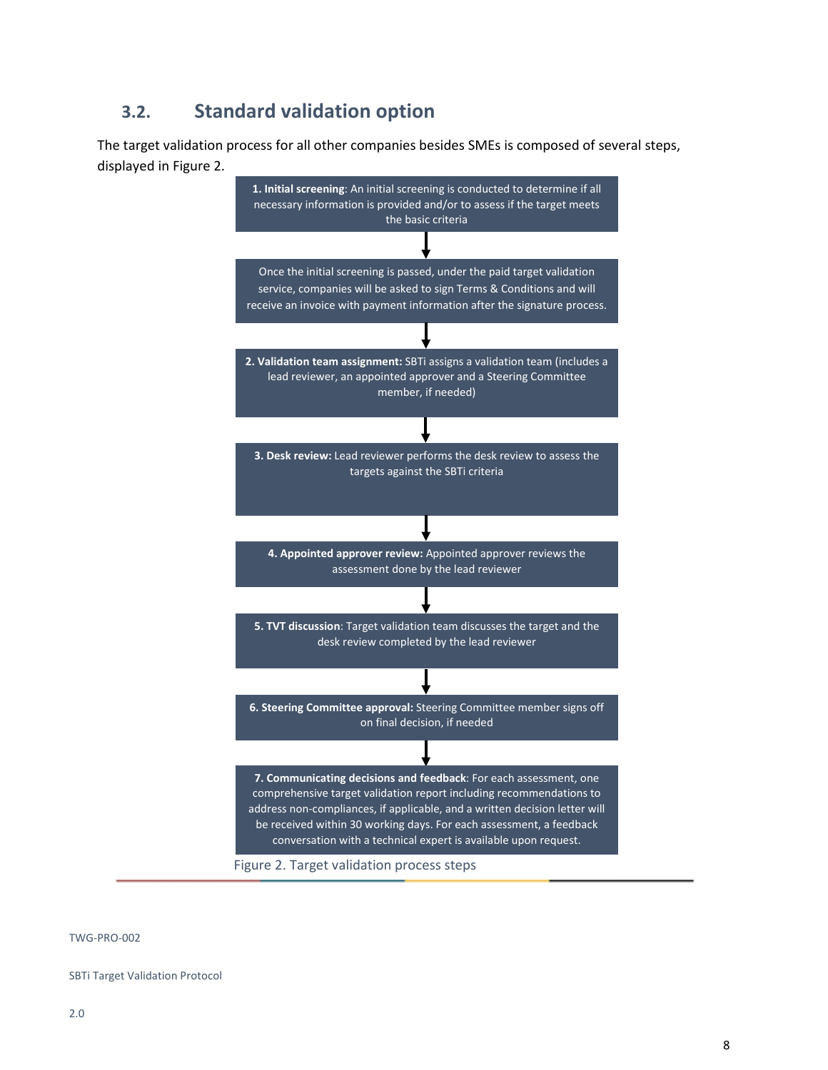## 3.2. Standard validation option

The target validation process for all other companies besides SMEs is composed of several steps, displayed in Figure 2.

**1. Initial screening**: An initial screening is conducted to determine if all necessary information is provided and/or to assess if the target meets the basic criteria

↓

Once the initial screening is passed, under the paid target validation service, companies will be asked to sign Terms & Conditions and will receive an invoice with payment information after the signature process.

↓

**2. Validation team assignment:** SBTi assigns a validation team (includes a lead reviewer, an appointed approver and a Steering Committee member, if needed)

↓

**3. Desk review:** Lead reviewer performs the desk review to assess the targets against the SBTi criteria

↓

**4. Appointed approver review:** Appointed approver reviews the assessment done by the lead reviewer

↓

**5. TVT discussion**: Target validation team discusses the target and the desk review completed by the lead reviewer

↓

**6. Steering Committee approval:** Steering Committee member signs off on final decision, if needed

↓

**7. Communicating decisions and feedback**: For each assessment, one comprehensive target validation report including recommendations to address non-compliances, if applicable, and a written decision letter will be received within 30 working days. For each assessment, a feedback conversation with a technical expert is available upon request.

Figure 2. Target validation process steps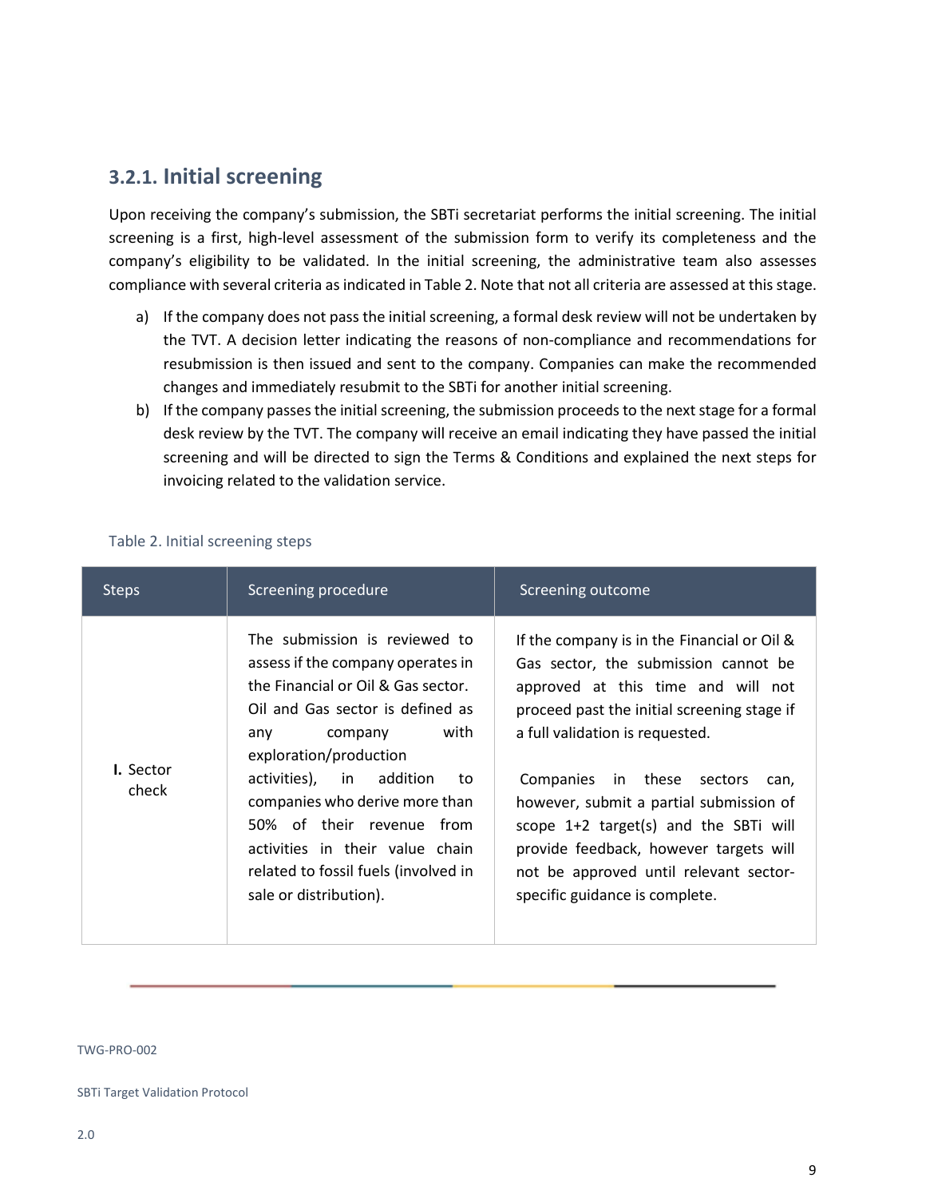### 3.2.1. Initial screening

Upon receiving the company's submission, the SBTi secretariat performs the initial screening. The initial screening is a first, high-level assessment of the submission form to verify its completeness and the company's eligibility to be validated. In the initial screening, the administrative team also assesses compliance with several criteria as indicated in Table 2. Note that not all criteria are assessed at this stage.

a) If the company does not pass the initial screening, a formal desk review will not be undertaken by the TVT. A decision letter indicating the reasons of non-compliance and recommendations for resubmission is then issued and sent to the company. Companies can make the recommended changes and immediately resubmit to the SBTi for another initial screening.

b) If the company passes the initial screening, the submission proceeds to the next stage for a formal desk review by the TVT. The company will receive an email indicating they have passed the initial screening and will be directed to sign the Terms & Conditions and explained the next steps for invoicing related to the validation service.

Table 2. Initial screening steps

| Steps | Screening procedure | Screening outcome |
| --- | --- | --- |
| **I.** Sector check | The submission is reviewed to assess if the company operates in the Financial or Oil & Gas sector. Oil and Gas sector is defined as any company with exploration/production activities), in addition to companies who derive more than 50% of their revenue from activities in their value chain related to fossil fuels (involved in sale or distribution). | If the company is in the Financial or Oil & Gas sector, the submission cannot be approved at this time and will not proceed past the initial screening stage if a full validation is requested.<br><br>Companies in these sectors can, however, submit a partial submission of scope 1+2 target(s) and the SBTi will provide feedback, however targets will not be approved until relevant sector-specific guidance is complete. |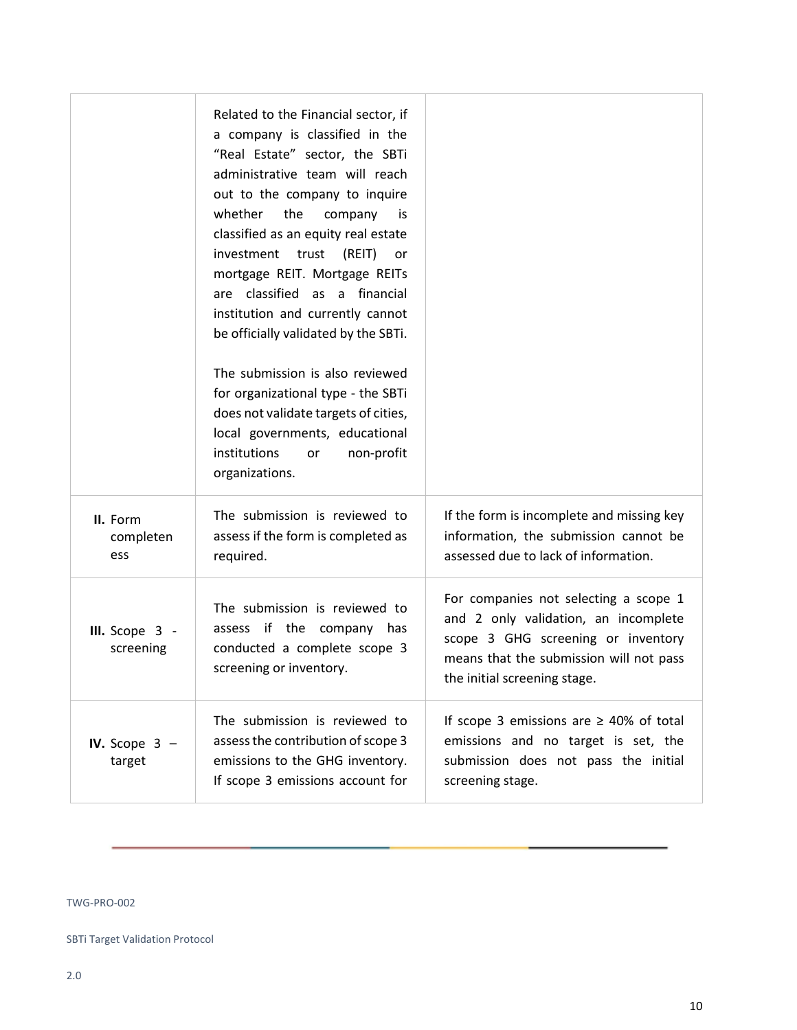| | | |
|---|---|---|
| | Related to the Financial sector, if a company is classified in the "Real Estate" sector, the SBTi administrative team will reach out to the company to inquire whether the company is classified as an equity real estate investment trust (REIT) or mortgage REIT. Mortgage REITs are classified as a financial institution and currently cannot be officially validated by the SBTi.<br><br>The submission is also reviewed for organizational type - the SBTi does not validate targets of cities, local governments, educational institutions or non-profit organizations. | |
| **II.** Form completeness | The submission is reviewed to assess if the form is completed as required. | If the form is incomplete and missing key information, the submission cannot be assessed due to lack of information. |
| **III.** Scope 3 - screening | The submission is reviewed to assess if the company has conducted a complete scope 3 screening or inventory. | For companies not selecting a scope 1 and 2 only validation, an incomplete scope 3 GHG screening or inventory means that the submission will not pass the initial screening stage. |
| **IV.** Scope 3 – target | The submission is reviewed to assess the contribution of scope 3 emissions to the GHG inventory. If scope 3 emissions account for | If scope 3 emissions are ≥ 40% of total emissions and no target is set, the submission does not pass the initial screening stage. |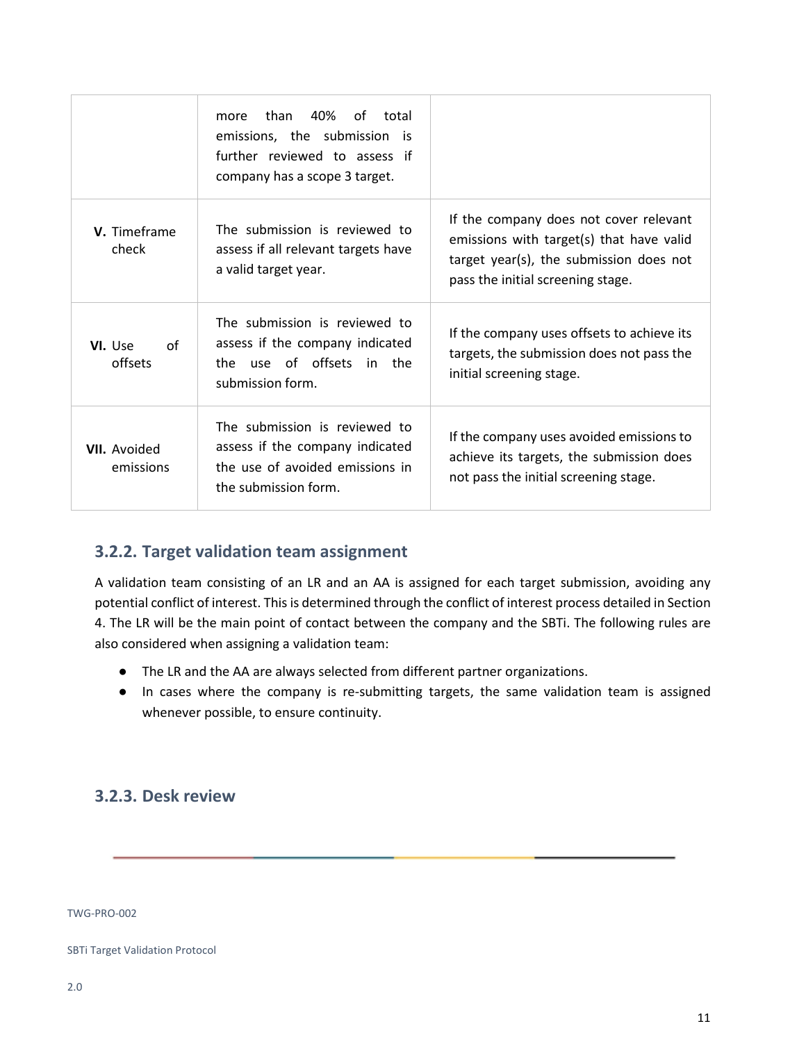| | | |
|---|---|---|
| | more than 40% of total emissions, the submission is further reviewed to assess if company has a scope 3 target. | |
| **V.** Timeframe check | The submission is reviewed to assess if all relevant targets have a valid target year. | If the company does not cover relevant emissions with target(s) that have valid target year(s), the submission does not pass the initial screening stage. |
| **VI.** Use of offsets | The submission is reviewed to assess if the company indicated the use of offsets in the submission form. | If the company uses offsets to achieve its targets, the submission does not pass the initial screening stage. |
| **VII.** Avoided emissions | The submission is reviewed to assess if the company indicated the use of avoided emissions in the submission form. | If the company uses avoided emissions to achieve its targets, the submission does not pass the initial screening stage. |

### 3.2.2. Target validation team assignment

A validation team consisting of an LR and an AA is assigned for each target submission, avoiding any potential conflict of interest. This is determined through the conflict of interest process detailed in Section 4. The LR will be the main point of contact between the company and the SBTi. The following rules are also considered when assigning a validation team:

- The LR and the AA are always selected from different partner organizations.
- In cases where the company is re-submitting targets, the same validation team is assigned whenever possible, to ensure continuity.

### 3.2.3. Desk review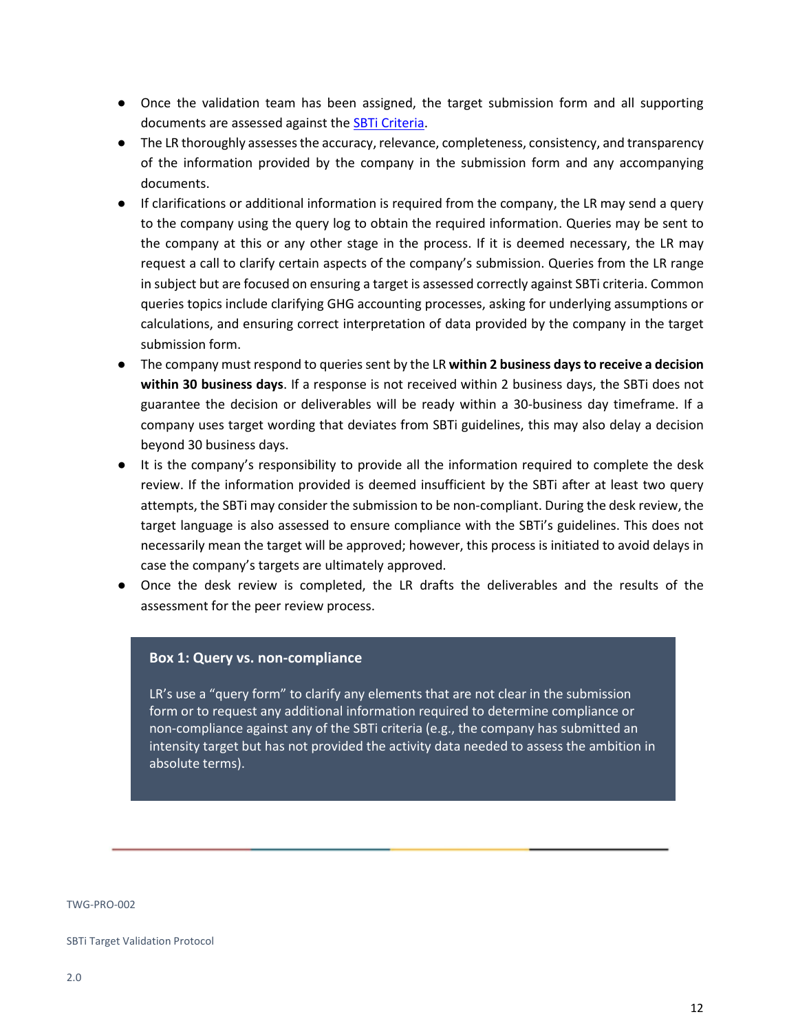- Once the validation team has been assigned, the target submission form and all supporting documents are assessed against the [SBTi Criteria](https://sciencebasedtargets.org/).
- The LR thoroughly assesses the accuracy, relevance, completeness, consistency, and transparency of the information provided by the company in the submission form and any accompanying documents.
- If clarifications or additional information is required from the company, the LR may send a query to the company using the query log to obtain the required information. Queries may be sent to the company at this or any other stage in the process. If it is deemed necessary, the LR may request a call to clarify certain aspects of the company's submission. Queries from the LR range in subject but are focused on ensuring a target is assessed correctly against SBTi criteria. Common queries topics include clarifying GHG accounting processes, asking for underlying assumptions or calculations, and ensuring correct interpretation of data provided by the company in the target submission form.
- The company must respond to queries sent by the LR **within 2 business days to receive a decision within 30 business days**. If a response is not received within 2 business days, the SBTi does not guarantee the decision or deliverables will be ready within a 30-business day timeframe. If a company uses target wording that deviates from SBTi guidelines, this may also delay a decision beyond 30 business days.
- It is the company's responsibility to provide all the information required to complete the desk review. If the information provided is deemed insufficient by the SBTi after at least two query attempts, the SBTi may consider the submission to be non-compliant. During the desk review, the target language is also assessed to ensure compliance with the SBTi's guidelines. This does not necessarily mean the target will be approved; however, this process is initiated to avoid delays in case the company's targets are ultimately approved.
- Once the desk review is completed, the LR drafts the deliverables and the results of the assessment for the peer review process.

> **Box 1: Query vs. non-compliance**
>
> LR's use a "query form" to clarify any elements that are not clear in the submission form or to request any additional information required to determine compliance or non-compliance against any of the SBTi criteria (e.g., the company has submitted an intensity target but has not provided the activity data needed to assess the ambition in absolute terms).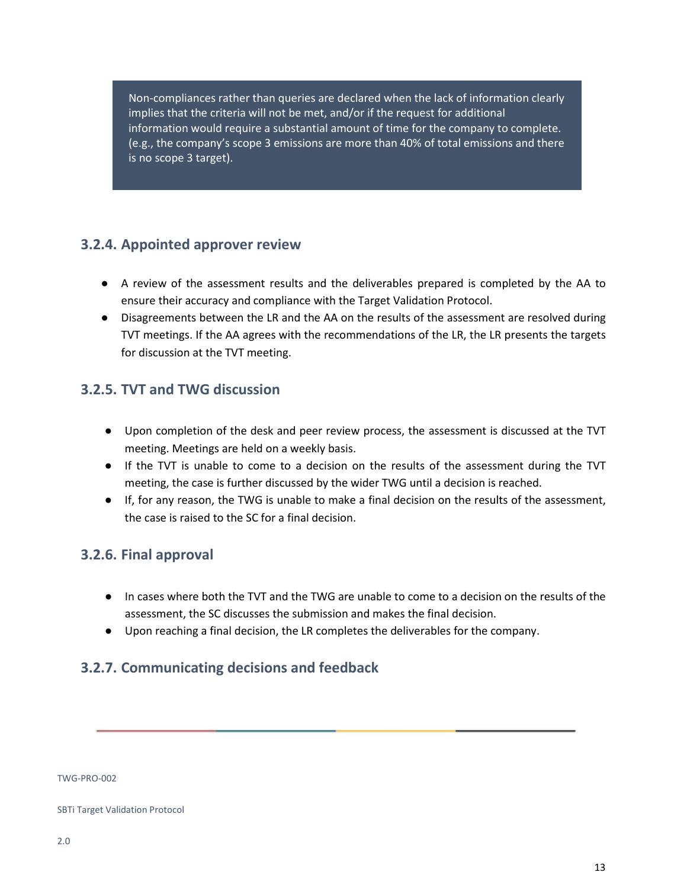> Non-compliances rather than queries are declared when the lack of information clearly implies that the criteria will not be met, and/or if the request for additional information would require a substantial amount of time for the company to complete. (e.g., the company's scope 3 emissions are more than 40% of total emissions and there is no scope 3 target).

### 3.2.4. Appointed approver review

- A review of the assessment results and the deliverables prepared is completed by the AA to ensure their accuracy and compliance with the Target Validation Protocol.
- Disagreements between the LR and the AA on the results of the assessment are resolved during TVT meetings. If the AA agrees with the recommendations of the LR, the LR presents the targets for discussion at the TVT meeting.

### 3.2.5. TVT and TWG discussion

- Upon completion of the desk and peer review process, the assessment is discussed at the TVT meeting. Meetings are held on a weekly basis.
- If the TVT is unable to come to a decision on the results of the assessment during the TVT meeting, the case is further discussed by the wider TWG until a decision is reached.
- If, for any reason, the TWG is unable to make a final decision on the results of the assessment, the case is raised to the SC for a final decision.

### 3.2.6. Final approval

- In cases where both the TVT and the TWG are unable to come to a decision on the results of the assessment, the SC discusses the submission and makes the final decision.
- Upon reaching a final decision, the LR completes the deliverables for the company.

### 3.2.7. Communicating decisions and feedback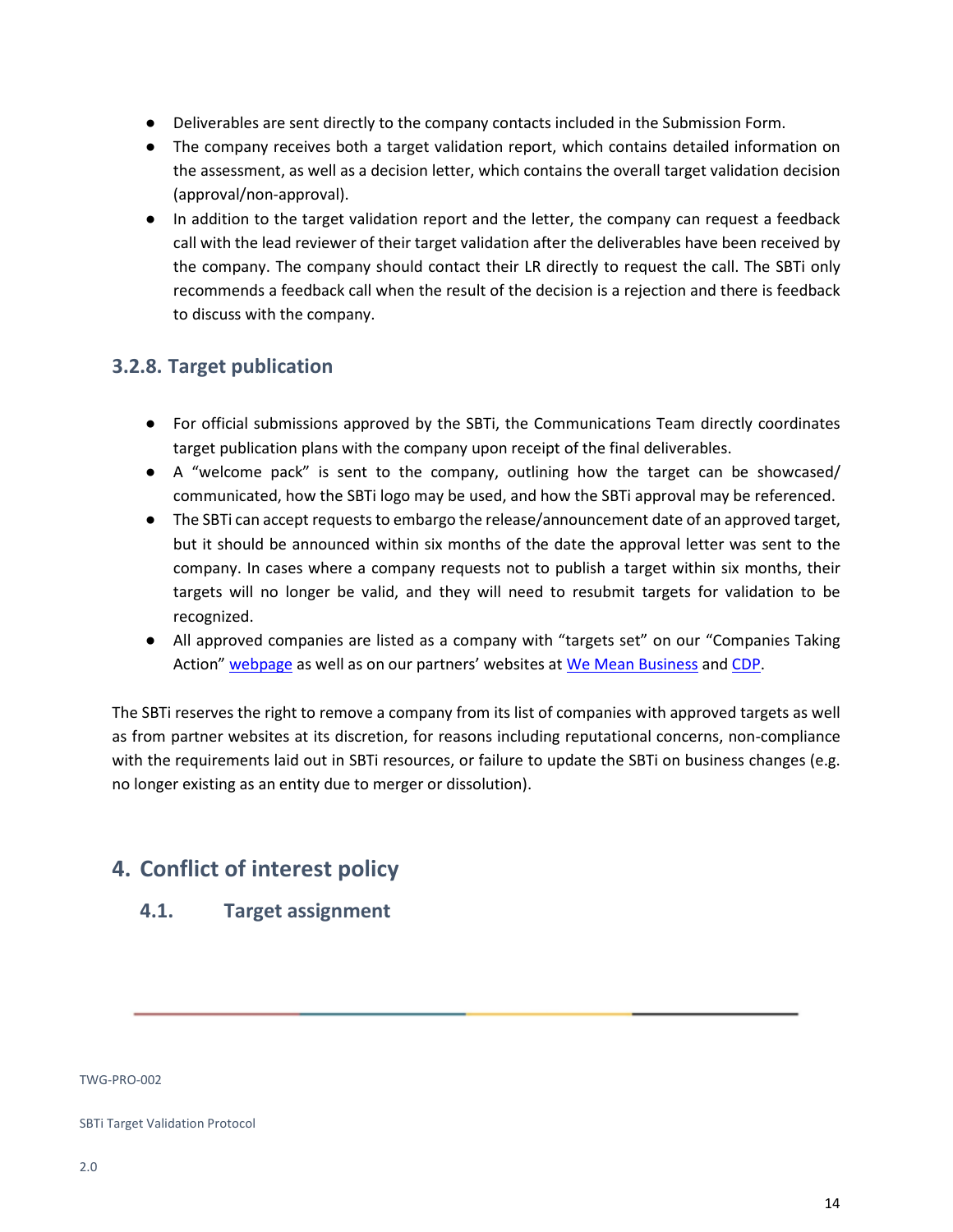- Deliverables are sent directly to the company contacts included in the Submission Form.
- The company receives both a target validation report, which contains detailed information on the assessment, as well as a decision letter, which contains the overall target validation decision (approval/non-approval).
- In addition to the target validation report and the letter, the company can request a feedback call with the lead reviewer of their target validation after the deliverables have been received by the company. The company should contact their LR directly to request the call. The SBTi only recommends a feedback call when the result of the decision is a rejection and there is feedback to discuss with the company.

### 3.2.8. Target publication

- For official submissions approved by the SBTi, the Communications Team directly coordinates target publication plans with the company upon receipt of the final deliverables.
- A "welcome pack" is sent to the company, outlining how the target can be showcased/ communicated, how the SBTi logo may be used, and how the SBTi approval may be referenced.
- The SBTi can accept requests to embargo the release/announcement date of an approved target, but it should be announced within six months of the date the approval letter was sent to the company. In cases where a company requests not to publish a target within six months, their targets will no longer be valid, and they will need to resubmit targets for validation to be recognized.
- All approved companies are listed as a company with "targets set" on our "Companies Taking Action" webpage as well as on our partners' websites at We Mean Business and CDP.

The SBTi reserves the right to remove a company from its list of companies with approved targets as well as from partner websites at its discretion, for reasons including reputational concerns, non-compliance with the requirements laid out in SBTi resources, or failure to update the SBTi on business changes (e.g. no longer existing as an entity due to merger or dissolution).

## 4. Conflict of interest policy

### 4.1. Target assignment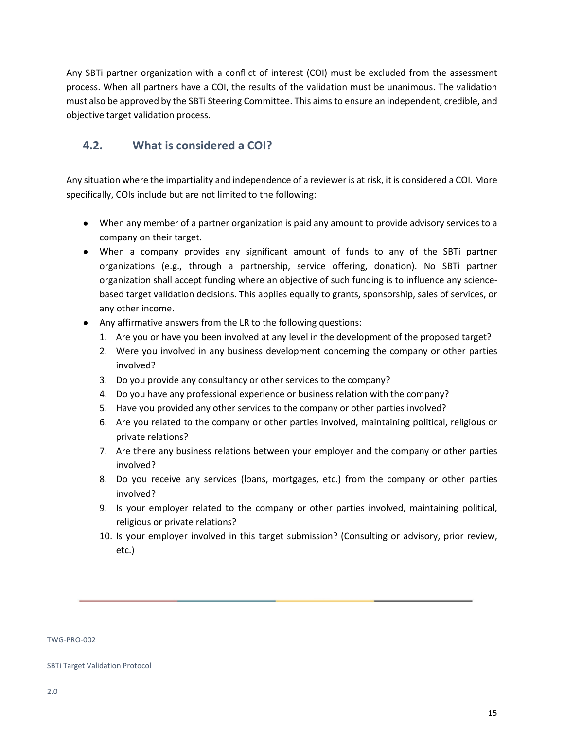Any SBTi partner organization with a conflict of interest (COI) must be excluded from the assessment process. When all partners have a COI, the results of the validation must be unanimous. The validation must also be approved by the SBTi Steering Committee. This aims to ensure an independent, credible, and objective target validation process.

## 4.2. What is considered a COI?

Any situation where the impartiality and independence of a reviewer is at risk, it is considered a COI. More specifically, COIs include but are not limited to the following:

- When any member of a partner organization is paid any amount to provide advisory services to a company on their target.
- When a company provides any significant amount of funds to any of the SBTi partner organizations (e.g., through a partnership, service offering, donation). No SBTi partner organization shall accept funding where an objective of such funding is to influence any science-based target validation decisions. This applies equally to grants, sponsorship, sales of services, or any other income.
- Any affirmative answers from the LR to the following questions:
  1. Are you or have you been involved at any level in the development of the proposed target?
  2. Were you involved in any business development concerning the company or other parties involved?
  3. Do you provide any consultancy or other services to the company?
  4. Do you have any professional experience or business relation with the company?
  5. Have you provided any other services to the company or other parties involved?
  6. Are you related to the company or other parties involved, maintaining political, religious or private relations?
  7. Are there any business relations between your employer and the company or other parties involved?
  8. Do you receive any services (loans, mortgages, etc.) from the company or other parties involved?
  9. Is your employer related to the company or other parties involved, maintaining political, religious or private relations?
  10. Is your employer involved in this target submission? (Consulting or advisory, prior review, etc.)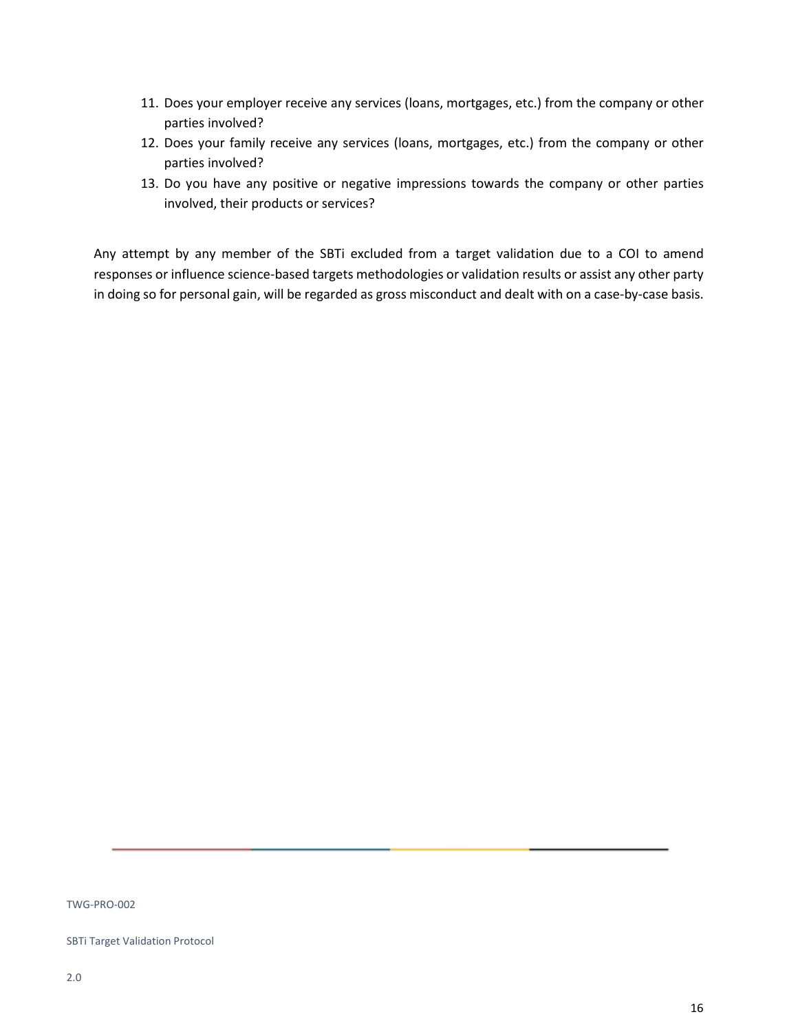11. Does your employer receive any services (loans, mortgages, etc.) from the company or other parties involved?
12. Does your family receive any services (loans, mortgages, etc.) from the company or other parties involved?
13. Do you have any positive or negative impressions towards the company or other parties involved, their products or services?

Any attempt by any member of the SBTi excluded from a target validation due to a COI to amend responses or influence science-based targets methodologies or validation results or assist any other party in doing so for personal gain, will be regarded as gross misconduct and dealt with on a case-by-case basis.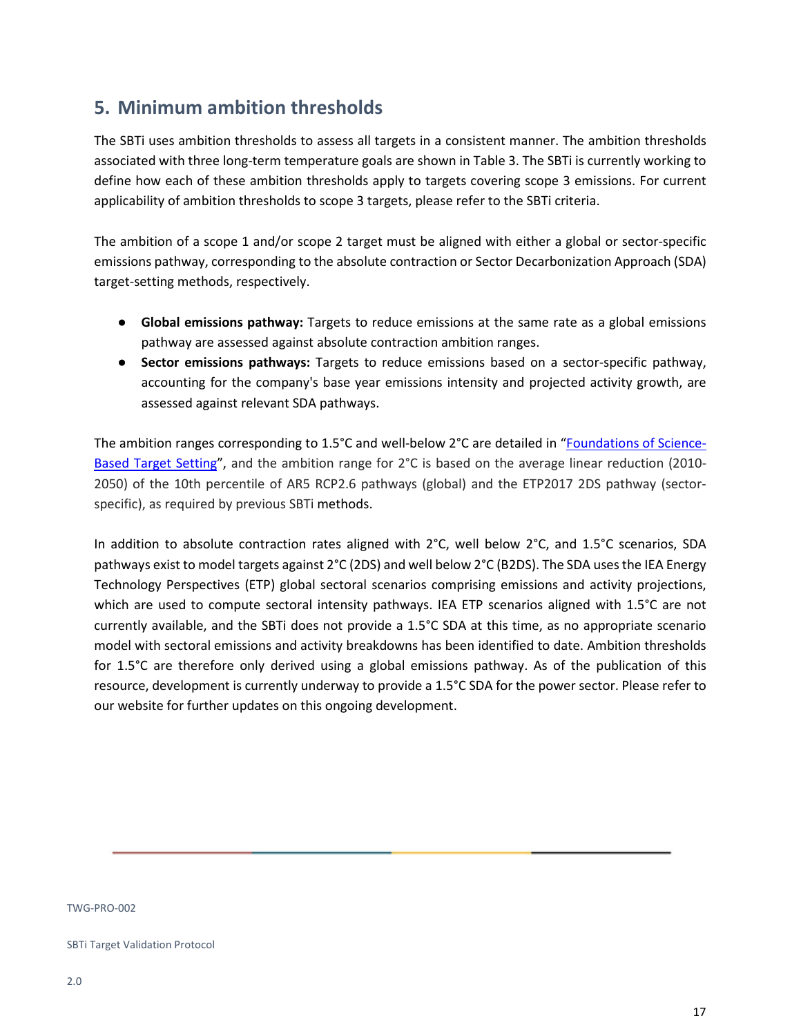## 5. Minimum ambition thresholds

The SBTi uses ambition thresholds to assess all targets in a consistent manner. The ambition thresholds associated with three long-term temperature goals are shown in Table 3. The SBTi is currently working to define how each of these ambition thresholds apply to targets covering scope 3 emissions. For current applicability of ambition thresholds to scope 3 targets, please refer to the SBTi criteria.

The ambition of a scope 1 and/or scope 2 target must be aligned with either a global or sector-specific emissions pathway, corresponding to the absolute contraction or Sector Decarbonization Approach (SDA) target-setting methods, respectively.

- **Global emissions pathway:** Targets to reduce emissions at the same rate as a global emissions pathway are assessed against absolute contraction ambition ranges.
- **Sector emissions pathways:** Targets to reduce emissions based on a sector-specific pathway, accounting for the company's base year emissions intensity and projected activity growth, are assessed against relevant SDA pathways.

The ambition ranges corresponding to 1.5°C and well-below 2°C are detailed in "Foundations of Science-Based Target Setting", and the ambition range for 2°C is based on the average linear reduction (2010-2050) of the 10th percentile of AR5 RCP2.6 pathways (global) and the ETP2017 2DS pathway (sector-specific), as required by previous SBTi methods.

In addition to absolute contraction rates aligned with 2°C, well below 2°C, and 1.5°C scenarios, SDA pathways exist to model targets against 2°C (2DS) and well below 2°C (B2DS). The SDA uses the IEA Energy Technology Perspectives (ETP) global sectoral scenarios comprising emissions and activity projections, which are used to compute sectoral intensity pathways. IEA ETP scenarios aligned with 1.5°C are not currently available, and the SBTi does not provide a 1.5°C SDA at this time, as no appropriate scenario model with sectoral emissions and activity breakdowns has been identified to date. Ambition thresholds for 1.5°C are therefore only derived using a global emissions pathway. As of the publication of this resource, development is currently underway to provide a 1.5°C SDA for the power sector. Please refer to our website for further updates on this ongoing development.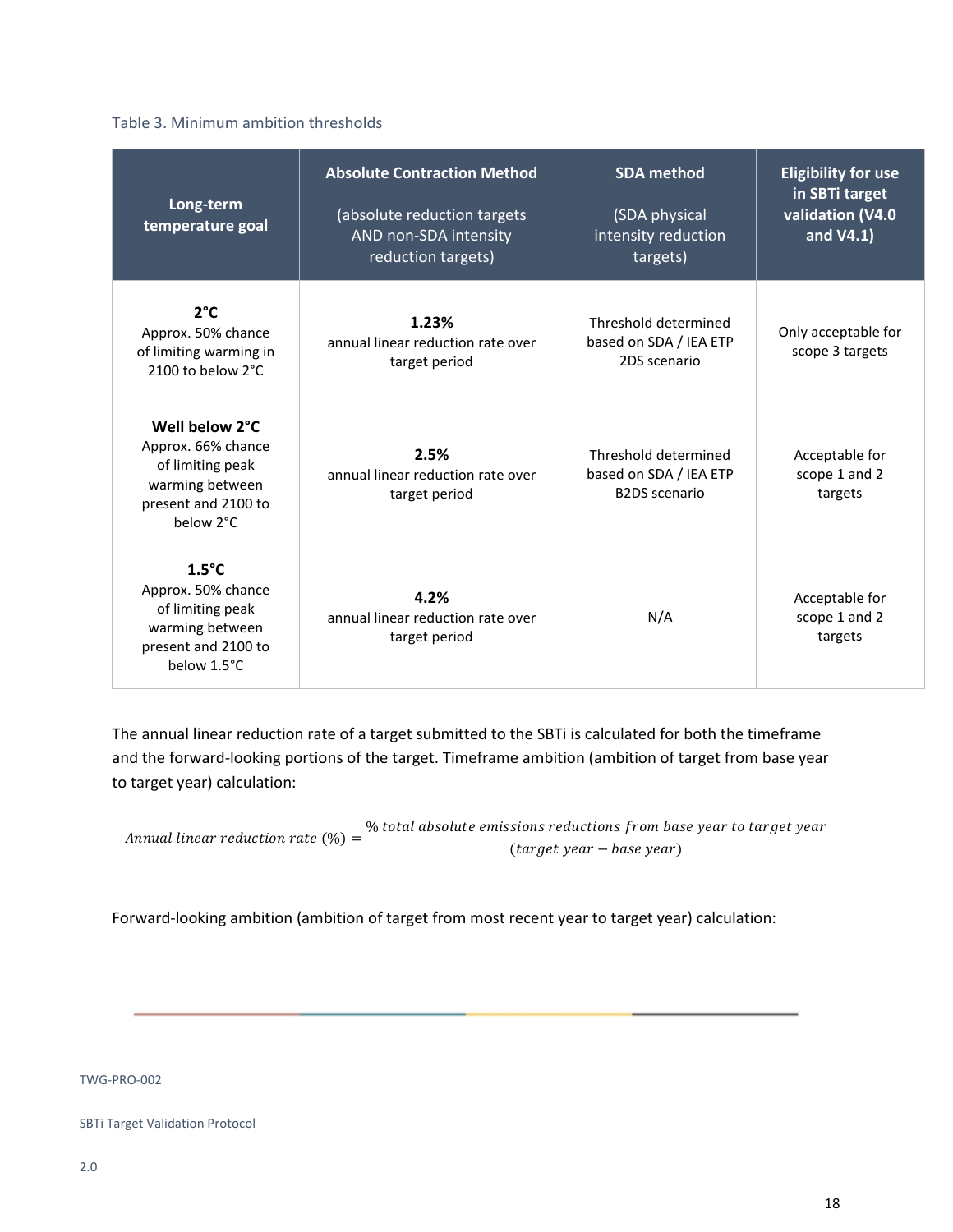Table 3. Minimum ambition thresholds

| Long-term temperature goal | Absolute Contraction Method (absolute reduction targets AND non-SDA intensity reduction targets) | SDA method (SDA physical intensity reduction targets) | Eligibility for use in SBTi target validation (V4.0 and V4.1) |
|---|---|---|---|
| **2°C** Approx. 50% chance of limiting warming in 2100 to below 2°C | **1.23%** annual linear reduction rate over target period | Threshold determined based on SDA / IEA ETP 2DS scenario | Only acceptable for scope 3 targets |
| **Well below 2°C** Approx. 66% chance of limiting peak warming between present and 2100 to below 2°C | **2.5%** annual linear reduction rate over target period | Threshold determined based on SDA / IEA ETP B2DS scenario | Acceptable for scope 1 and 2 targets |
| **1.5°C** Approx. 50% chance of limiting peak warming between present and 2100 to below 1.5°C | **4.2%** annual linear reduction rate over target period | N/A | Acceptable for scope 1 and 2 targets |

The annual linear reduction rate of a target submitted to the SBTi is calculated for both the timeframe and the forward-looking portions of the target. Timeframe ambition (ambition of target from base year to target year) calculation:

$$Annual\ linear\ reduction\ rate\ (\%) = \frac{\%\ total\ absolute\ emissions\ reductions\ from\ base\ year\ to\ target\ year}{(target\ year - base\ year)}$$

Forward-looking ambition (ambition of target from most recent year to target year) calculation: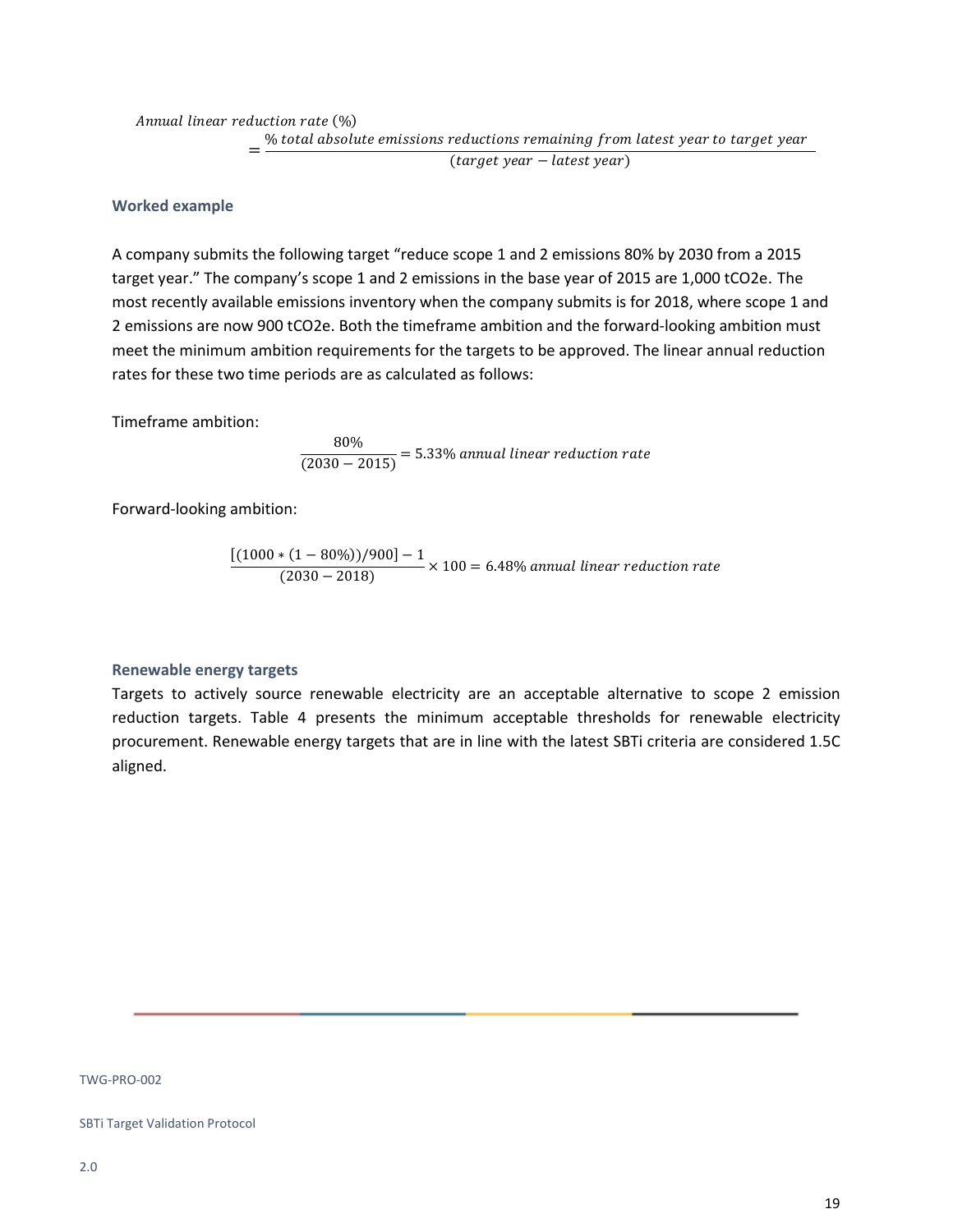$$\text{Annual linear reduction rate (\%)} = \frac{\text{\% total absolute emissions reductions remaining from latest year to target year}}{(\text{target year} - \text{latest year})}$$

### Worked example

A company submits the following target "reduce scope 1 and 2 emissions 80% by 2030 from a 2015 target year." The company's scope 1 and 2 emissions in the base year of 2015 are 1,000 $tCO_2e$. The most recently available emissions inventory when the company submits is for 2018, where scope 1 and 2 emissions are now 900 $tCO_2e$. Both the timeframe ambition and the forward-looking ambition must meet the minimum ambition requirements for the targets to be approved. The linear annual reduction rates for these two time periods are as calculated as follows:

Timeframe ambition:

$$\frac{80\%}{(2030 - 2015)} = 5.33\% \text{ annual linear reduction rate}$$

Forward-looking ambition:

$$\frac{[(1000 * (1 - 80\%))/900] - 1}{(2030 - 2018)} \times 100 = 6.48\% \text{ annual linear reduction rate}$$

### Renewable energy targets

Targets to actively source renewable electricity are an acceptable alternative to scope 2 emission reduction targets. Table 4 presents the minimum acceptable thresholds for renewable electricity procurement. Renewable energy targets that are in line with the latest SBTi criteria are considered 1.5C aligned.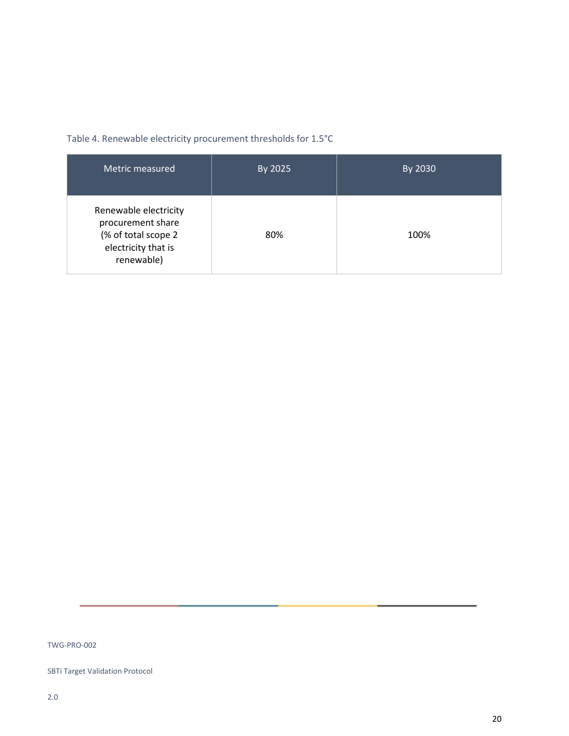Table 4. Renewable electricity procurement thresholds for 1.5°C

| Metric measured | By 2025 | By 2030 |
| --- | --- | --- |
| Renewable electricity procurement share (% of total scope 2 electricity that is renewable) | 80% | 100% |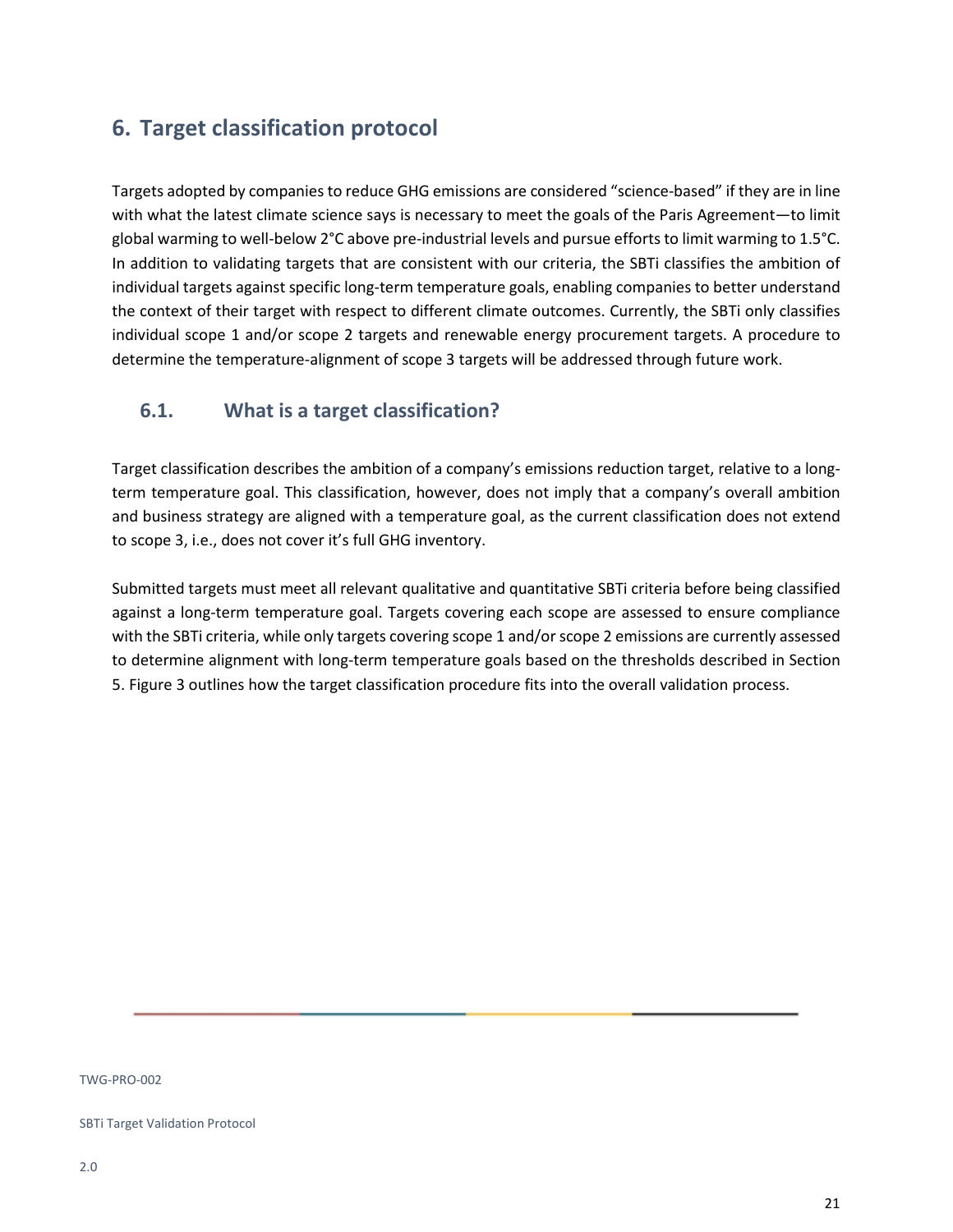# 6. Target classification protocol

Targets adopted by companies to reduce GHG emissions are considered "science-based" if they are in line with what the latest climate science says is necessary to meet the goals of the Paris Agreement—to limit global warming to well-below 2°C above pre-industrial levels and pursue efforts to limit warming to 1.5°C. In addition to validating targets that are consistent with our criteria, the SBTi classifies the ambition of individual targets against specific long-term temperature goals, enabling companies to better understand the context of their target with respect to different climate outcomes. Currently, the SBTi only classifies individual scope 1 and/or scope 2 targets and renewable energy procurement targets. A procedure to determine the temperature-alignment of scope 3 targets will be addressed through future work.

## 6.1. What is a target classification?

Target classification describes the ambition of a company's emissions reduction target, relative to a long-term temperature goal. This classification, however, does not imply that a company's overall ambition and business strategy are aligned with a temperature goal, as the current classification does not extend to scope 3, i.e., does not cover it's full GHG inventory.

Submitted targets must meet all relevant qualitative and quantitative SBTi criteria before being classified against a long-term temperature goal. Targets covering each scope are assessed to ensure compliance with the SBTi criteria, while only targets covering scope 1 and/or scope 2 emissions are currently assessed to determine alignment with long-term temperature goals based on the thresholds described in Section 5. Figure 3 outlines how the target classification procedure fits into the overall validation process.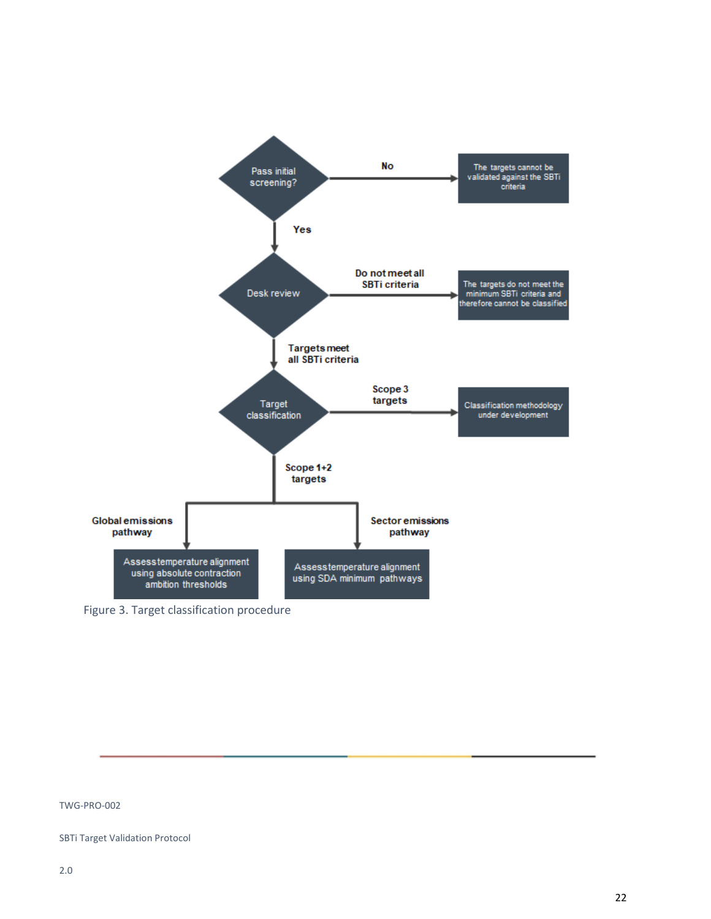Pass initial screening?

- **No** → The targets cannot be validated against the SBTi criteria
- **Yes** → Desk review
  - **Do not meet all SBTi criteria** → The targets do not meet the minimum SBTi criteria and therefore cannot be classified
  - **Targets meet all SBTi criteria** → Target classification
    - **Scope 3 targets** → Classification methodology under development
    - **Scope 1+2 targets**
      - **Global emissions pathway** → Assess temperature alignment using absolute contraction ambition thresholds
      - **Sector emissions pathway** → Assess temperature alignment using SDA minimum pathways

Figure 3. Target classification procedure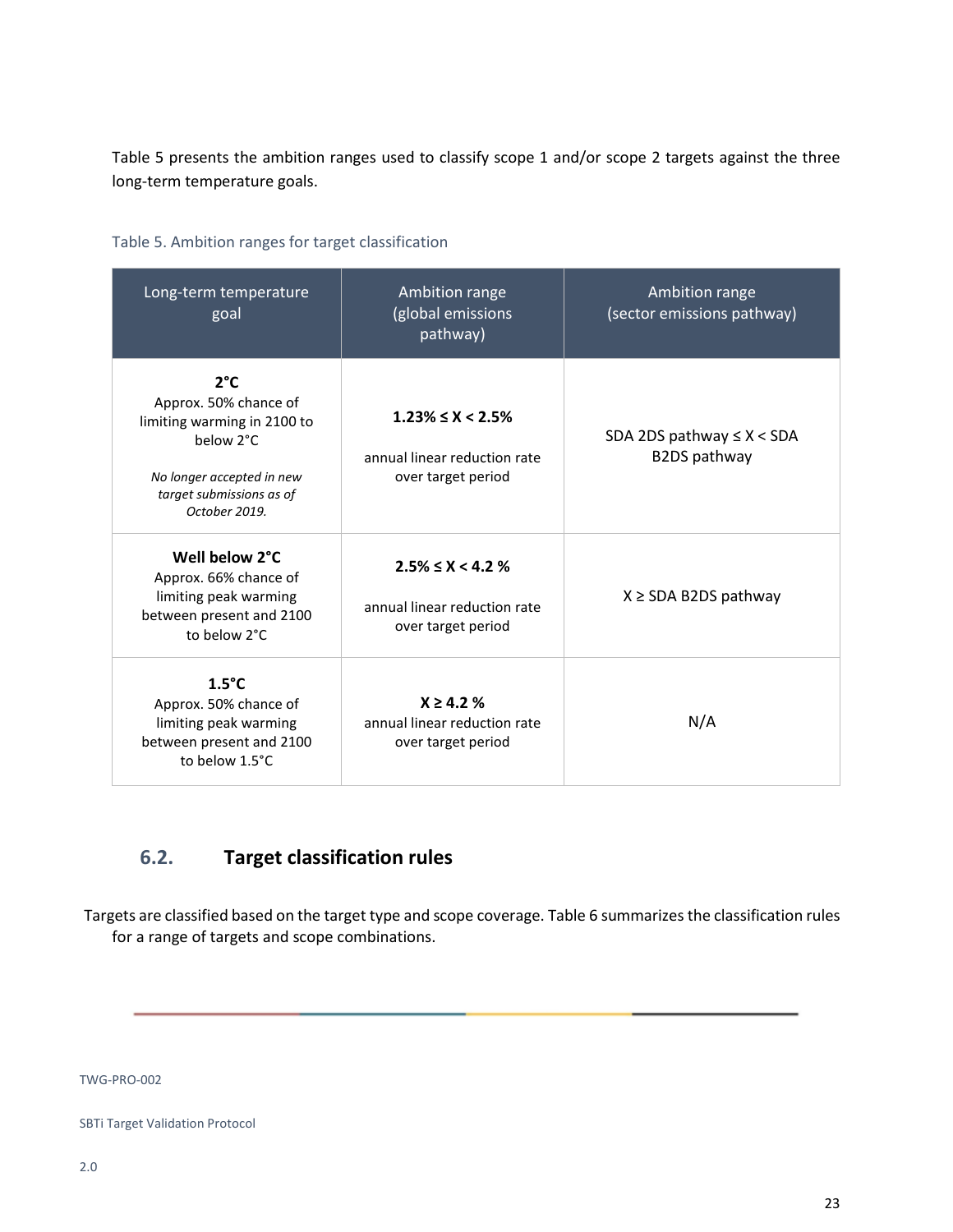Table 5 presents the ambition ranges used to classify scope 1 and/or scope 2 targets against the three long-term temperature goals.

Table 5. Ambition ranges for target classification

| Long-term temperature goal | Ambition range (global emissions pathway) | Ambition range (sector emissions pathway) |
| --- | --- | --- |
| **2°C** Approx. 50% chance of limiting warming in 2100 to below 2°C *No longer accepted in new target submissions as of October 2019.* | **1.23% ≤ X < 2.5%** annual linear reduction rate over target period | SDA 2DS pathway ≤ X < SDA B2DS pathway |
| **Well below 2°C** Approx. 66% chance of limiting peak warming between present and 2100 to below 2°C | **2.5% ≤ X < 4.2 %** annual linear reduction rate over target period | X ≥ SDA B2DS pathway |
| **1.5°C** Approx. 50% chance of limiting peak warming between present and 2100 to below 1.5°C | **X ≥ 4.2 %** annual linear reduction rate over target period | N/A |

## 6.2. Target classification rules

Targets are classified based on the target type and scope coverage. Table 6 summarizes the classification rules for a range of targets and scope combinations.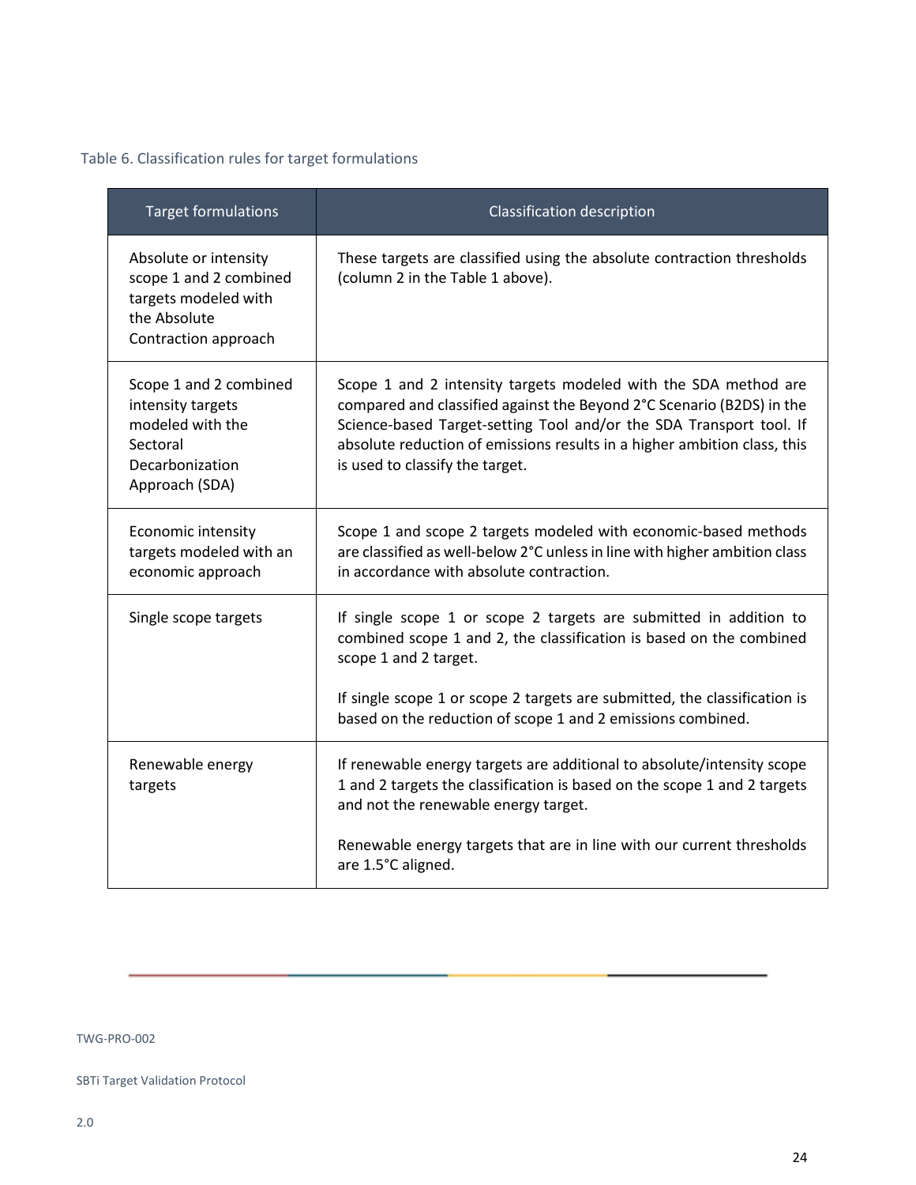Table 6. Classification rules for target formulations

| Target formulations | Classification description |
|---|---|
| Absolute or intensity scope 1 and 2 combined targets modeled with the Absolute Contraction approach | These targets are classified using the absolute contraction thresholds (column 2 in the Table 1 above). |
| Scope 1 and 2 combined intensity targets modeled with the Sectoral Decarbonization Approach (SDA) | Scope 1 and 2 intensity targets modeled with the SDA method are compared and classified against the Beyond 2°C Scenario (B2DS) in the Science-based Target-setting Tool and/or the SDA Transport tool. If absolute reduction of emissions results in a higher ambition class, this is used to classify the target. |
| Economic intensity targets modeled with an economic approach | Scope 1 and scope 2 targets modeled with economic-based methods are classified as well-below 2°C unless in line with higher ambition class in accordance with absolute contraction. |
| Single scope targets | If single scope 1 or scope 2 targets are submitted in addition to combined scope 1 and 2, the classification is based on the combined scope 1 and 2 target.<br><br>If single scope 1 or scope 2 targets are submitted, the classification is based on the reduction of scope 1 and 2 emissions combined. |
| Renewable energy targets | If renewable energy targets are additional to absolute/intensity scope 1 and 2 targets the classification is based on the scope 1 and 2 targets and not the renewable energy target.<br><br>Renewable energy targets that are in line with our current thresholds are 1.5°C aligned. |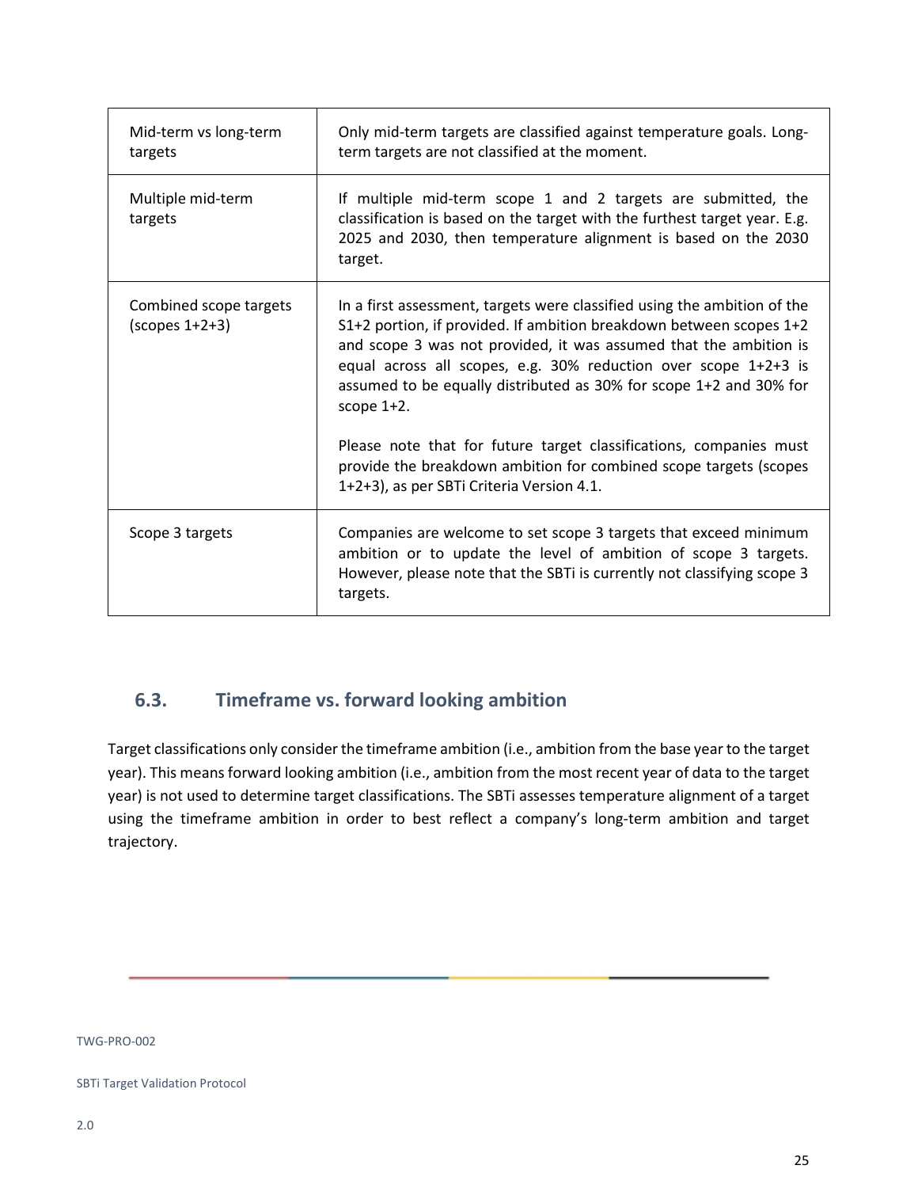| | |
|---|---|
| Mid-term vs long-term targets | Only mid-term targets are classified against temperature goals. Long-term targets are not classified at the moment. |
| Multiple mid-term targets | If multiple mid-term scope 1 and 2 targets are submitted, the classification is based on the target with the furthest target year. E.g. 2025 and 2030, then temperature alignment is based on the 2030 target. |
| Combined scope targets (scopes 1+2+3) | In a first assessment, targets were classified using the ambition of the S1+2 portion, if provided. If ambition breakdown between scopes 1+2 and scope 3 was not provided, it was assumed that the ambition is equal across all scopes, e.g. 30% reduction over scope 1+2+3 is assumed to be equally distributed as 30% for scope 1+2 and 30% for scope 1+2.<br><br>Please note that for future target classifications, companies must provide the breakdown ambition for combined scope targets (scopes 1+2+3), as per SBTi Criteria Version 4.1. |
| Scope 3 targets | Companies are welcome to set scope 3 targets that exceed minimum ambition or to update the level of ambition of scope 3 targets. However, please note that the SBTi is currently not classifying scope 3 targets. |

## 6.3. Timeframe vs. forward looking ambition

Target classifications only consider the timeframe ambition (i.e., ambition from the base year to the target year). This means forward looking ambition (i.e., ambition from the most recent year of data to the target year) is not used to determine target classifications. The SBTi assesses temperature alignment of a target using the timeframe ambition in order to best reflect a company's long-term ambition and target trajectory.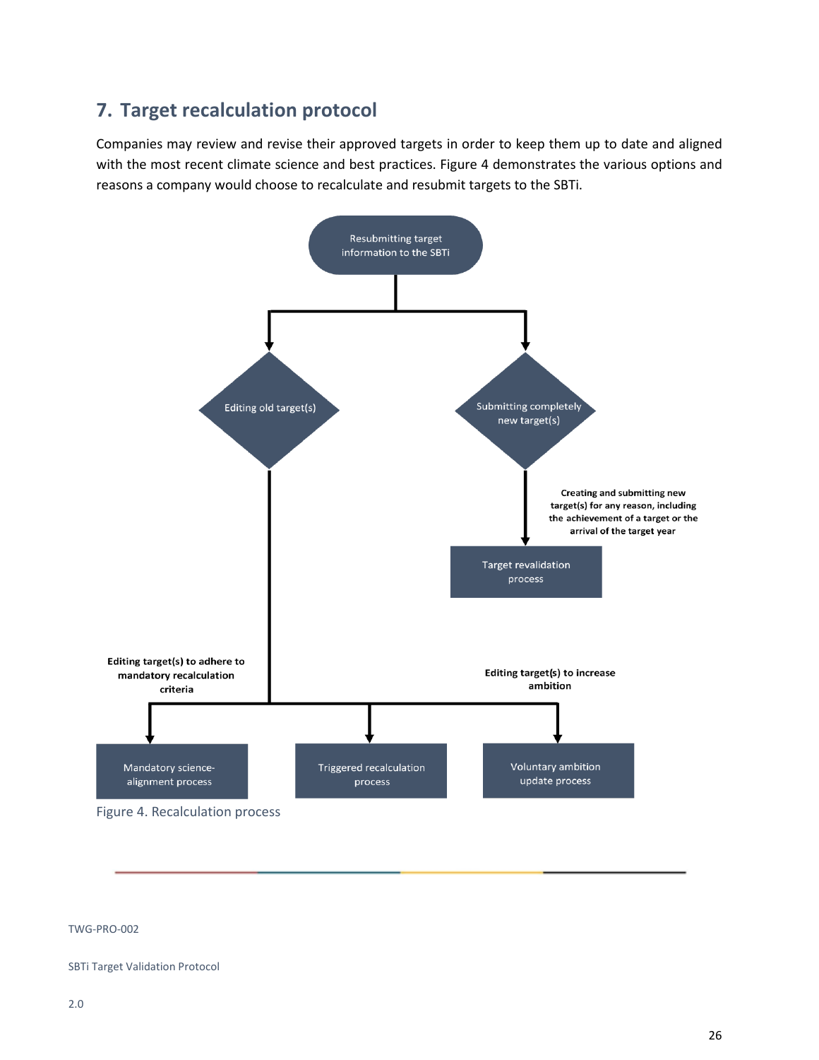## 7. Target recalculation protocol

Companies may review and revise their approved targets in order to keep them up to date and aligned with the most recent climate science and best practices. Figure 4 demonstrates the various options and reasons a company would choose to recalculate and resubmit targets to the SBTi.

Resubmitting target information to the SBTi

Editing old target(s)

Submitting completely new target(s)

**Creating and submitting new target(s) for any reason, including the achievement of a target or the arrival of the target year**

Target revalidation process

**Editing target(s) to adhere to mandatory recalculation criteria**

**Editing target(s) to increase ambition**

Mandatory science-alignment process

Triggered recalculation process

Voluntary ambition update process

Figure 4. Recalculation process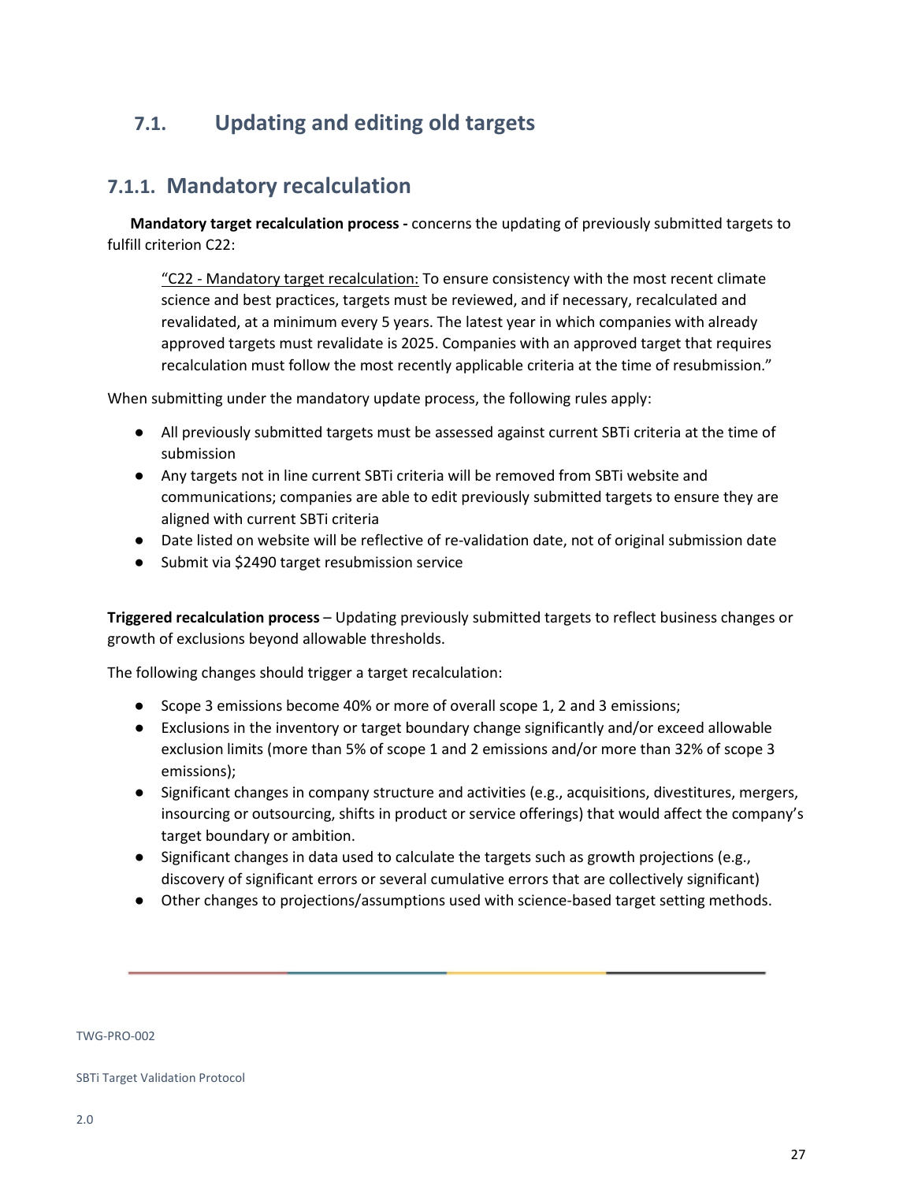## 7.1. Updating and editing old targets

### 7.1.1. Mandatory recalculation

**Mandatory target recalculation process -** concerns the updating of previously submitted targets to fulfill criterion C22:

> "C22 - Mandatory target recalculation: To ensure consistency with the most recent climate science and best practices, targets must be reviewed, and if necessary, recalculated and revalidated, at a minimum every 5 years. The latest year in which companies with already approved targets must revalidate is 2025. Companies with an approved target that requires recalculation must follow the most recently applicable criteria at the time of resubmission."

When submitting under the mandatory update process, the following rules apply:

- All previously submitted targets must be assessed against current SBTi criteria at the time of submission
- Any targets not in line current SBTi criteria will be removed from SBTi website and communications; companies are able to edit previously submitted targets to ensure they are aligned with current SBTi criteria
- Date listed on website will be reflective of re-validation date, not of original submission date
- Submit via $2490 target resubmission service

**Triggered recalculation process** – Updating previously submitted targets to reflect business changes or growth of exclusions beyond allowable thresholds.

The following changes should trigger a target recalculation:

- Scope 3 emissions become 40% or more of overall scope 1, 2 and 3 emissions;
- Exclusions in the inventory or target boundary change significantly and/or exceed allowable exclusion limits (more than 5% of scope 1 and 2 emissions and/or more than 32% of scope 3 emissions);
- Significant changes in company structure and activities (e.g., acquisitions, divestitures, mergers, insourcing or outsourcing, shifts in product or service offerings) that would affect the company's target boundary or ambition.
- Significant changes in data used to calculate the targets such as growth projections (e.g., discovery of significant errors or several cumulative errors that are collectively significant)
- Other changes to projections/assumptions used with science-based target setting methods.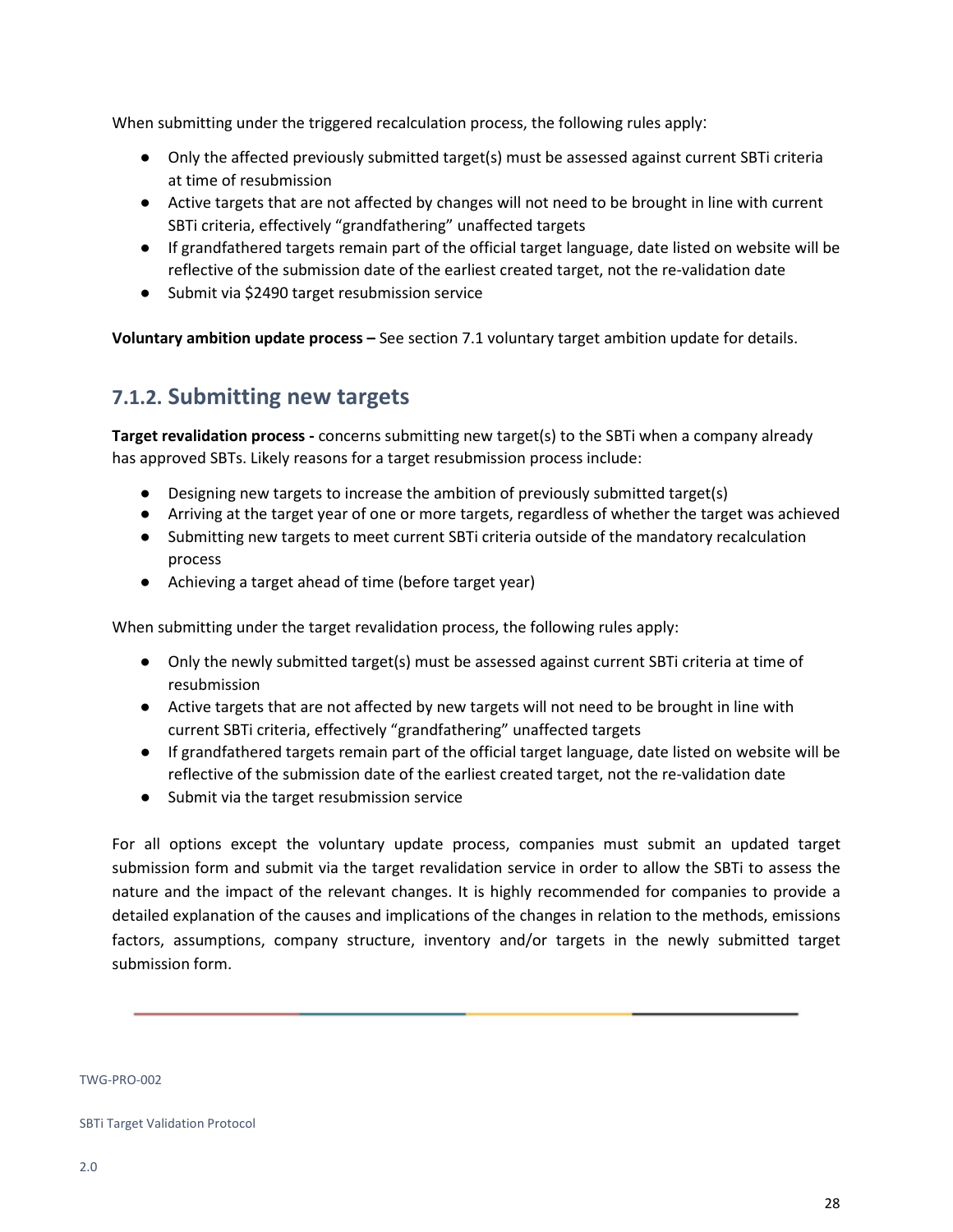When submitting under the triggered recalculation process, the following rules apply:

- Only the affected previously submitted target(s) must be assessed against current SBTi criteria at time of resubmission
- Active targets that are not affected by changes will not need to be brought in line with current SBTi criteria, effectively "grandfathering" unaffected targets
- If grandfathered targets remain part of the official target language, date listed on website will be reflective of the submission date of the earliest created target, not the re-validation date
- Submit via $2490 target resubmission service

**Voluntary ambition update process –** See section 7.1 voluntary target ambition update for details.

### 7.1.2. Submitting new targets

**Target revalidation process -** concerns submitting new target(s) to the SBTi when a company already has approved SBTs. Likely reasons for a target resubmission process include:

- Designing new targets to increase the ambition of previously submitted target(s)
- Arriving at the target year of one or more targets, regardless of whether the target was achieved
- Submitting new targets to meet current SBTi criteria outside of the mandatory recalculation process
- Achieving a target ahead of time (before target year)

When submitting under the target revalidation process, the following rules apply:

- Only the newly submitted target(s) must be assessed against current SBTi criteria at time of resubmission
- Active targets that are not affected by new targets will not need to be brought in line with current SBTi criteria, effectively "grandfathering" unaffected targets
- If grandfathered targets remain part of the official target language, date listed on website will be reflective of the submission date of the earliest created target, not the re-validation date
- Submit via the target resubmission service

For all options except the voluntary update process, companies must submit an updated target submission form and submit via the target revalidation service in order to allow the SBTi to assess the nature and the impact of the relevant changes. It is highly recommended for companies to provide a detailed explanation of the causes and implications of the changes in relation to the methods, emissions factors, assumptions, company structure, inventory and/or targets in the newly submitted target submission form.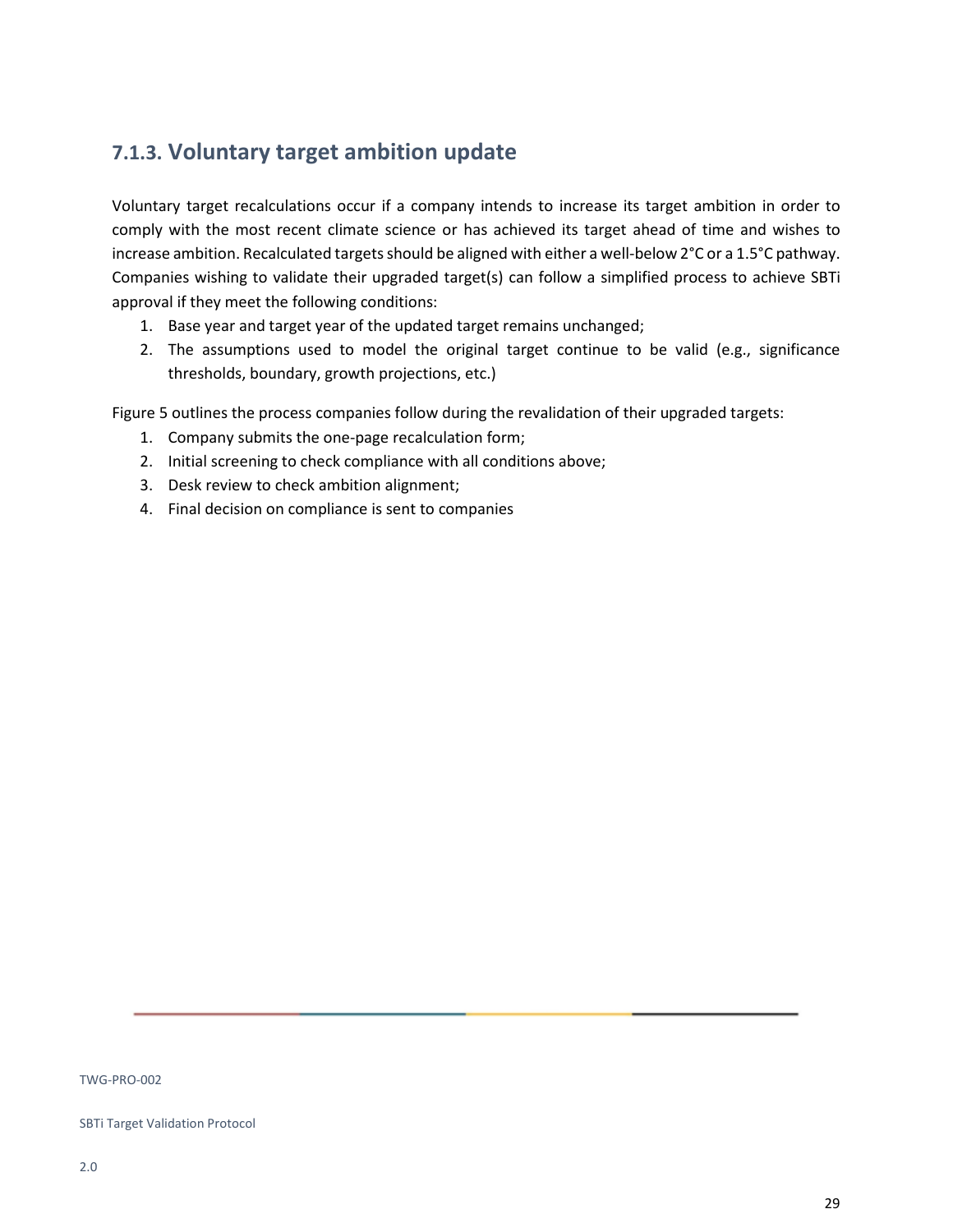### 7.1.3. Voluntary target ambition update

Voluntary target recalculations occur if a company intends to increase its target ambition in order to comply with the most recent climate science or has achieved its target ahead of time and wishes to increase ambition. Recalculated targets should be aligned with either a well-below 2°C or a 1.5°C pathway. Companies wishing to validate their upgraded target(s) can follow a simplified process to achieve SBTi approval if they meet the following conditions:

1. Base year and target year of the updated target remains unchanged;
2. The assumptions used to model the original target continue to be valid (e.g., significance thresholds, boundary, growth projections, etc.)

Figure 5 outlines the process companies follow during the revalidation of their upgraded targets:

1. Company submits the one-page recalculation form;
2. Initial screening to check compliance with all conditions above;
3. Desk review to check ambition alignment;
4. Final decision on compliance is sent to companies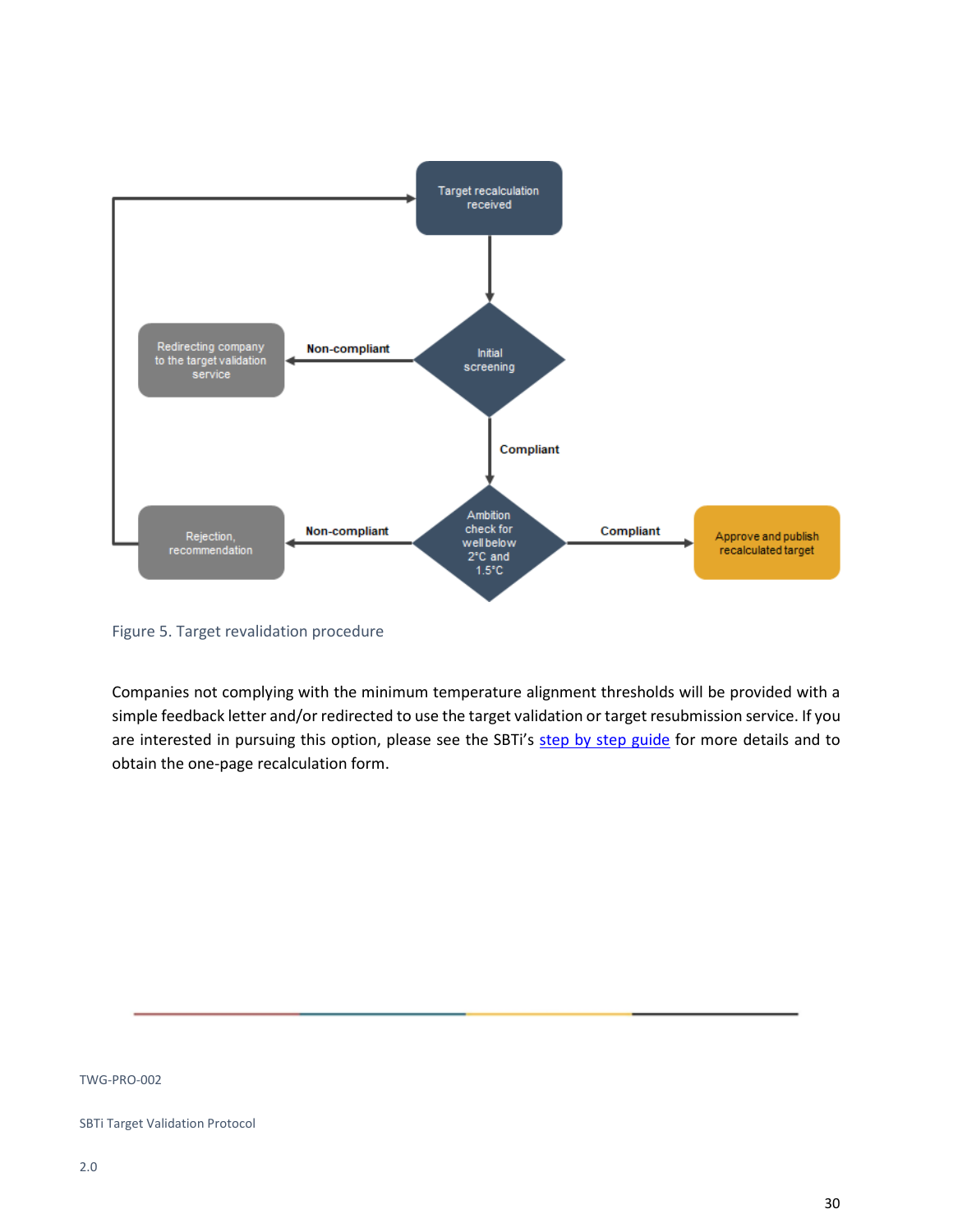Figure 5. Target revalidation procedure

Companies not complying with the minimum temperature alignment thresholds will be provided with a simple feedback letter and/or redirected to use the target validation or target resubmission service. If you are interested in pursuing this option, please see the SBTi's step by step guide for more details and to obtain the one-page recalculation form.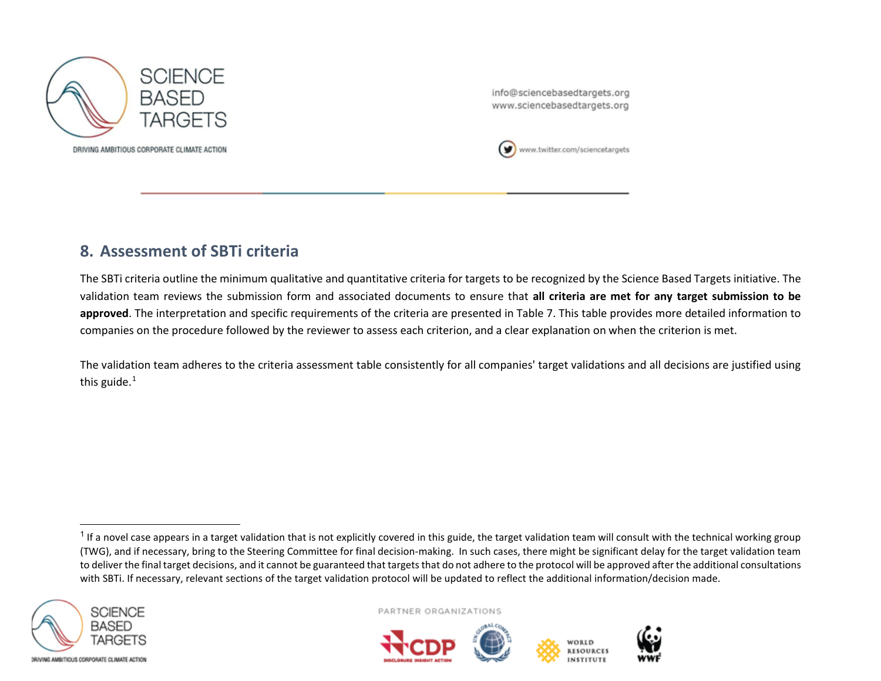## 8. Assessment of SBTi criteria

The SBTi criteria outline the minimum qualitative and quantitative criteria for targets to be recognized by the Science Based Targets initiative. The validation team reviews the submission form and associated documents to ensure that **all criteria are met for any target submission to be approved**. The interpretation and specific requirements of the criteria are presented in Table 7. This table provides more detailed information to companies on the procedure followed by the reviewer to assess each criterion, and a clear explanation on when the criterion is met.

The validation team adheres to the criteria assessment table consistently for all companies' target validations and all decisions are justified using this guide.[1]

[1] If a novel case appears in a target validation that is not explicitly covered in this guide, the target validation team will consult with the technical working group (TWG), and if necessary, bring to the Steering Committee for final decision-making. In such cases, there might be significant delay for the target validation team to deliver the final target decisions, and it cannot be guaranteed that targets that do not adhere to the protocol will be approved after the additional consultations with SBTi. If necessary, relevant sections of the target validation protocol will be updated to reflect the additional information/decision made.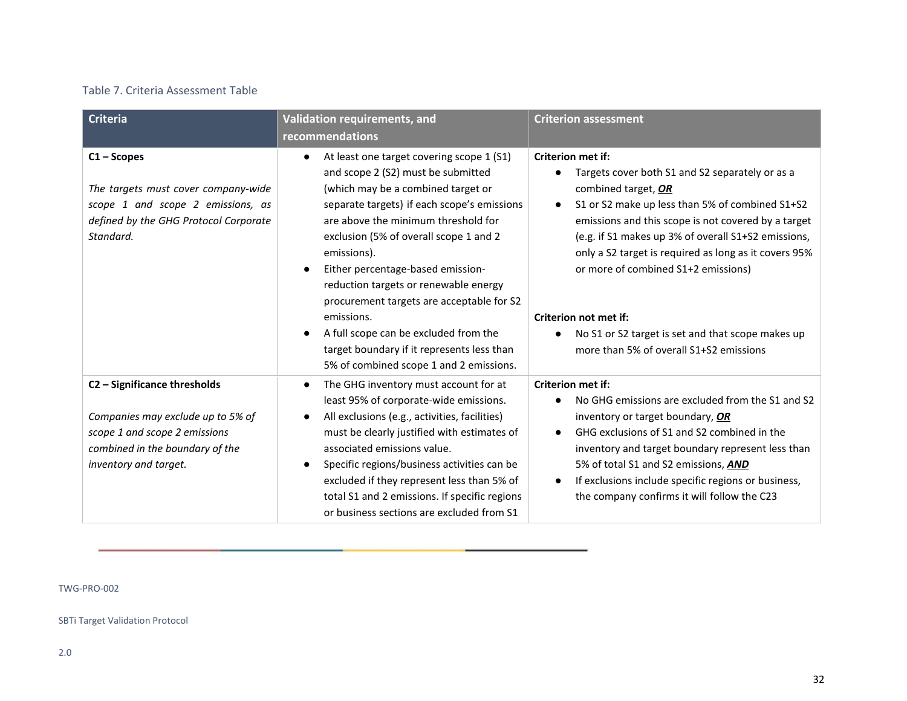Table 7. Criteria Assessment Table

| Criteria | Validation requirements, and recommendations | Criterion assessment |
|---|---|---|
| **C1 – Scopes**<br><br>*The targets must cover company-wide scope 1 and scope 2 emissions, as defined by the GHG Protocol Corporate Standard.* | ● At least one target covering scope 1 (S1) and scope 2 (S2) must be submitted (which may be a combined target or separate targets) if each scope's emissions are above the minimum threshold for exclusion (5% of overall scope 1 and 2 emissions).<br>● Either percentage-based emission-reduction targets or renewable energy procurement targets are acceptable for S2 emissions.<br>● A full scope can be excluded from the target boundary if it represents less than 5% of combined scope 1 and 2 emissions. | **Criterion met if:**<br>● Targets cover both S1 and S2 separately or as a combined target, ***OR***<br>● S1 or S2 make up less than 5% of combined S1+S2 emissions and this scope is not covered by a target (e.g. if S1 makes up 3% of overall S1+S2 emissions, only a S2 target is required as long as it covers 95% or more of combined S1+2 emissions)<br><br>**Criterion not met if:**<br>● No S1 or S2 target is set and that scope makes up more than 5% of overall S1+S2 emissions |
| **C2 – Significance thresholds**<br><br>*Companies may exclude up to 5% of scope 1 and scope 2 emissions combined in the boundary of the inventory and target.* | ● The GHG inventory must account for at least 95% of corporate-wide emissions.<br>● All exclusions (e.g., activities, facilities) must be clearly justified with estimates of associated emissions value.<br>● Specific regions/business activities can be excluded if they represent less than 5% of total S1 and 2 emissions. If specific regions or business sections are excluded from S1 | **Criterion met if:**<br>● No GHG emissions are excluded from the S1 and S2 inventory or target boundary, ***OR***<br>● GHG exclusions of S1 and S2 combined in the inventory and target boundary represent less than 5% of total S1 and S2 emissions, ***AND***<br>● If exclusions include specific regions or business, the company confirms it will follow the C23 |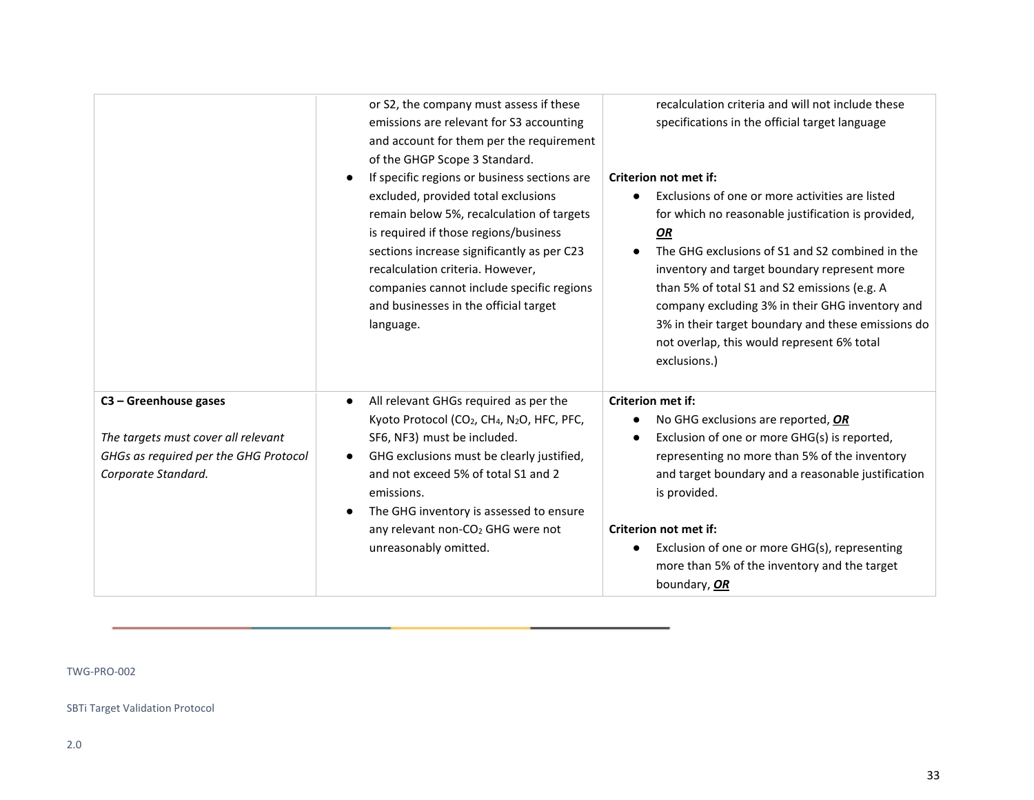| | | |
|---|---|---|
| | or S2, the company must assess if these emissions are relevant for S3 accounting and account for them per the requirement of the GHGP Scope 3 Standard.<br>● If specific regions or business sections are excluded, provided total exclusions remain below 5%, recalculation of targets is required if those regions/business sections increase significantly as per C23 recalculation criteria. However, companies cannot include specific regions and businesses in the official target language. | recalculation criteria and will not include these specifications in the official target language<br><br>**Criterion not met if:**<br>● Exclusions of one or more activities are listed for which no reasonable justification is provided, ***OR***<br>● The GHG exclusions of S1 and S2 combined in the inventory and target boundary represent more than 5% of total S1 and S2 emissions (e.g. A company excluding 3% in their GHG inventory and 3% in their target boundary and these emissions do not overlap, this would represent 6% total exclusions.) |
| **C3 – Greenhouse gases**<br><br>*The targets must cover all relevant GHGs as required per the GHG Protocol Corporate Standard.* | ● All relevant GHGs required as per the Kyoto Protocol ($CO_2$, $CH_4$, $N_2O$, HFC, PFC, SF6, NF3) must be included.<br>● GHG exclusions must be clearly justified, and not exceed 5% of total S1 and 2 emissions.<br>● The GHG inventory is assessed to ensure any relevant non-$CO_2$ GHG were not unreasonably omitted. | **Criterion met if:**<br>● No GHG exclusions are reported, ***OR***<br>● Exclusion of one or more GHG(s) is reported, representing no more than 5% of the inventory and target boundary and a reasonable justification is provided.<br><br>**Criterion not met if:**<br>● Exclusion of one or more GHG(s), representing more than 5% of the inventory and the target boundary, ***OR*** |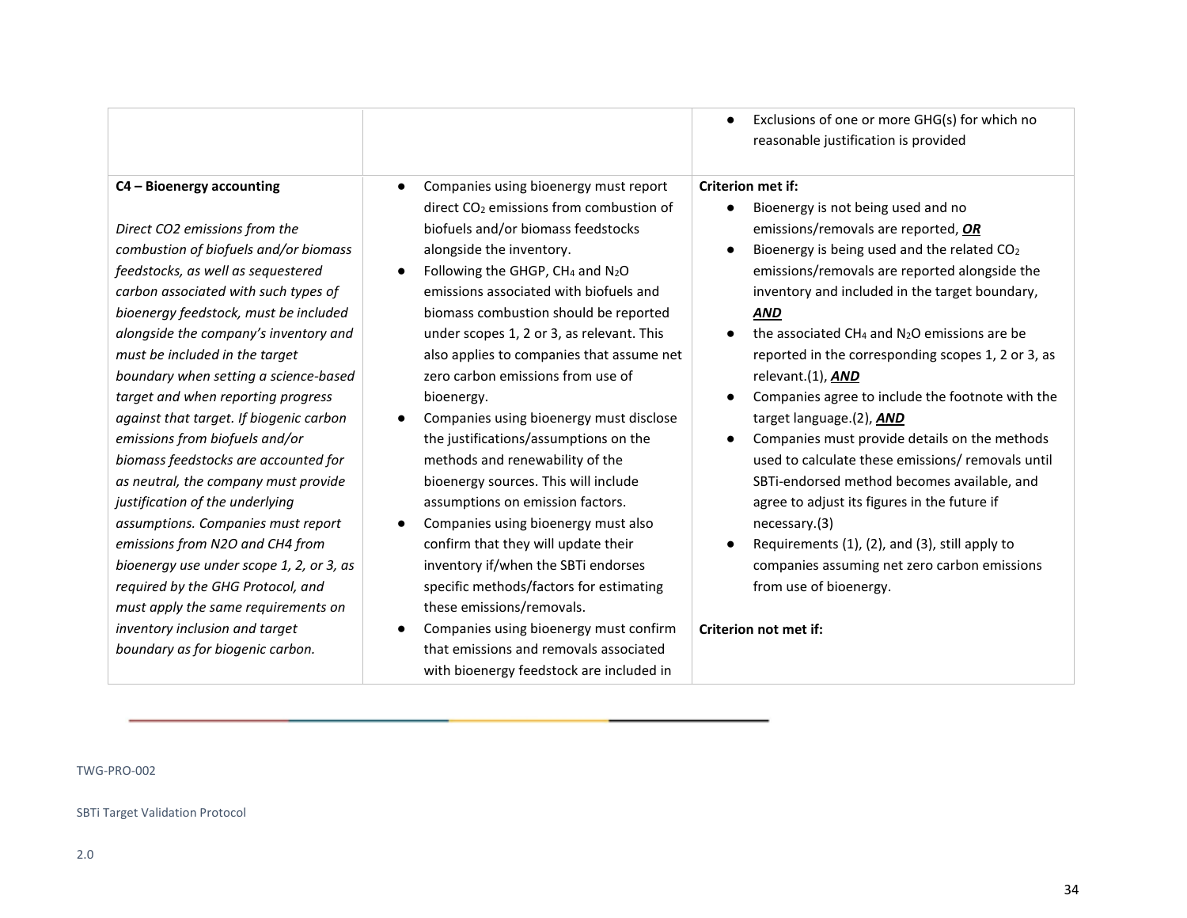| | | |
|---|---|---|
| | | ● Exclusions of one or more GHG(s) for which no reasonable justification is provided |
| **C4 – Bioenergy accounting**<br><br>*Direct CO2 emissions from the combustion of biofuels and/or biomass feedstocks, as well as sequestered carbon associated with such types of bioenergy feedstock, must be included alongside the company's inventory and must be included in the target boundary when setting a science-based target and when reporting progress against that target. If biogenic carbon emissions from biofuels and/or biomass feedstocks are accounted for as neutral, the company must provide justification of the underlying assumptions. Companies must report emissions from N2O and CH4 from bioenergy use under scope 1, 2, or 3, as required by the GHG Protocol, and must apply the same requirements on inventory inclusion and target boundary as for biogenic carbon.* | ● Companies using bioenergy must report direct $CO_2$ emissions from combustion of biofuels and/or biomass feedstocks alongside the inventory.<br>● Following the GHGP, $CH_4$ and $N_2O$ emissions associated with biofuels and biomass combustion should be reported under scopes 1, 2 or 3, as relevant. This also applies to companies that assume net zero carbon emissions from use of bioenergy.<br>● Companies using bioenergy must disclose the justifications/assumptions on the methods and renewability of the bioenergy sources. This will include assumptions on emission factors.<br>● Companies using bioenergy must also confirm that they will update their inventory if/when the SBTi endorses specific methods/factors for estimating these emissions/removals.<br>● Companies using bioenergy must confirm that emissions and removals associated with bioenergy feedstock are included in | **Criterion met if:**<br>● Bioenergy is not being used and no emissions/removals are reported, ***OR***<br>● Bioenergy is being used and the related $CO_2$ emissions/removals are reported alongside the inventory and included in the target boundary, ***AND***<br>● the associated $CH_4$ and $N_2O$ emissions are be reported in the corresponding scopes 1, 2 or 3, as relevant.(1), ***AND***<br>● Companies agree to include the footnote with the target language.(2), ***AND***<br>● Companies must provide details on the methods used to calculate these emissions/ removals until SBTi-endorsed method becomes available, and agree to adjust its figures in the future if necessary.(3)<br>● Requirements (1), (2), and (3), still apply to companies assuming net zero carbon emissions from use of bioenergy.<br><br>**Criterion not met if:** |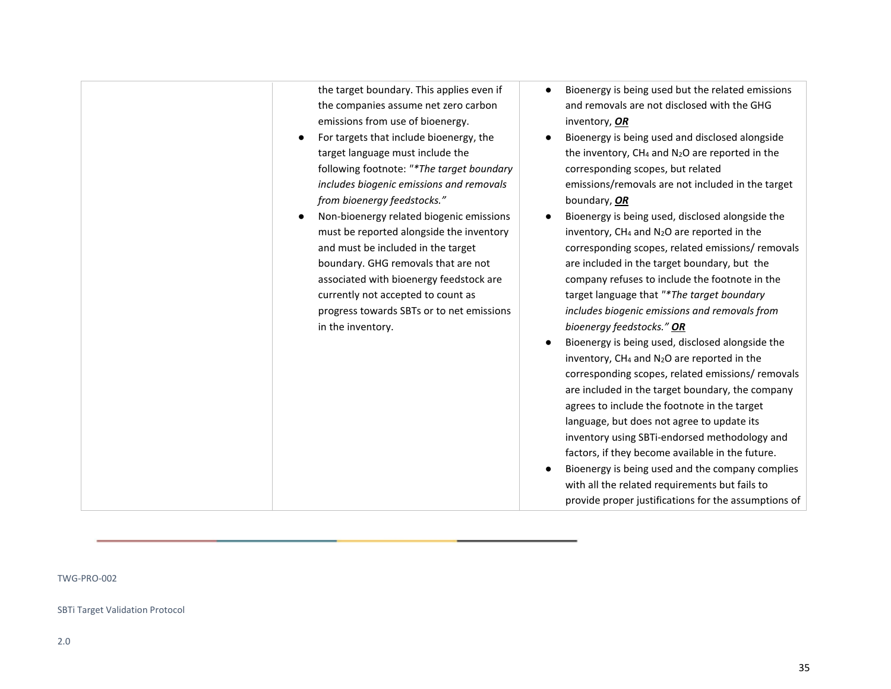| | | |
|---|---|---|
| | the target boundary. This applies even if the companies assume net zero carbon emissions from use of bioenergy.<br>● For targets that include bioenergy, the target language must include the following footnote: "*\*The target boundary includes biogenic emissions and removals from bioenergy feedstocks."*<br>● Non-bioenergy related biogenic emissions must be reported alongside the inventory and must be included in the target boundary. GHG removals that are not associated with bioenergy feedstock are currently not accepted to count as progress towards SBTs or to net emissions in the inventory. | ● Bioenergy is being used but the related emissions and removals are not disclosed with the GHG inventory, ***OR***<br>● Bioenergy is being used and disclosed alongside the inventory, $CH_4$ and $N_2O$ are reported in the corresponding scopes, but related emissions/removals are not included in the target boundary, ***OR***<br>● Bioenergy is being used, disclosed alongside the inventory, $CH_4$ and $N_2O$ are reported in the corresponding scopes, related emissions/ removals are included in the target boundary, but the company refuses to include the footnote in the target language that "*\*The target boundary includes biogenic emissions and removals from bioenergy feedstocks."* ***OR***<br>● Bioenergy is being used, disclosed alongside the inventory, $CH_4$ and $N_2O$ are reported in the corresponding scopes, related emissions/ removals are included in the target boundary, the company agrees to include the footnote in the target language, but does not agree to update its inventory using SBTi-endorsed methodology and factors, if they become available in the future.<br>● Bioenergy is being used and the company complies with all the related requirements but fails to provide proper justifications for the assumptions of |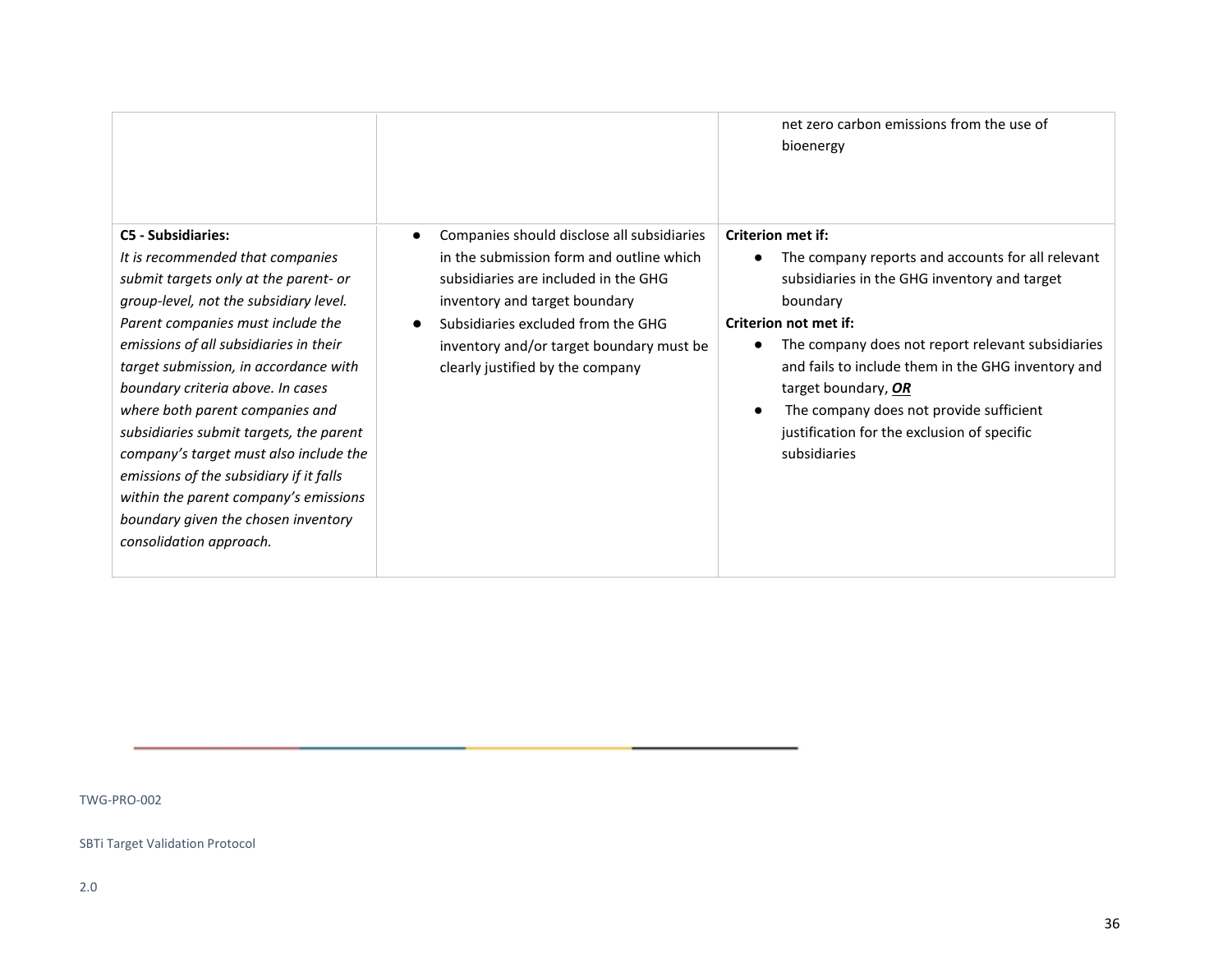| | | |
|---|---|---|
| | | net zero carbon emissions from the use of bioenergy |
| **C5 - Subsidiaries:** *It is recommended that companies submit targets only at the parent- or group-level, not the subsidiary level. Parent companies must include the emissions of all subsidiaries in their target submission, in accordance with boundary criteria above. In cases where both parent companies and subsidiaries submit targets, the parent company's target must also include the emissions of the subsidiary if it falls within the parent company's emissions boundary given the chosen inventory consolidation approach.* | ● Companies should disclose all subsidiaries in the submission form and outline which subsidiaries are included in the GHG inventory and target boundary<br>● Subsidiaries excluded from the GHG inventory and/or target boundary must be clearly justified by the company | **Criterion met if:**<br>● The company reports and accounts for all relevant subsidiaries in the GHG inventory and target boundary<br>**Criterion not met if:**<br>● The company does not report relevant subsidiaries and fails to include them in the GHG inventory and target boundary, ***OR***<br>● The company does not provide sufficient justification for the exclusion of specific subsidiaries |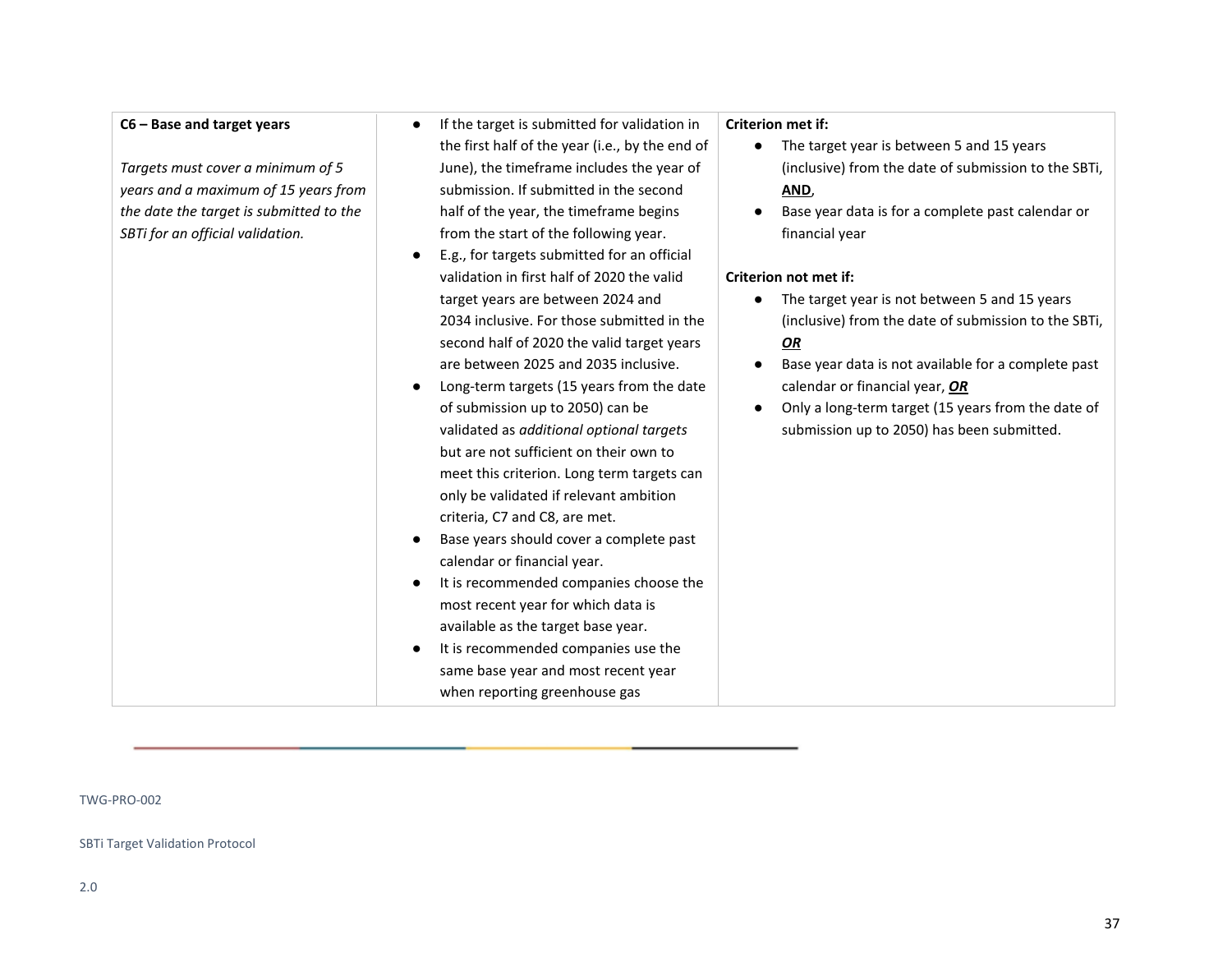| | | |
|---|---|---|
| **C6 – Base and target years**<br><br>*Targets must cover a minimum of 5 years and a maximum of 15 years from the date the target is submitted to the SBTi for an official validation.* | ● If the target is submitted for validation in the first half of the year (i.e., by the end of June), the timeframe includes the year of submission. If submitted in the second half of the year, the timeframe begins from the start of the following year.<br>● E.g., for targets submitted for an official validation in first half of 2020 the valid target years are between 2024 and 2034 inclusive. For those submitted in the second half of 2020 the valid target years are between 2025 and 2035 inclusive.<br>● Long-term targets (15 years from the date of submission up to 2050) can be validated as *additional optional targets* but are not sufficient on their own to meet this criterion. Long term targets can only be validated if relevant ambition criteria, C7 and C8, are met.<br>● Base years should cover a complete past calendar or financial year.<br>● It is recommended companies choose the most recent year for which data is available as the target base year.<br>● It is recommended companies use the same base year and most recent year when reporting greenhouse gas | **Criterion met if:**<br>● The target year is between 5 and 15 years (inclusive) from the date of submission to the SBTi, **AND**,<br>● Base year data is for a complete past calendar or financial year<br><br>**Criterion not met if:**<br>● The target year is not between 5 and 15 years (inclusive) from the date of submission to the SBTi, ***OR***<br>● Base year data is not available for a complete past calendar or financial year, ***OR***<br>● Only a long-term target (15 years from the date of submission up to 2050) has been submitted. |

TWG-PRO-002

SBTi Target Validation Protocol

2.0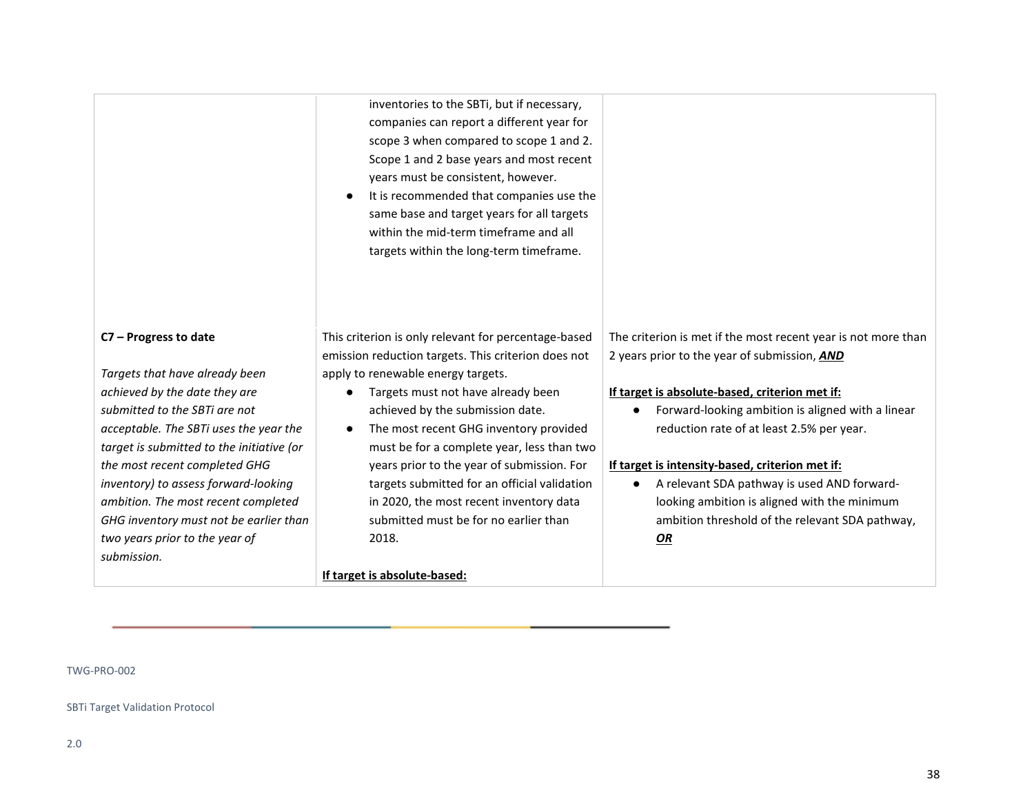| | | |
|---|---|---|
| | inventories to the SBTi, but if necessary, companies can report a different year for scope 3 when compared to scope 1 and 2. Scope 1 and 2 base years and most recent years must be consistent, however.<br>● It is recommended that companies use the same base and target years for all targets within the mid-term timeframe and all targets within the long-term timeframe. | |
| **C7 – Progress to date**<br><br>*Targets that have already been achieved by the date they are submitted to the SBTi are not acceptable. The SBTi uses the year the target is submitted to the initiative (or the most recent completed GHG inventory) to assess forward-looking ambition. The most recent completed GHG inventory must not be earlier than two years prior to the year of submission.* | This criterion is only relevant for percentage-based emission reduction targets. This criterion does not apply to renewable energy targets.<br>● Targets must not have already been achieved by the submission date.<br>● The most recent GHG inventory provided must be for a complete year, less than two years prior to the year of submission. For targets submitted for an official validation in 2020, the most recent inventory data submitted must be for no earlier than 2018.<br><br>**If target is absolute-based:** | The criterion is met if the most recent year is not more than 2 years prior to the year of submission, ***AND***<br><br>**If target is absolute-based, criterion met if:**<br>● Forward-looking ambition is aligned with a linear reduction rate of at least 2.5% per year.<br><br>**If target is intensity-based, criterion met if:**<br>● A relevant SDA pathway is used AND forward-looking ambition is aligned with the minimum ambition threshold of the relevant SDA pathway, ***OR*** |

TWG-PRO-002

SBTi Target Validation Protocol

2.0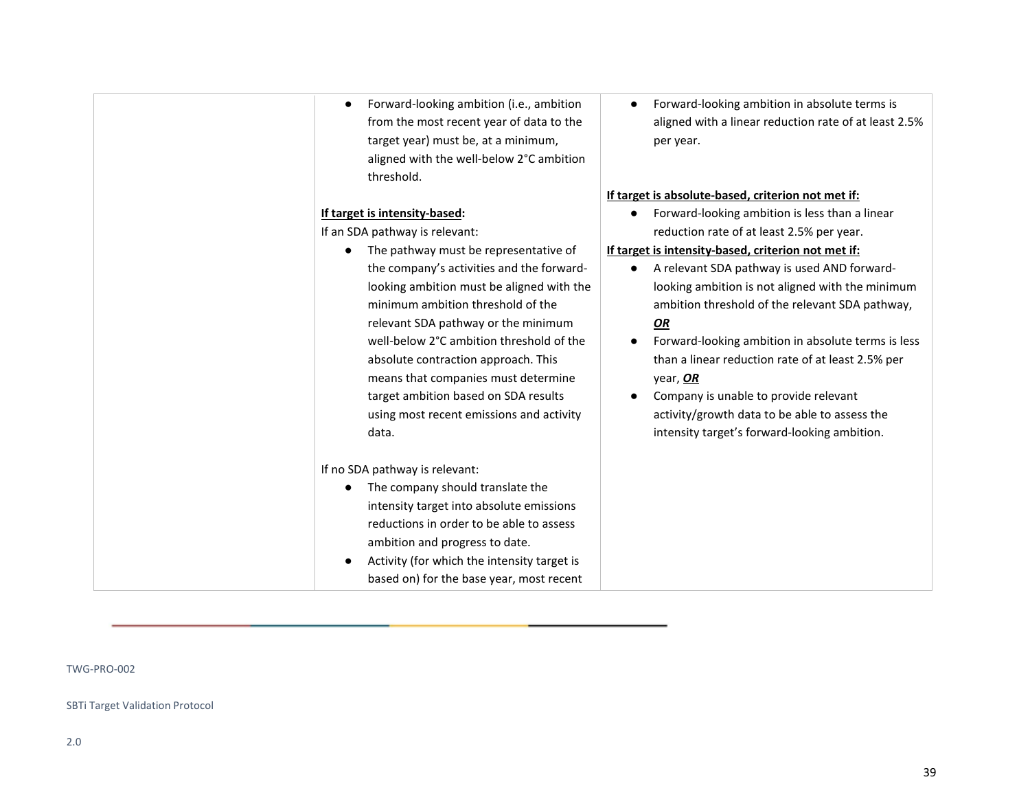|  |  |  |
|---|---|---|
|  | ● Forward-looking ambition (i.e., ambition from the most recent year of data to the target year) must be, at a minimum, aligned with the well-below 2°C ambition threshold.<br><br>**If target is intensity-based:**<br>If an SDA pathway is relevant:<br>● The pathway must be representative of the company's activities and the forward-looking ambition must be aligned with the minimum ambition threshold of the relevant SDA pathway or the minimum well-below 2°C ambition threshold of the absolute contraction approach. This means that companies must determine target ambition based on SDA results using most recent emissions and activity data.<br><br>If no SDA pathway is relevant:<br>● The company should translate the intensity target into absolute emissions reductions in order to be able to assess ambition and progress to date.<br>● Activity (for which the intensity target is based on) for the base year, most recent | ● Forward-looking ambition in absolute terms is aligned with a linear reduction rate of at least 2.5% per year.<br><br>**If target is absolute-based, criterion not met if:**<br>● Forward-looking ambition is less than a linear reduction rate of at least 2.5% per year.<br>**If target is intensity-based, criterion not met if:**<br>● A relevant SDA pathway is used AND forward-looking ambition is not aligned with the minimum ambition threshold of the relevant SDA pathway, ***OR***<br>● Forward-looking ambition in absolute terms is less than a linear reduction rate of at least 2.5% per year, ***OR***<br>● Company is unable to provide relevant activity/growth data to be able to assess the intensity target's forward-looking ambition. |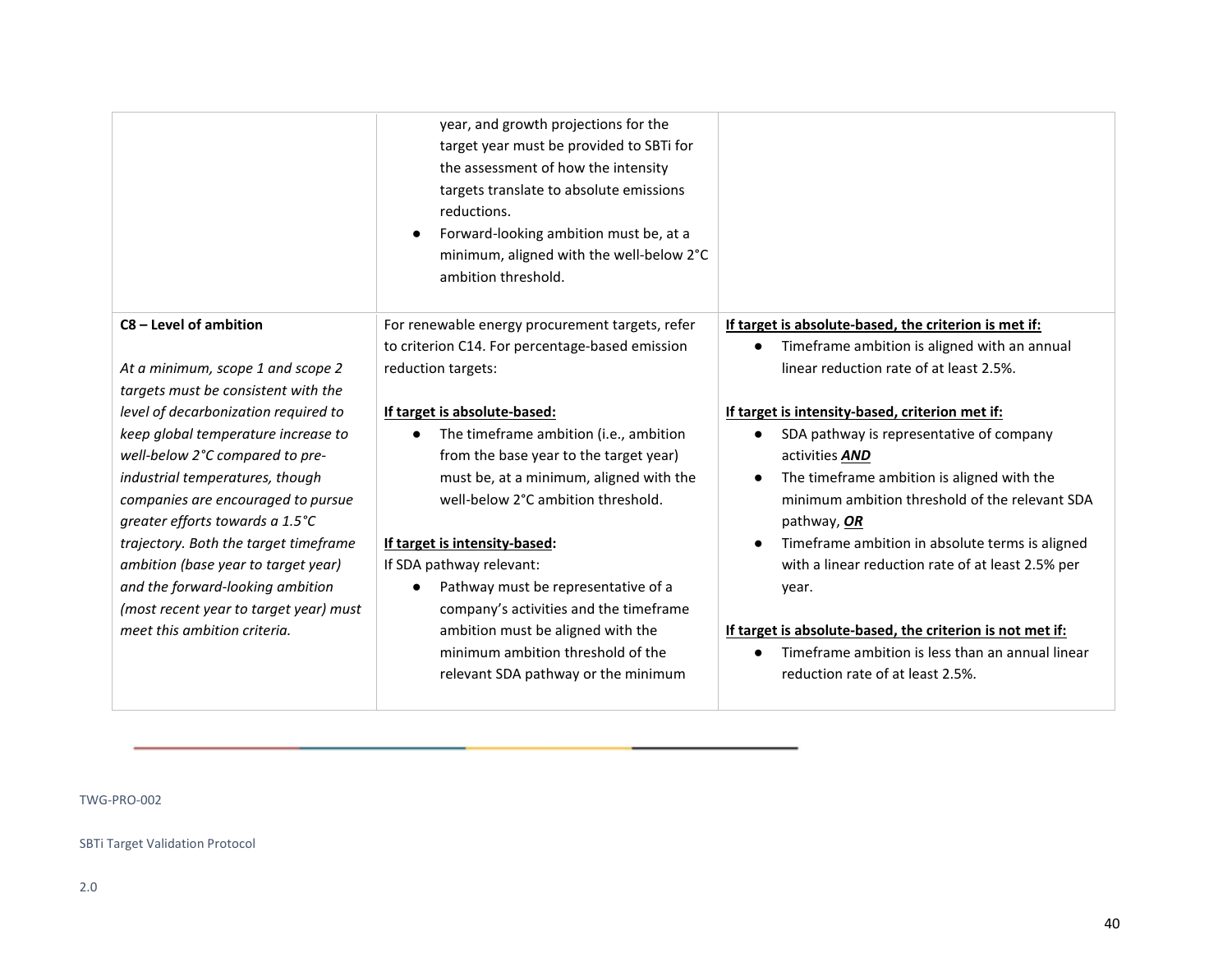| | | |
|---|---|---|
| | year, and growth projections for the target year must be provided to SBTi for the assessment of how the intensity targets translate to absolute emissions reductions.<br>● Forward-looking ambition must be, at a minimum, aligned with the well-below 2°C ambition threshold. | |
| **C8 – Level of ambition**<br><br>*At a minimum, scope 1 and scope 2 targets must be consistent with the level of decarbonization required to keep global temperature increase to well-below 2°C compared to pre-industrial temperatures, though companies are encouraged to pursue greater efforts towards a 1.5°C trajectory. Both the target timeframe ambition (base year to target year) and the forward-looking ambition (most recent year to target year) must meet this ambition criteria.* | For renewable energy procurement targets, refer to criterion C14. For percentage-based emission reduction targets:<br><br>**<u>If target is absolute-based:</u>**<br>● The timeframe ambition (i.e., ambition from the base year to the target year) must be, at a minimum, aligned with the well-below 2°C ambition threshold.<br><br>**<u>If target is intensity-based</u>:**<br>If SDA pathway relevant:<br>● Pathway must be representative of a company's activities and the timeframe ambition must be aligned with the minimum ambition threshold of the relevant SDA pathway or the minimum | **<u>If target is absolute-based, the criterion is met if:</u>**<br>● Timeframe ambition is aligned with an annual linear reduction rate of at least 2.5%.<br><br>**<u>If target is intensity-based, criterion met if:</u>**<br>● SDA pathway is representative of company activities ***<u>AND</u>***<br>● The timeframe ambition is aligned with the minimum ambition threshold of the relevant SDA pathway, ***<u>OR</u>***<br>● Timeframe ambition in absolute terms is aligned with a linear reduction rate of at least 2.5% per year.<br><br>**<u>If target is absolute-based, the criterion is not met if:</u>**<br>● Timeframe ambition is less than an annual linear reduction rate of at least 2.5%. |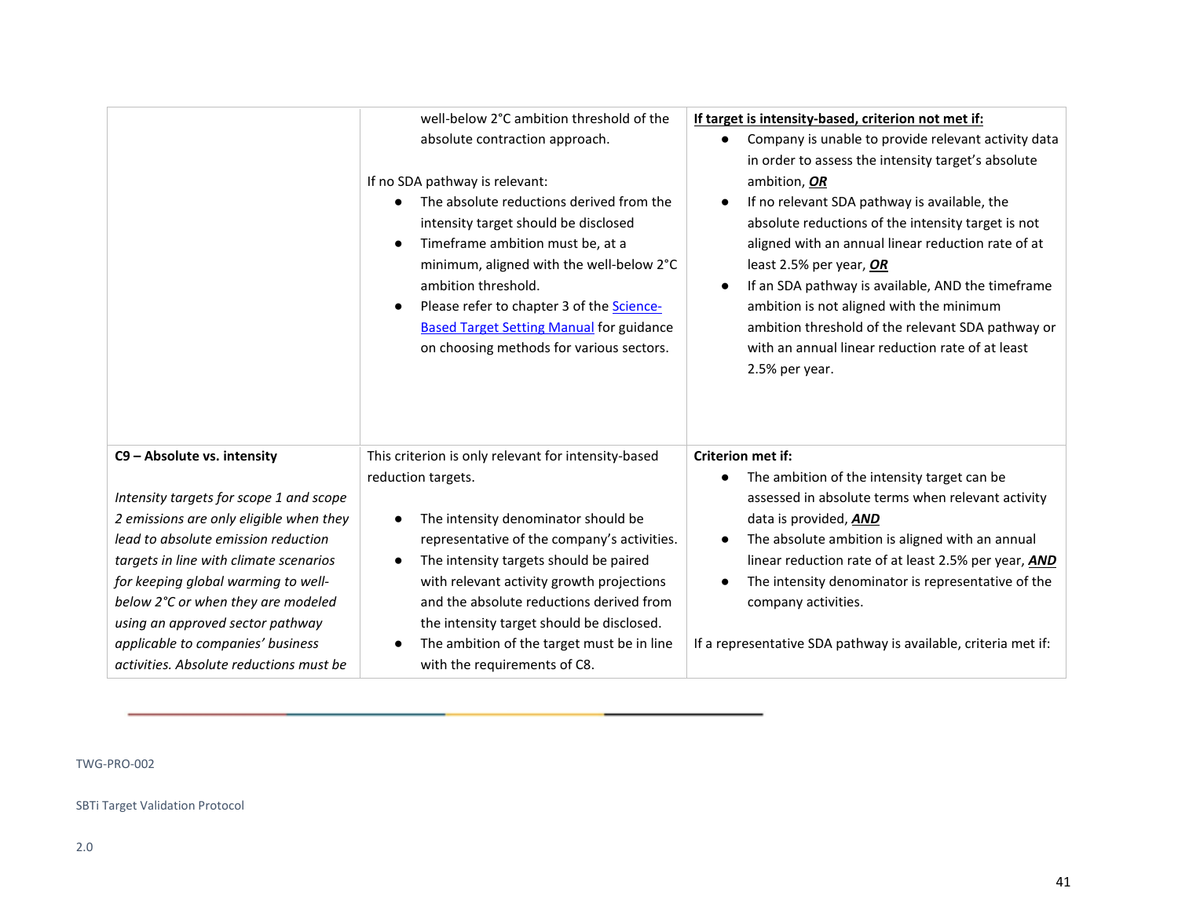| | | |
|---|---|---|
| | well-below 2°C ambition threshold of the absolute contraction approach.<br><br>If no SDA pathway is relevant:<br>● The absolute reductions derived from the intensity target should be disclosed<br>● Timeframe ambition must be, at a minimum, aligned with the well-below 2°C ambition threshold.<br>● Please refer to chapter 3 of the [Science-Based Target Setting Manual]() for guidance on choosing methods for various sectors. | **<u>If target is intensity-based, criterion not met if:</u>**<br>● Company is unable to provide relevant activity data in order to assess the intensity target's absolute ambition, ***<u>OR</u>***<br>● If no relevant SDA pathway is available, the absolute reductions of the intensity target is not aligned with an annual linear reduction rate of at least 2.5% per year, ***<u>OR</u>***<br>● If an SDA pathway is available, AND the timeframe ambition is not aligned with the minimum ambition threshold of the relevant SDA pathway or with an annual linear reduction rate of at least 2.5% per year. |
| **C9 – Absolute vs. intensity**<br><br>*Intensity targets for scope 1 and scope 2 emissions are only eligible when they lead to absolute emission reduction targets in line with climate scenarios for keeping global warming to well-below 2°C or when they are modeled using an approved sector pathway applicable to companies' business activities. Absolute reductions must be* | This criterion is only relevant for intensity-based reduction targets.<br><br>● The intensity denominator should be representative of the company's activities.<br>● The intensity targets should be paired with relevant activity growth projections and the absolute reductions derived from the intensity target should be disclosed.<br>● The ambition of the target must be in line with the requirements of C8. | **Criterion met if:**<br>● The ambition of the intensity target can be assessed in absolute terms when relevant activity data is provided, ***<u>AND</u>***<br>● The absolute ambition is aligned with an annual linear reduction rate of at least 2.5% per year, ***<u>AND</u>***<br>● The intensity denominator is representative of the company activities.<br><br>If a representative SDA pathway is available, criteria met if: |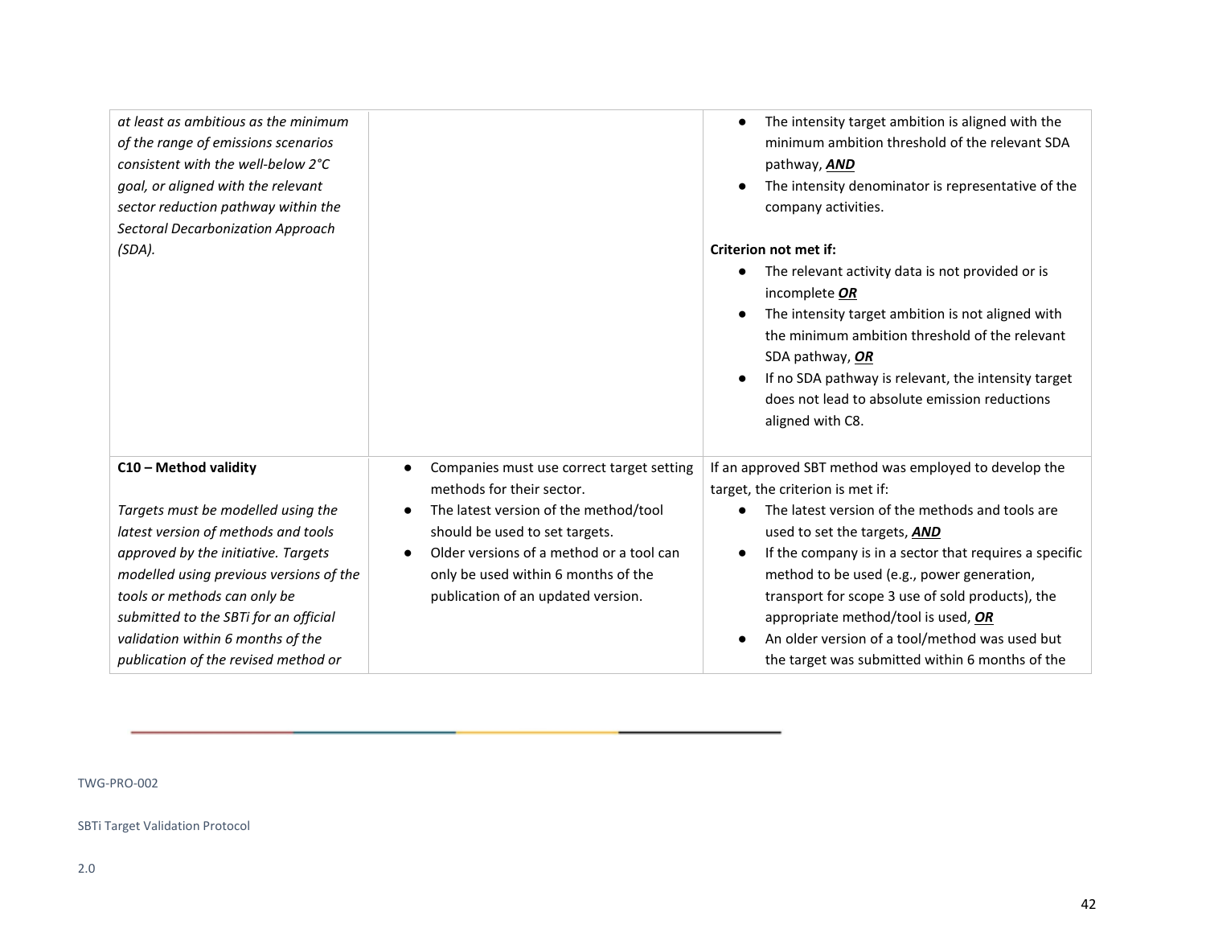| | | |
|---|---|---|
| *at least as ambitious as the minimum of the range of emissions scenarios consistent with the well-below 2°C goal, or aligned with the relevant sector reduction pathway within the Sectoral Decarbonization Approach (SDA).* | | • The intensity target ambition is aligned with the minimum ambition threshold of the relevant SDA pathway, ***AND***<br>• The intensity denominator is representative of the company activities.<br><br>**Criterion not met if:**<br>• The relevant activity data is not provided or is incomplete ***OR***<br>• The intensity target ambition is not aligned with the minimum ambition threshold of the relevant SDA pathway, ***OR***<br>• If no SDA pathway is relevant, the intensity target does not lead to absolute emission reductions aligned with C8. |
| **C10 – Method validity**<br><br>*Targets must be modelled using the latest version of methods and tools approved by the initiative. Targets modelled using previous versions of the tools or methods can only be submitted to the SBTi for an official validation within 6 months of the publication of the revised method or* | • Companies must use correct target setting methods for their sector.<br>• The latest version of the method/tool should be used to set targets.<br>• Older versions of a method or a tool can only be used within 6 months of the publication of an updated version. | If an approved SBT method was employed to develop the target, the criterion is met if:<br>• The latest version of the methods and tools are used to set the targets, ***AND***<br>• If the company is in a sector that requires a specific method to be used (e.g., power generation, transport for scope 3 use of sold products), the appropriate method/tool is used, ***OR***<br>• An older version of a tool/method was used but the target was submitted within 6 months of the |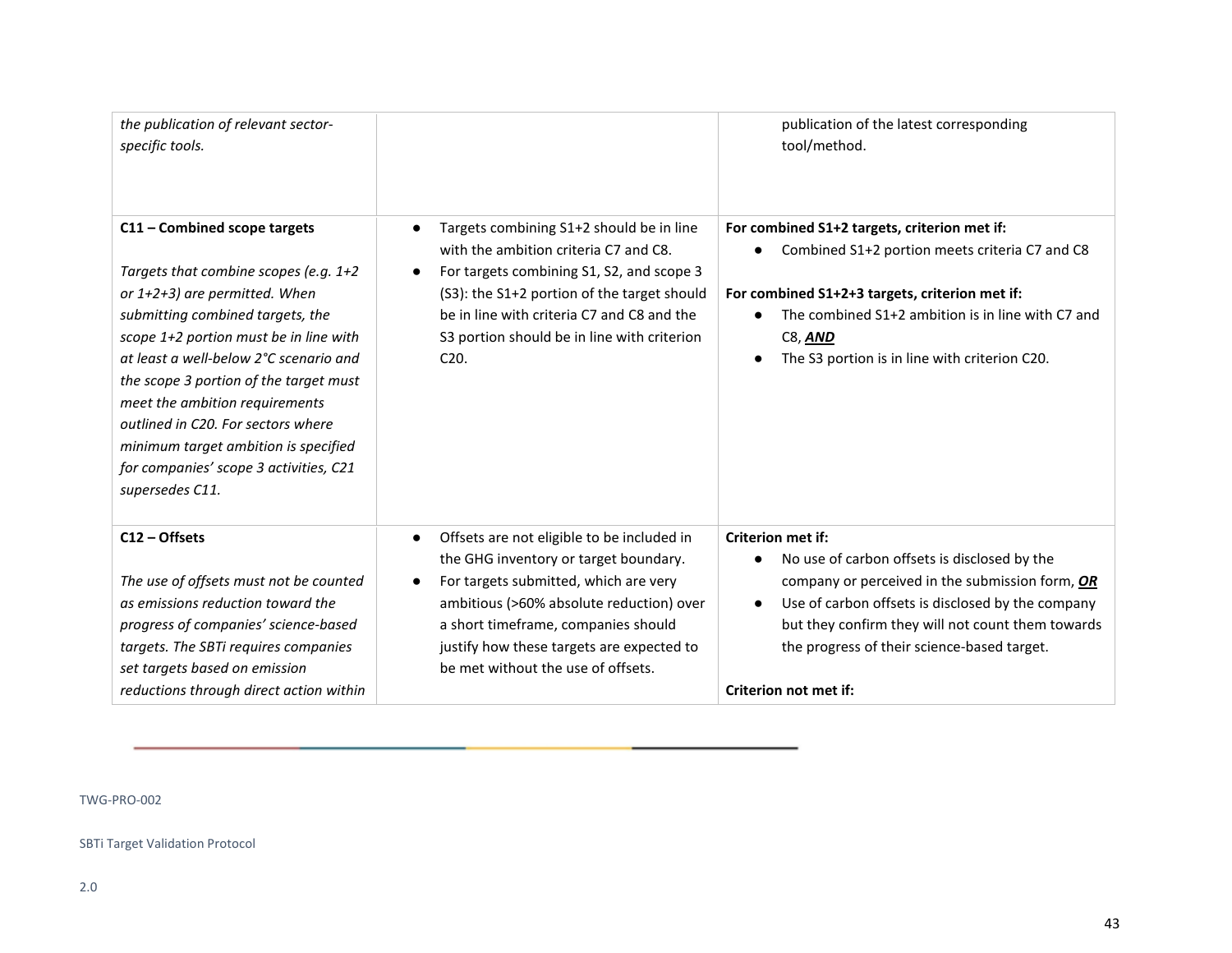| | | |
|---|---|---|
| *the publication of relevant sector-specific tools.* | | publication of the latest corresponding tool/method. |
| **C11 – Combined scope targets**<br><br>*Targets that combine scopes (e.g. 1+2 or 1+2+3) are permitted. When submitting combined targets, the scope 1+2 portion must be in line with at least a well-below 2°C scenario and the scope 3 portion of the target must meet the ambition requirements outlined in C20. For sectors where minimum target ambition is specified for companies' scope 3 activities, C21 supersedes C11.* | ● Targets combining S1+2 should be in line with the ambition criteria C7 and C8.<br>● For targets combining S1, S2, and scope 3 (S3): the S1+2 portion of the target should be in line with criteria C7 and C8 and the S3 portion should be in line with criterion C20. | **For combined S1+2 targets, criterion met if:**<br>● Combined S1+2 portion meets criteria C7 and C8<br><br>**For combined S1+2+3 targets, criterion met if:**<br>● The combined S1+2 ambition is in line with C7 and C8, ***AND***<br>● The S3 portion is in line with criterion C20. |
| **C12 – Offsets**<br><br>*The use of offsets must not be counted as emissions reduction toward the progress of companies' science-based targets. The SBTi requires companies set targets based on emission reductions through direct action within* | ● Offsets are not eligible to be included in the GHG inventory or target boundary.<br>● For targets submitted, which are very ambitious (>60% absolute reduction) over a short timeframe, companies should justify how these targets are expected to be met without the use of offsets. | **Criterion met if:**<br>● No use of carbon offsets is disclosed by the company or perceived in the submission form, ***OR***<br>● Use of carbon offsets is disclosed by the company but they confirm they will not count them towards the progress of their science-based target.<br><br>**Criterion not met if:** |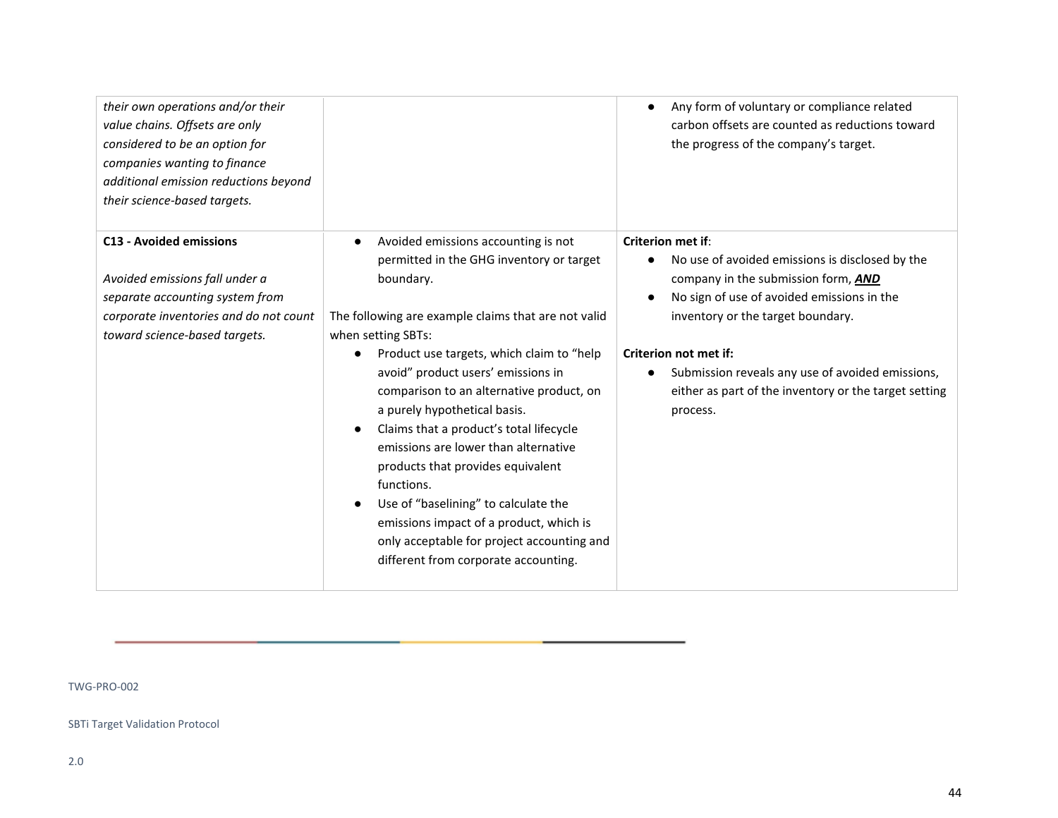| | | |
|---|---|---|
| *their own operations and/or their value chains. Offsets are only considered to be an option for companies wanting to finance additional emission reductions beyond their science-based targets.* | | ● Any form of voluntary or compliance related carbon offsets are counted as reductions toward the progress of the company's target. |
| **C13 - Avoided emissions**<br><br>*Avoided emissions fall under a separate accounting system from corporate inventories and do not count toward science-based targets.* | ● Avoided emissions accounting is not permitted in the GHG inventory or target boundary.<br><br>The following are example claims that are not valid when setting SBTs:<br>● Product use targets, which claim to "help avoid" product users' emissions in comparison to an alternative product, on a purely hypothetical basis.<br>● Claims that a product's total lifecycle emissions are lower than alternative products that provides equivalent functions.<br>● Use of "baselining" to calculate the emissions impact of a product, which is only acceptable for project accounting and different from corporate accounting. | **Criterion met if**:<br>● No use of avoided emissions is disclosed by the company in the submission form, ***AND***<br>● No sign of use of avoided emissions in the inventory or the target boundary.<br><br>**Criterion not met if:**<br>● Submission reveals any use of avoided emissions, either as part of the inventory or the target setting process. |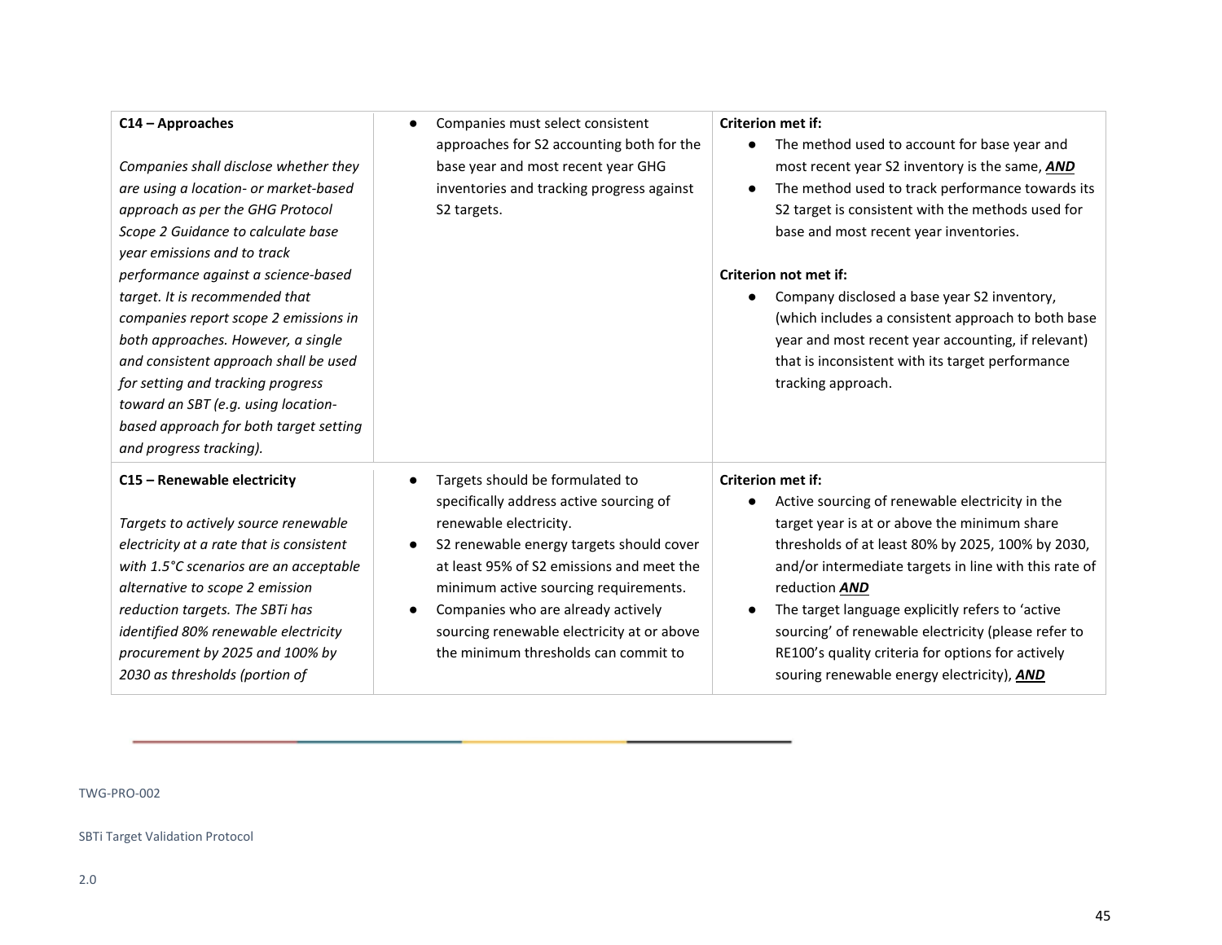| | | |
|---|---|---|
| **C14 – Approaches**<br><br>*Companies shall disclose whether they are using a location- or market-based approach as per the GHG Protocol Scope 2 Guidance to calculate base year emissions and to track performance against a science-based target. It is recommended that companies report scope 2 emissions in both approaches. However, a single and consistent approach shall be used for setting and tracking progress toward an SBT (e.g. using location-based approach for both target setting and progress tracking).* | ● Companies must select consistent approaches for S2 accounting both for the base year and most recent year GHG inventories and tracking progress against S2 targets. | **Criterion met if:**<br>● The method used to account for base year and most recent year S2 inventory is the same, ***AND***<br>● The method used to track performance towards its S2 target is consistent with the methods used for base and most recent year inventories.<br><br>**Criterion not met if:**<br>● Company disclosed a base year S2 inventory, (which includes a consistent approach to both base year and most recent year accounting, if relevant) that is inconsistent with its target performance tracking approach. |
| **C15 – Renewable electricity**<br><br>*Targets to actively source renewable electricity at a rate that is consistent with 1.5°C scenarios are an acceptable alternative to scope 2 emission reduction targets. The SBTi has identified 80% renewable electricity procurement by 2025 and 100% by 2030 as thresholds (portion of* | ● Targets should be formulated to specifically address active sourcing of renewable electricity.<br>● S2 renewable energy targets should cover at least 95% of S2 emissions and meet the minimum active sourcing requirements.<br>● Companies who are already actively sourcing renewable electricity at or above the minimum thresholds can commit to | **Criterion met if:**<br>● Active sourcing of renewable electricity in the target year is at or above the minimum share thresholds of at least 80% by 2025, 100% by 2030, and/or intermediate targets in line with this rate of reduction ***AND***<br>● The target language explicitly refers to 'active sourcing' of renewable electricity (please refer to RE100's quality criteria for options for actively souring renewable energy electricity), ***AND*** |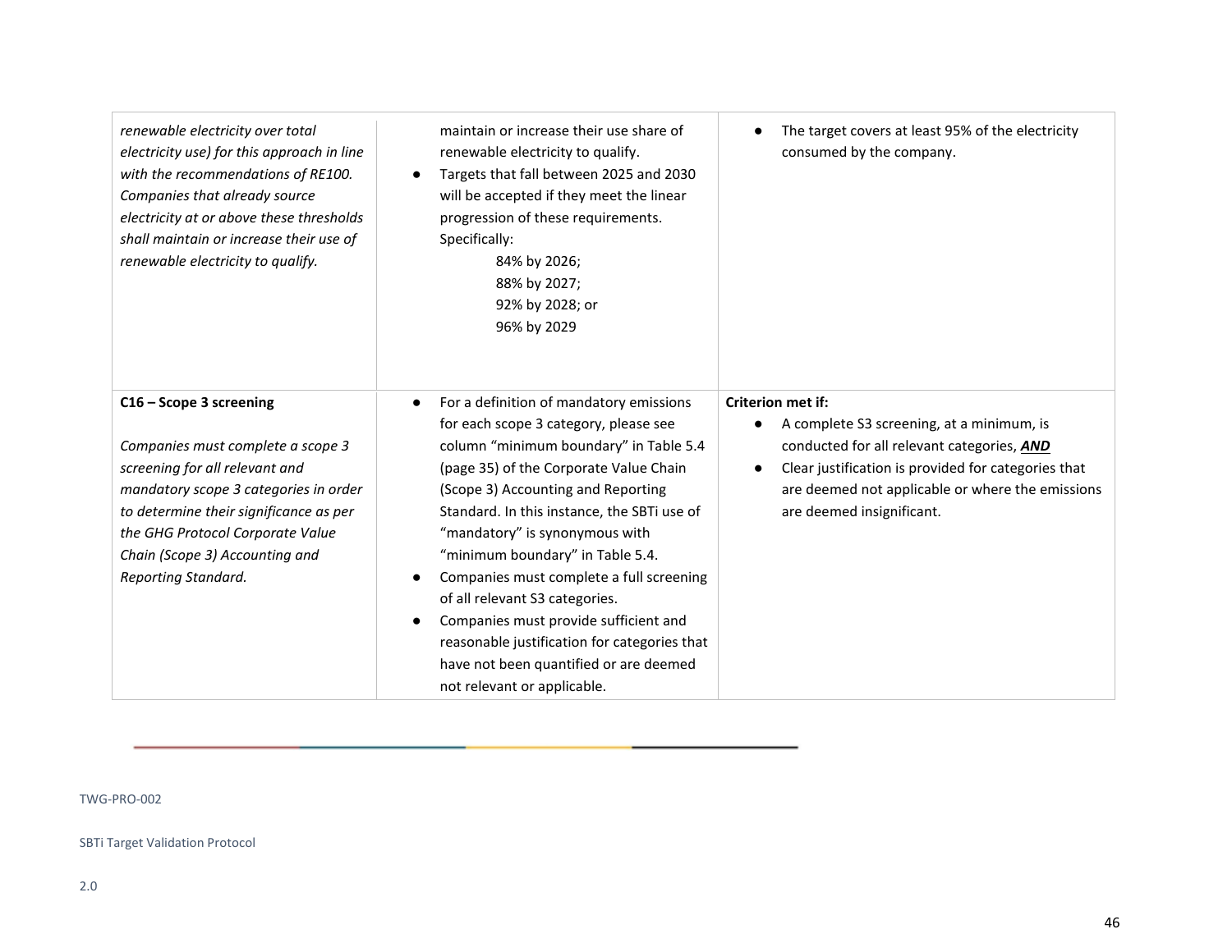| | | |
|---|---|---|
| *renewable electricity over total electricity use) for this approach in line with the recommendations of RE100. Companies that already source electricity at or above these thresholds shall maintain or increase their use of renewable electricity to qualify.* | maintain or increase their use share of renewable electricity to qualify.<br>● Targets that fall between 2025 and 2030 will be accepted if they meet the linear progression of these requirements. Specifically:<br>84% by 2026;<br>88% by 2027;<br>92% by 2028; or<br>96% by 2029 | ● The target covers at least 95% of the electricity consumed by the company. |
| **C16 – Scope 3 screening**<br><br>*Companies must complete a scope 3 screening for all relevant and mandatory scope 3 categories in order to determine their significance as per the GHG Protocol Corporate Value Chain (Scope 3) Accounting and Reporting Standard.* | ● For a definition of mandatory emissions for each scope 3 category, please see column "minimum boundary" in Table 5.4 (page 35) of the Corporate Value Chain (Scope 3) Accounting and Reporting Standard. In this instance, the SBTi use of "mandatory" is synonymous with "minimum boundary" in Table 5.4.<br>● Companies must complete a full screening of all relevant S3 categories.<br>● Companies must provide sufficient and reasonable justification for categories that have not been quantified or are deemed not relevant or applicable. | **Criterion met if:**<br>● A complete S3 screening, at a minimum, is conducted for all relevant categories, ***AND***<br>● Clear justification is provided for categories that are deemed not applicable or where the emissions are deemed insignificant. |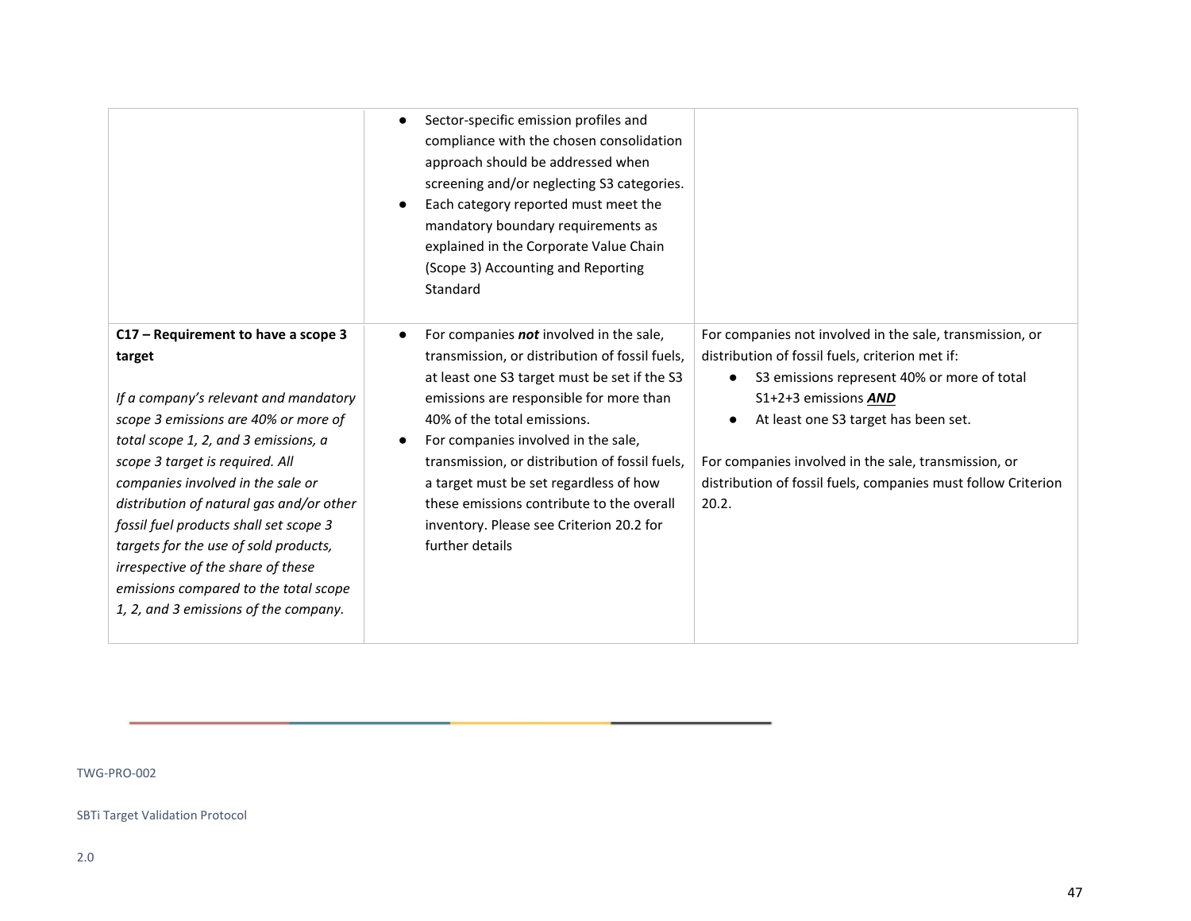| | | |
|---|---|---|
| | <ul><li>Sector-specific emission profiles and compliance with the chosen consolidation approach should be addressed when screening and/or neglecting S3 categories.</li><li>Each category reported must meet the mandatory boundary requirements as explained in the Corporate Value Chain (Scope 3) Accounting and Reporting Standard</li></ul> | |
| **C17 – Requirement to have a scope 3 target**<br><br>*If a company's relevant and mandatory scope 3 emissions are 40% or more of total scope 1, 2, and 3 emissions, a scope 3 target is required. All companies involved in the sale or distribution of natural gas and/or other fossil fuel products shall set scope 3 targets for the use of sold products, irrespective of the share of these emissions compared to the total scope 1, 2, and 3 emissions of the company.* | <ul><li>For companies ***not*** involved in the sale, transmission, or distribution of fossil fuels, at least one S3 target must be set if the S3 emissions are responsible for more than 40% of the total emissions.</li><li>For companies involved in the sale, transmission, or distribution of fossil fuels, a target must be set regardless of how these emissions contribute to the overall inventory. Please see Criterion 20.2 for further details</li></ul> | For companies not involved in the sale, transmission, or distribution of fossil fuels, criterion met if:<ul><li>S3 emissions represent 40% or more of total S1+2+3 emissions ***<u>AND</u>***</li><li>At least one S3 target has been set.</li></ul>For companies involved in the sale, transmission, or distribution of fossil fuels, companies must follow Criterion 20.2. |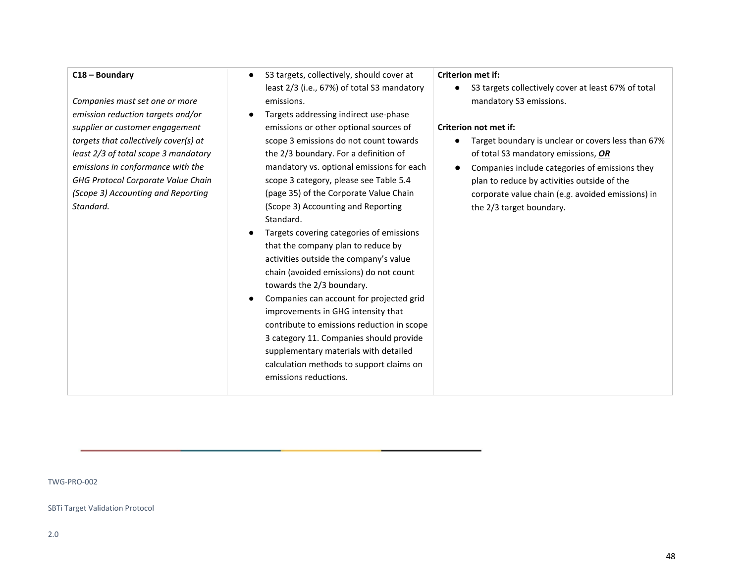| | | |
|---|---|---|
| **C18 – Boundary**<br><br>*Companies must set one or more emission reduction targets and/or supplier or customer engagement targets that collectively cover(s) at least 2/3 of total scope 3 mandatory emissions in conformance with the GHG Protocol Corporate Value Chain (Scope 3) Accounting and Reporting Standard.* | • S3 targets, collectively, should cover at least 2/3 (i.e., 67%) of total S3 mandatory emissions.<br>• Targets addressing indirect use-phase emissions or other optional sources of scope 3 emissions do not count towards the 2/3 boundary. For a definition of mandatory vs. optional emissions for each scope 3 category, please see Table 5.4 (page 35) of the Corporate Value Chain (Scope 3) Accounting and Reporting Standard.<br>• Targets covering categories of emissions that the company plan to reduce by activities outside the company's value chain (avoided emissions) do not count towards the 2/3 boundary.<br>• Companies can account for projected grid improvements in GHG intensity that contribute to emissions reduction in scope 3 category 11. Companies should provide supplementary materials with detailed calculation methods to support claims on emissions reductions. | **Criterion met if:**<br>• S3 targets collectively cover at least 67% of total mandatory S3 emissions.<br><br>**Criterion not met if:**<br>• Target boundary is unclear or covers less than 67% of total S3 mandatory emissions, ***<u>OR</u>***<br>• Companies include categories of emissions they plan to reduce by activities outside of the corporate value chain (e.g. avoided emissions) in the 2/3 target boundary. |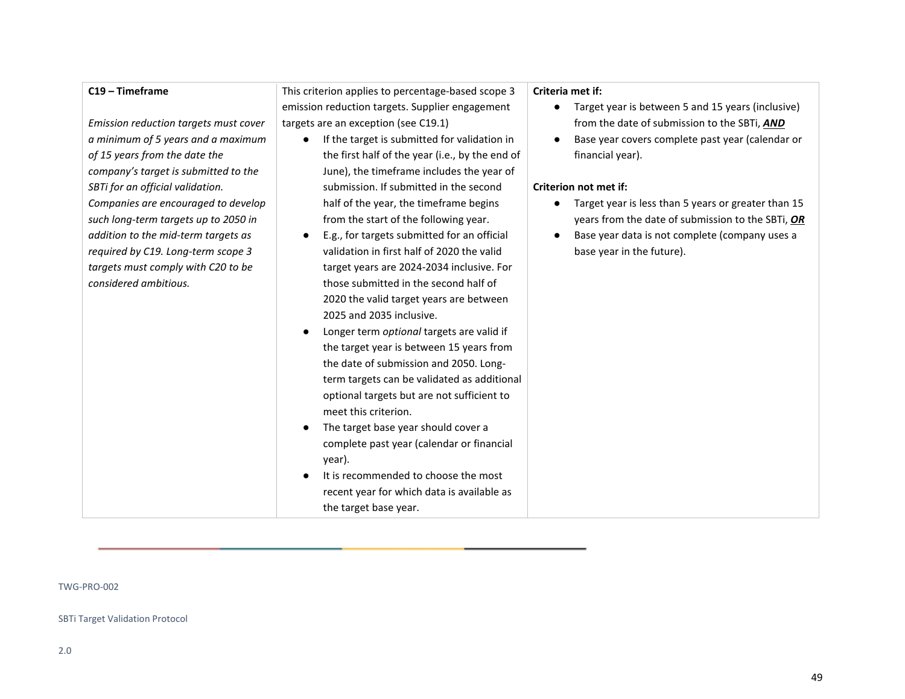| **C19 – Timeframe**<br><br>*Emission reduction targets must cover a minimum of 5 years and a maximum of 15 years from the date the company's target is submitted to the SBTi for an official validation. Companies are encouraged to develop such long-term targets up to 2050 in addition to the mid-term targets as required by C19. Long-term scope 3 targets must comply with C20 to be considered ambitious.* | This criterion applies to percentage-based scope 3 emission reduction targets. Supplier engagement targets are an exception (see C19.1)<br>● If the target is submitted for validation in the first half of the year (i.e., by the end of June), the timeframe includes the year of submission. If submitted in the second half of the year, the timeframe begins from the start of the following year.<br>● E.g., for targets submitted for an official validation in first half of 2020 the valid target years are 2024-2034 inclusive. For those submitted in the second half of 2020 the valid target years are between 2025 and 2035 inclusive.<br>● Longer term *optional* targets are valid if the target year is between 15 years from the date of submission and 2050. Long-term targets can be validated as additional optional targets but are not sufficient to meet this criterion.<br>● The target base year should cover a complete past year (calendar or financial year).<br>● It is recommended to choose the most recent year for which data is available as the target base year. | **Criteria met if:**<br>● Target year is between 5 and 15 years (inclusive) from the date of submission to the SBTi, ***AND***<br>● Base year covers complete past year (calendar or financial year).<br><br>**Criterion not met if:**<br>● Target year is less than 5 years or greater than 15 years from the date of submission to the SBTi, ***OR***<br>● Base year data is not complete (company uses a base year in the future). |
|---|---|---|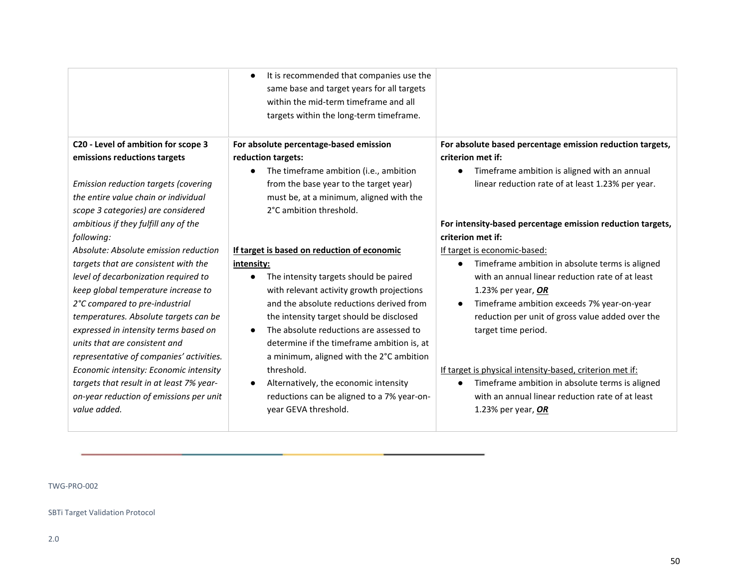| | | |
|---|---|---|
| | • It is recommended that companies use the same base and target years for all targets within the mid-term timeframe and all targets within the long-term timeframe. | |
| **C20 - Level of ambition for scope 3 emissions reductions targets**<br><br>*Emission reduction targets (covering the entire value chain or individual scope 3 categories) are considered ambitious if they fulfill any of the following:*<br>*Absolute: Absolute emission reduction targets that are consistent with the level of decarbonization required to keep global temperature increase to 2°C compared to pre-industrial temperatures. Absolute targets can be expressed in intensity terms based on units that are consistent and representative of companies' activities.*<br>*Economic intensity: Economic intensity targets that result in at least 7% year-on-year reduction of emissions per unit value added.* | **For absolute percentage-based emission reduction targets:**<br>• The timeframe ambition (i.e., ambition from the base year to the target year) must be, at a minimum, aligned with the 2°C ambition threshold.<br><br>**If target is based on reduction of economic intensity:**<br>• The intensity targets should be paired with relevant activity growth projections and the absolute reductions derived from the intensity target should be disclosed<br>• The absolute reductions are assessed to determine if the timeframe ambition is, at a minimum, aligned with the 2°C ambition threshold.<br>• Alternatively, the economic intensity reductions can be aligned to a 7% year-on-year GEVA threshold. | **For absolute based percentage emission reduction targets, criterion met if:**<br>• Timeframe ambition is aligned with an annual linear reduction rate of at least 1.23% per year.<br><br>**For intensity-based percentage emission reduction targets, criterion met if:**<br>If target is economic-based:<br>• Timeframe ambition in absolute terms is aligned with an annual linear reduction rate of at least 1.23% per year, ***OR***<br>• Timeframe ambition exceeds 7% year-on-year reduction per unit of gross value added over the target time period.<br><br>If target is physical intensity-based, criterion met if:<br>• Timeframe ambition in absolute terms is aligned with an annual linear reduction rate of at least 1.23% per year, ***OR*** |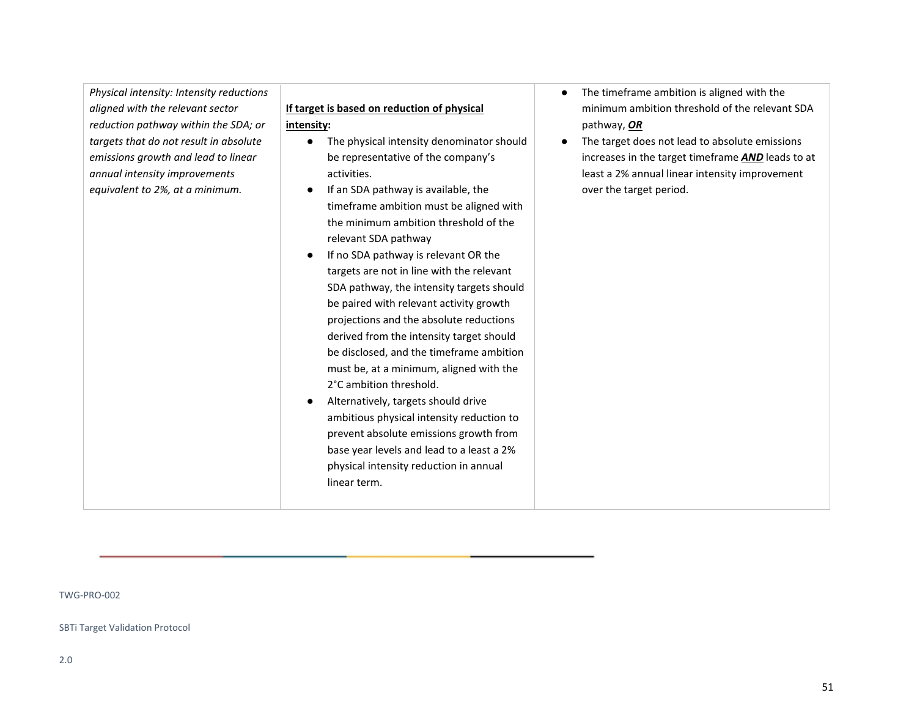| | | |
|---|---|---|
| *Physical intensity: Intensity reductions aligned with the relevant sector reduction pathway within the SDA; or targets that do not result in absolute emissions growth and lead to linear annual intensity improvements equivalent to 2%, at a minimum.* | <u>**If target is based on reduction of physical intensity:**</u><br>● The physical intensity denominator should be representative of the company's activities.<br>● If an SDA pathway is available, the timeframe ambition must be aligned with the minimum ambition threshold of the relevant SDA pathway<br>● If no SDA pathway is relevant OR the targets are not in line with the relevant SDA pathway, the intensity targets should be paired with relevant activity growth projections and the absolute reductions derived from the intensity target should be disclosed, and the timeframe ambition must be, at a minimum, aligned with the 2°C ambition threshold.<br>● Alternatively, targets should drive ambitious physical intensity reduction to prevent absolute emissions growth from base year levels and lead to a least a 2% physical intensity reduction in annual linear term. | ● The timeframe ambition is aligned with the minimum ambition threshold of the relevant SDA pathway, <u>***OR***</u><br>● The target does not lead to absolute emissions increases in the target timeframe <u>***AND***</u> leads to at least a 2% annual linear intensity improvement over the target period. |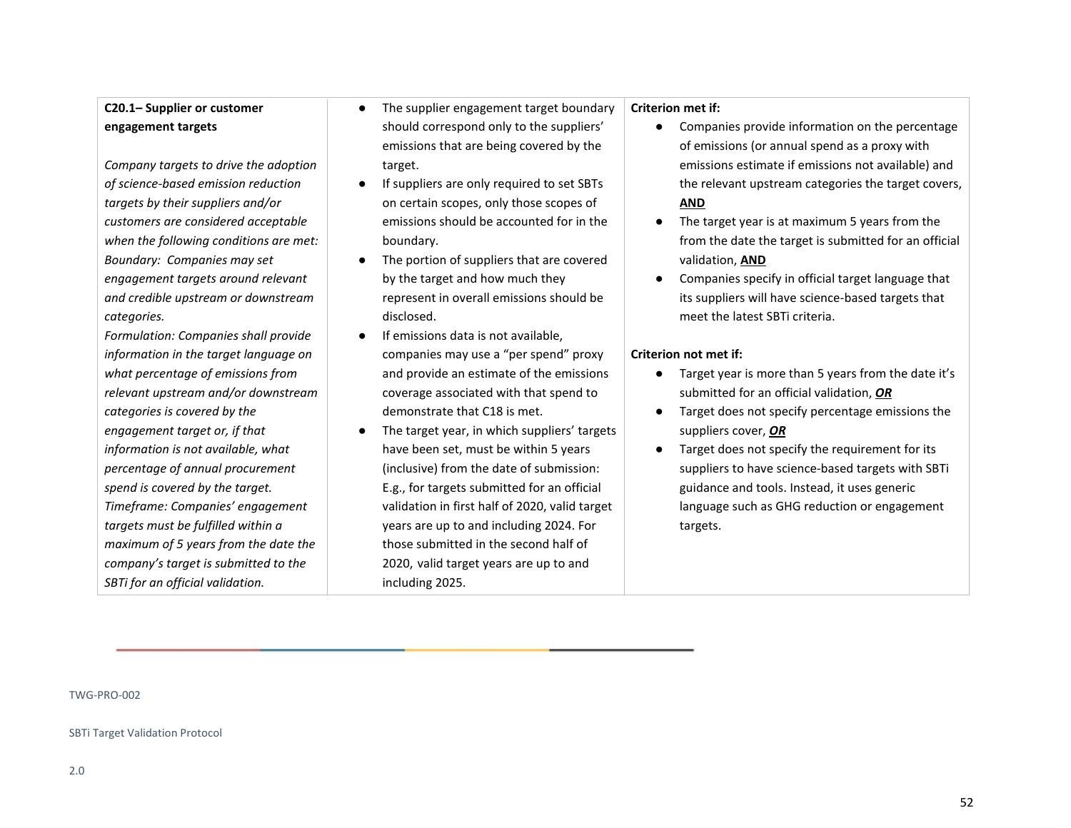| | | |
|---|---|---|
| **C20.1– Supplier or customer engagement targets**<br><br>*Company targets to drive the adoption of science-based emission reduction targets by their suppliers and/or customers are considered acceptable when the following conditions are met: Boundary: Companies may set engagement targets around relevant and credible upstream or downstream categories.*<br>*Formulation: Companies shall provide information in the target language on what percentage of emissions from relevant upstream and/or downstream categories is covered by the engagement target or, if that information is not available, what percentage of annual procurement spend is covered by the target.*<br>*Timeframe: Companies' engagement targets must be fulfilled within a maximum of 5 years from the date the company's target is submitted to the SBTi for an official validation.* | ● The supplier engagement target boundary should correspond only to the suppliers' emissions that are being covered by the target.<br>● If suppliers are only required to set SBTs on certain scopes, only those scopes of emissions should be accounted for in the boundary.<br>● The portion of suppliers that are covered by the target and how much they represent in overall emissions should be disclosed.<br>● If emissions data is not available, companies may use a "per spend" proxy and provide an estimate of the emissions coverage associated with that spend to demonstrate that C18 is met.<br>● The target year, in which suppliers' targets have been set, must be within 5 years (inclusive) from the date of submission: E.g., for targets submitted for an official validation in first half of 2020, valid target years are up to and including 2024. For those submitted in the second half of 2020, valid target years are up to and including 2025. | **Criterion met if:**<br>● Companies provide information on the percentage of emissions (or annual spend as a proxy with emissions estimate if emissions not available) and the relevant upstream categories the target covers, **AND**<br>● The target year is at maximum 5 years from the from the date the target is submitted for an official validation, **AND**<br>● Companies specify in official target language that its suppliers will have science-based targets that meet the latest SBTi criteria.<br><br>**Criterion not met if:**<br>● Target year is more than 5 years from the date it's submitted for an official validation, ***OR***<br>● Target does not specify percentage emissions the suppliers cover, ***OR***<br>● Target does not specify the requirement for its suppliers to have science-based targets with SBTi guidance and tools. Instead, it uses generic language such as GHG reduction or engagement targets. |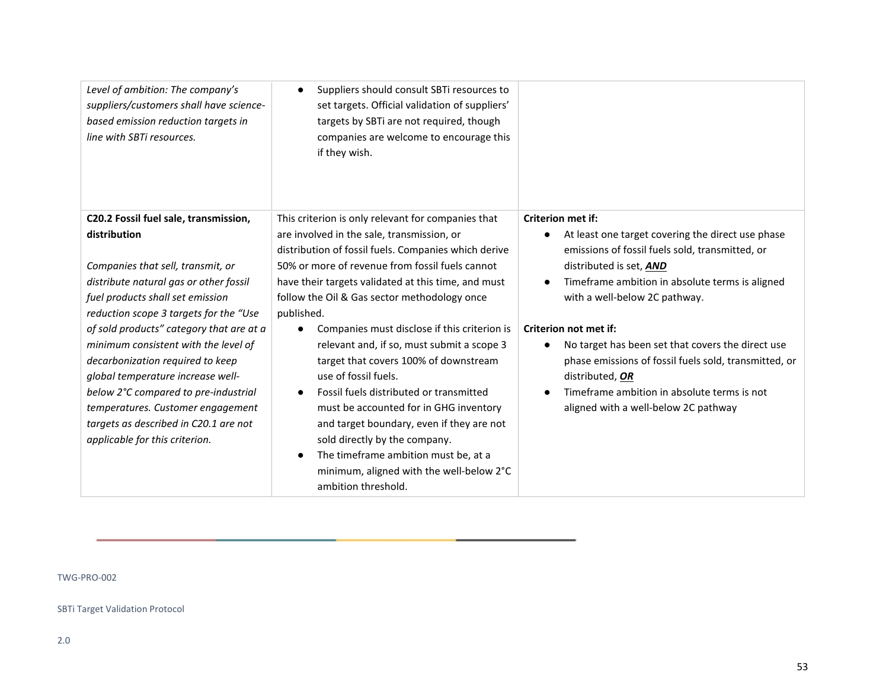| | | |
|---|---|---|
| *Level of ambition: The company's suppliers/customers shall have science-based emission reduction targets in line with SBTi resources.* | <ul><li>Suppliers should consult SBTi resources to set targets. Official validation of suppliers' targets by SBTi are not required, though companies are welcome to encourage this if they wish.</li></ul> | |
| **C20.2 Fossil fuel sale, transmission, distribution**<br><br>*Companies that sell, transmit, or distribute natural gas or other fossil fuel products shall set emission reduction scope 3 targets for the "Use of sold products" category that are at a minimum consistent with the level of decarbonization required to keep global temperature increase well-below 2°C compared to pre-industrial temperatures. Customer engagement targets as described in C20.1 are not applicable for this criterion.* | This criterion is only relevant for companies that are involved in the sale, transmission, or distribution of fossil fuels. Companies which derive 50% or more of revenue from fossil fuels cannot have their targets validated at this time, and must follow the Oil & Gas sector methodology once published.<ul><li>Companies must disclose if this criterion is relevant and, if so, must submit a scope 3 target that covers 100% of downstream use of fossil fuels.</li><li>Fossil fuels distributed or transmitted must be accounted for in GHG inventory and target boundary, even if they are not sold directly by the company.</li><li>The timeframe ambition must be, at a minimum, aligned with the well-below 2°C ambition threshold.</li></ul> | **Criterion met if:**<ul><li>At least one target covering the direct use phase emissions of fossil fuels sold, transmitted, or distributed is set, ***AND***</li><li>Timeframe ambition in absolute terms is aligned with a well-below 2C pathway.</li></ul>**Criterion not met if:**<ul><li>No target has been set that covers the direct use phase emissions of fossil fuels sold, transmitted, or distributed, ***OR***</li><li>Timeframe ambition in absolute terms is not aligned with a well-below 2C pathway</li></ul> |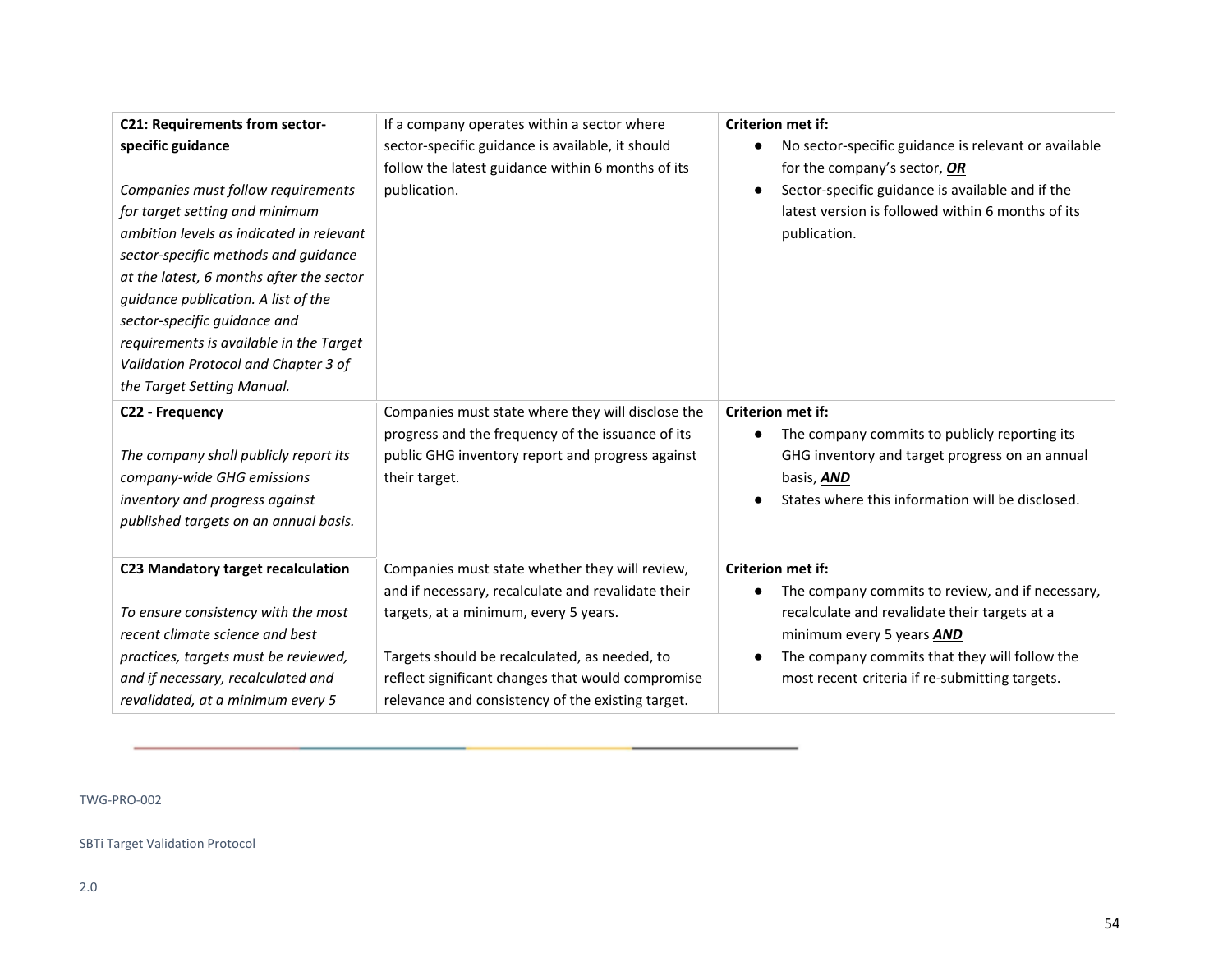| | | |
|---|---|---|
| **C21: Requirements from sector-specific guidance**<br><br>*Companies must follow requirements for target setting and minimum ambition levels as indicated in relevant sector-specific methods and guidance at the latest, 6 months after the sector guidance publication. A list of the sector-specific guidance and requirements is available in the Target Validation Protocol and Chapter 3 of the Target Setting Manual.* | If a company operates within a sector where sector-specific guidance is available, it should follow the latest guidance within 6 months of its publication. | **Criterion met if:**<br>● No sector-specific guidance is relevant or available for the company's sector, ***OR***<br>● Sector-specific guidance is available and if the latest version is followed within 6 months of its publication. |
| **C22 - Frequency**<br><br>*The company shall publicly report its company-wide GHG emissions inventory and progress against published targets on an annual basis.* | Companies must state where they will disclose the progress and the frequency of the issuance of its public GHG inventory report and progress against their target. | **Criterion met if:**<br>● The company commits to publicly reporting its GHG inventory and target progress on an annual basis, ***AND***<br>● States where this information will be disclosed. |
| **C23 Mandatory target recalculation**<br><br>*To ensure consistency with the most recent climate science and best practices, targets must be reviewed, and if necessary, recalculated and revalidated, at a minimum every 5* | Companies must state whether they will review, and if necessary, recalculate and revalidate their targets, at a minimum, every 5 years.<br><br>Targets should be recalculated, as needed, to reflect significant changes that would compromise relevance and consistency of the existing target. | **Criterion met if:**<br>● The company commits to review, and if necessary, recalculate and revalidate their targets at a minimum every 5 years ***AND***<br>● The company commits that they will follow the most recent criteria if re-submitting targets. |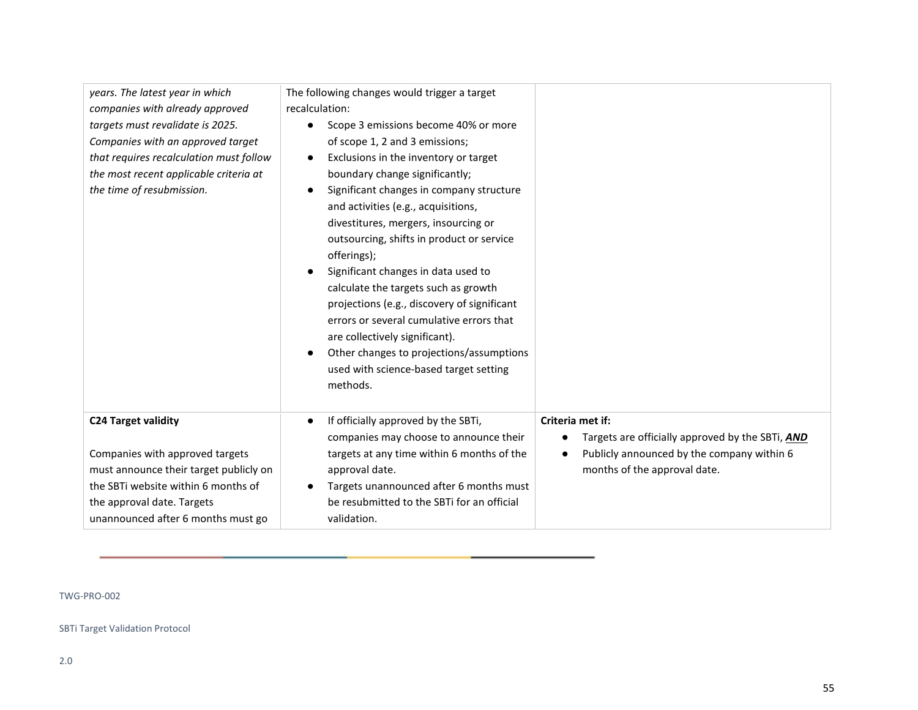| | | |
|---|---|---|
| *years. The latest year in which companies with already approved targets must revalidate is 2025. Companies with an approved target that requires recalculation must follow the most recent applicable criteria at the time of resubmission.* | The following changes would trigger a target recalculation:<br>● Scope 3 emissions become 40% or more of scope 1, 2 and 3 emissions;<br>● Exclusions in the inventory or target boundary change significantly;<br>● Significant changes in company structure and activities (e.g., acquisitions, divestitures, mergers, insourcing or outsourcing, shifts in product or service offerings);<br>● Significant changes in data used to calculate the targets such as growth projections (e.g., discovery of significant errors or several cumulative errors that are collectively significant).<br>● Other changes to projections/assumptions used with science-based target setting methods. | |
| **C24 Target validity**<br><br>Companies with approved targets must announce their target publicly on the SBTi website within 6 months of the approval date. Targets unannounced after 6 months must go | ● If officially approved by the SBTi, companies may choose to announce their targets at any time within 6 months of the approval date.<br>● Targets unannounced after 6 months must be resubmitted to the SBTi for an official validation. | **Criteria met if:**<br>● Targets are officially approved by the SBTi, ***AND***<br>● Publicly announced by the company within 6 months of the approval date. |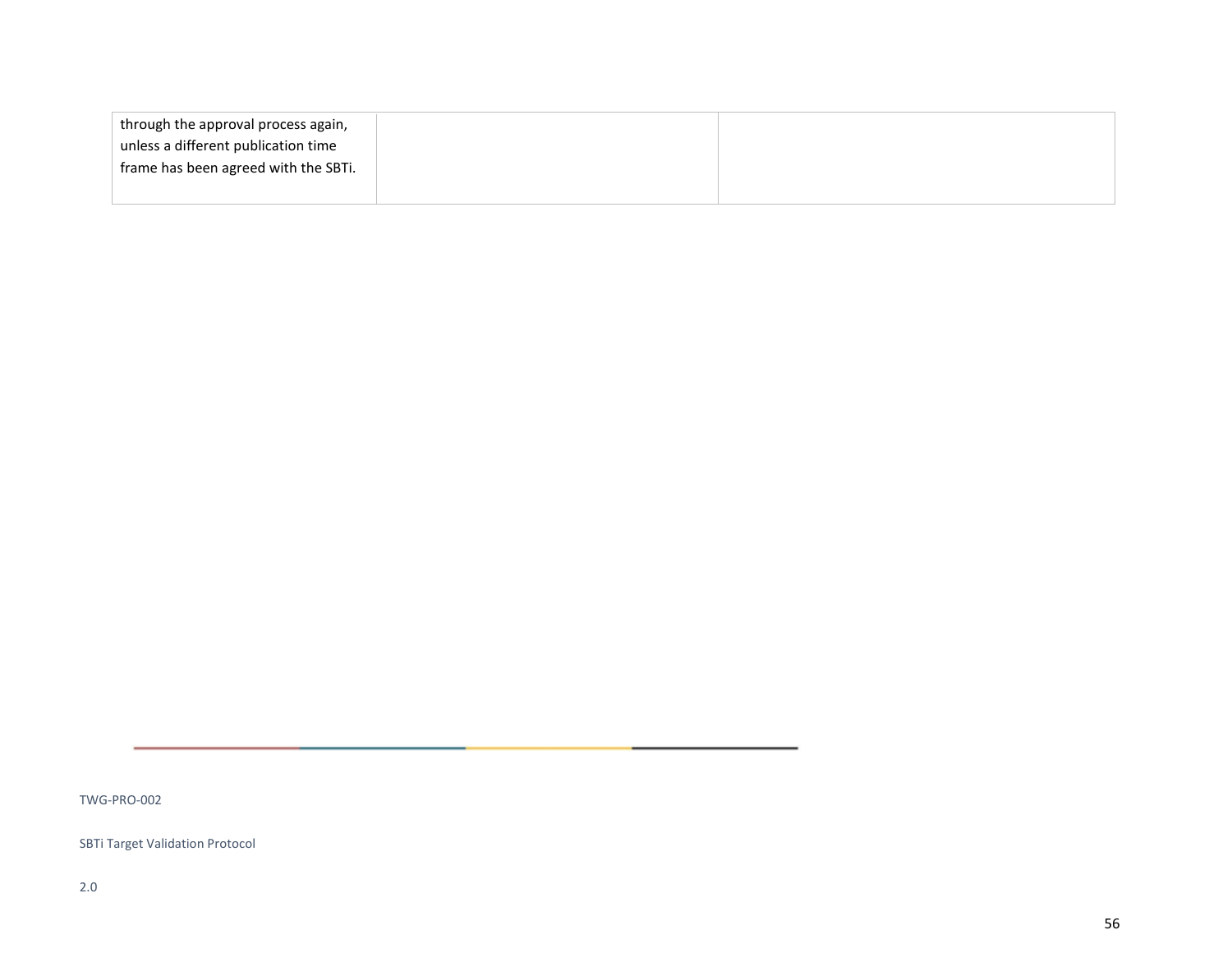| | | |
|---|---|---|
| through the approval process again, unless a different publication time frame has been agreed with the SBTi. | | |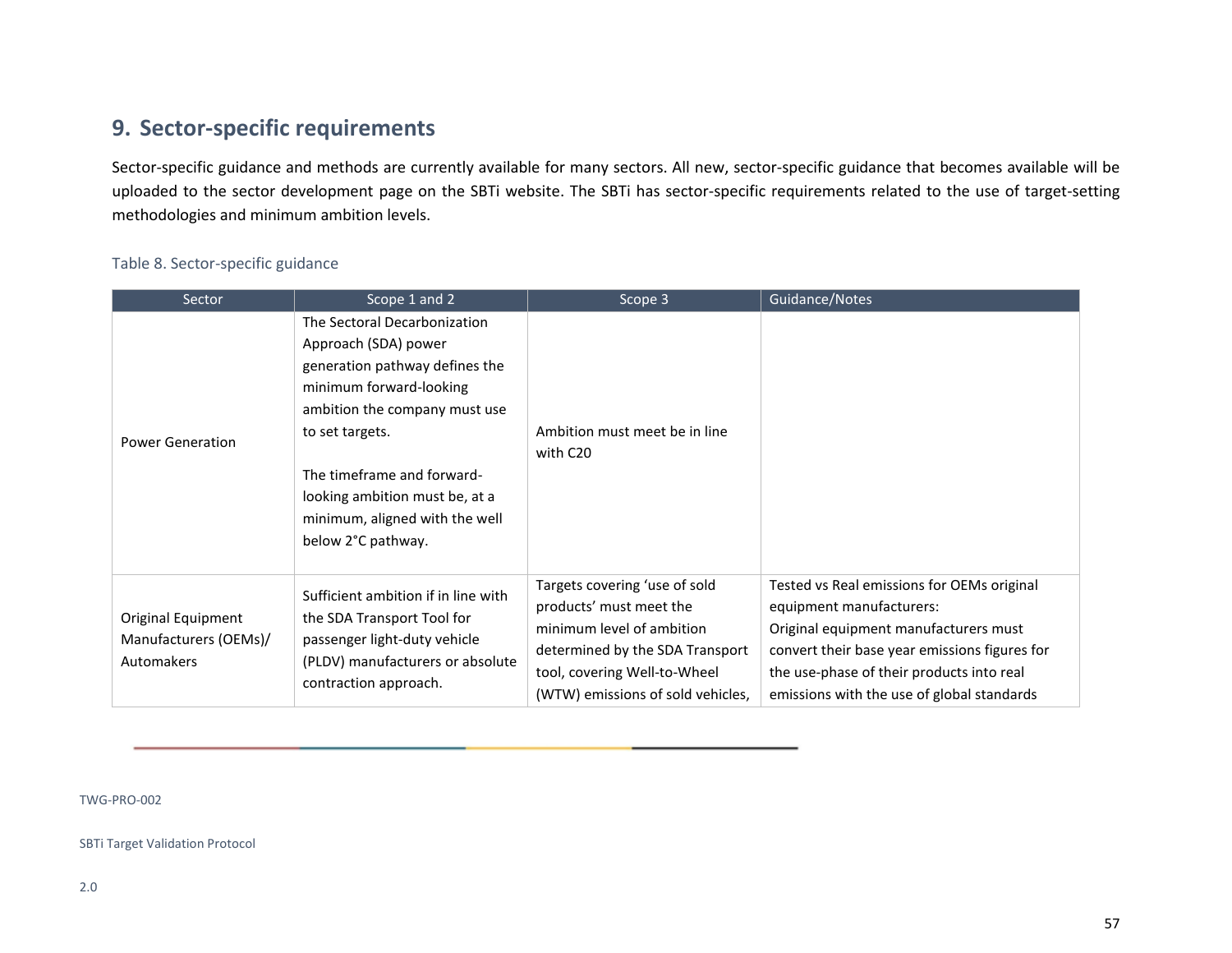## 9. Sector-specific requirements

Sector-specific guidance and methods are currently available for many sectors. All new, sector-specific guidance that becomes available will be uploaded to the sector development page on the SBTi website. The SBTi has sector-specific requirements related to the use of target-setting methodologies and minimum ambition levels.

Table 8. Sector-specific guidance

| Sector | Scope 1 and 2 | Scope 3 | Guidance/Notes |
|---|---|---|---|
| Power Generation | The Sectoral Decarbonization Approach (SDA) power generation pathway defines the minimum forward-looking ambition the company must use to set targets.<br><br>The timeframe and forward-looking ambition must be, at a minimum, aligned with the well below 2°C pathway. | Ambition must meet be in line with C20 | |
| Original Equipment Manufacturers (OEMs)/ Automakers | Sufficient ambition if in line with the SDA Transport Tool for passenger light-duty vehicle (PLDV) manufacturers or absolute contraction approach. | Targets covering 'use of sold products' must meet the minimum level of ambition determined by the SDA Transport tool, covering Well-to-Wheel (WTW) emissions of sold vehicles, | Tested vs Real emissions for OEMs original equipment manufacturers:<br>Original equipment manufacturers must convert their base year emissions figures for the use-phase of their products into real emissions with the use of global standards |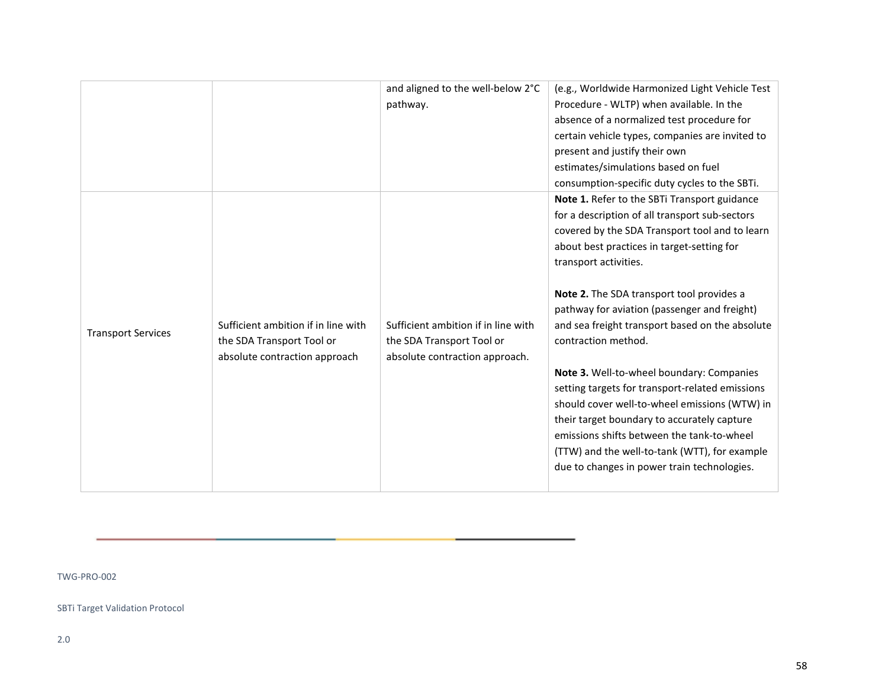| | | | |
|---|---|---|---|
| | | and aligned to the well-below 2°C pathway. | (e.g., Worldwide Harmonized Light Vehicle Test Procedure - WLTP) when available. In the absence of a normalized test procedure for certain vehicle types, companies are invited to present and justify their own estimates/simulations based on fuel consumption-specific duty cycles to the SBTi. |
| Transport Services | Sufficient ambition if in line with the SDA Transport Tool or absolute contraction approach | Sufficient ambition if in line with the SDA Transport Tool or absolute contraction approach. | **Note 1.** Refer to the SBTi Transport guidance for a description of all transport sub-sectors covered by the SDA Transport tool and to learn about best practices in target-setting for transport activities.<br><br>**Note 2.** The SDA transport tool provides a pathway for aviation (passenger and freight) and sea freight transport based on the absolute contraction method.<br><br>**Note 3.** Well-to-wheel boundary: Companies setting targets for transport-related emissions should cover well-to-wheel emissions (WTW) in their target boundary to accurately capture emissions shifts between the tank-to-wheel (TTW) and the well-to-tank (WTT), for example due to changes in power train technologies. |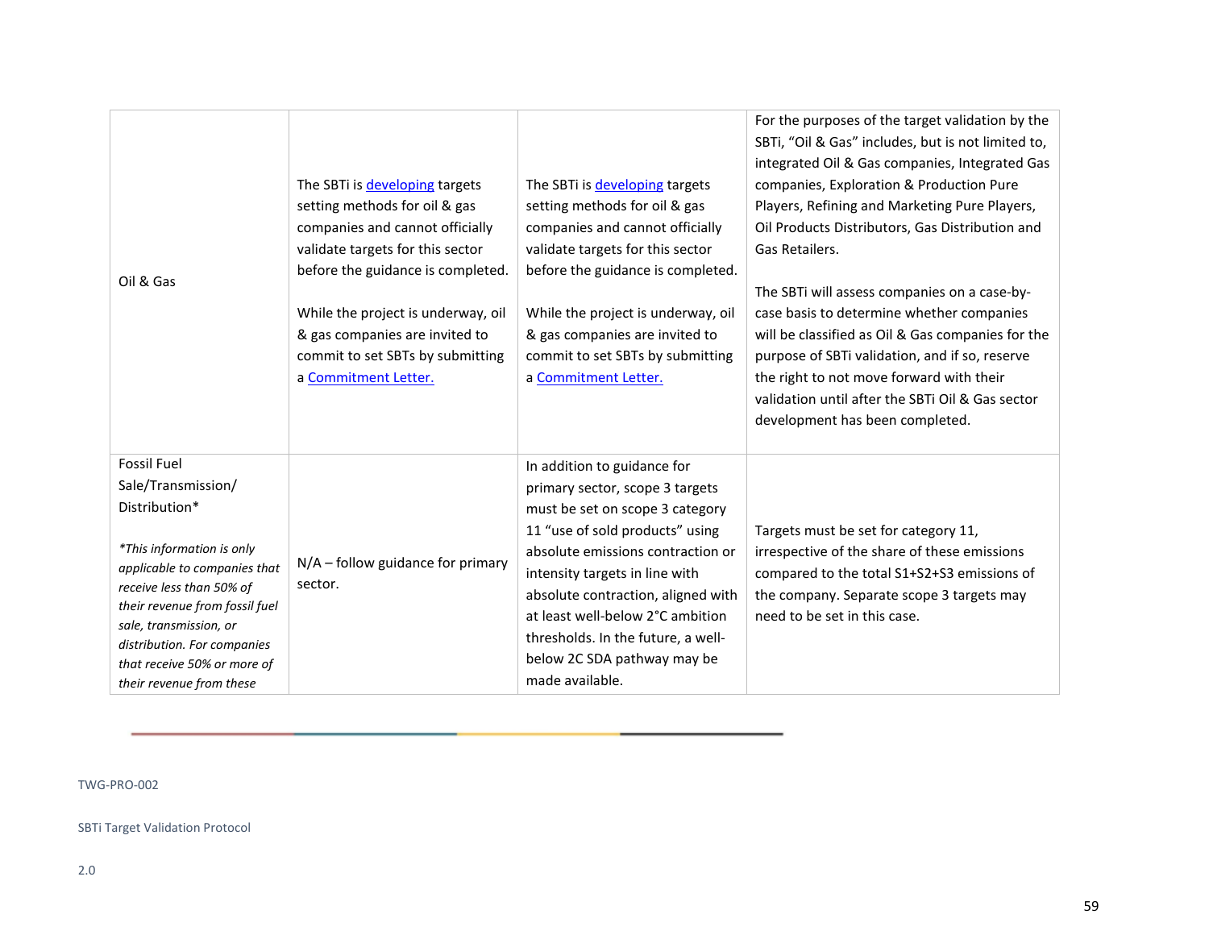| | | | |
|---|---|---|---|
| Oil & Gas | The SBTi is developing targets setting methods for oil & gas companies and cannot officially validate targets for this sector before the guidance is completed.<br><br>While the project is underway, oil & gas companies are invited to commit to set SBTs by submitting a Commitment Letter. | The SBTi is developing targets setting methods for oil & gas companies and cannot officially validate targets for this sector before the guidance is completed.<br><br>While the project is underway, oil & gas companies are invited to commit to set SBTs by submitting a Commitment Letter. | For the purposes of the target validation by the SBTi, "Oil & Gas" includes, but is not limited to, integrated Oil & Gas companies, Integrated Gas companies, Exploration & Production Pure Players, Refining and Marketing Pure Players, Oil Products Distributors, Gas Distribution and Gas Retailers.<br><br>The SBTi will assess companies on a case-by-case basis to determine whether companies will be classified as Oil & Gas companies for the purpose of SBTi validation, and if so, reserve the right to not move forward with their validation until after the SBTi Oil & Gas sector development has been completed. |
| Fossil Fuel Sale/Transmission/ Distribution*<br><br>*\*This information is only applicable to companies that receive less than 50% of their revenue from fossil fuel sale, transmission, or distribution. For companies that receive 50% or more of their revenue from these* | N/A – follow guidance for primary sector. | In addition to guidance for primary sector, scope 3 targets must be set on scope 3 category 11 "use of sold products" using absolute emissions contraction or intensity targets in line with absolute contraction, aligned with at least well-below 2°C ambition thresholds. In the future, a well-below 2C SDA pathway may be made available. | Targets must be set for category 11, irrespective of the share of these emissions compared to the total S1+S2+S3 emissions of the company. Separate scope 3 targets may need to be set in this case. |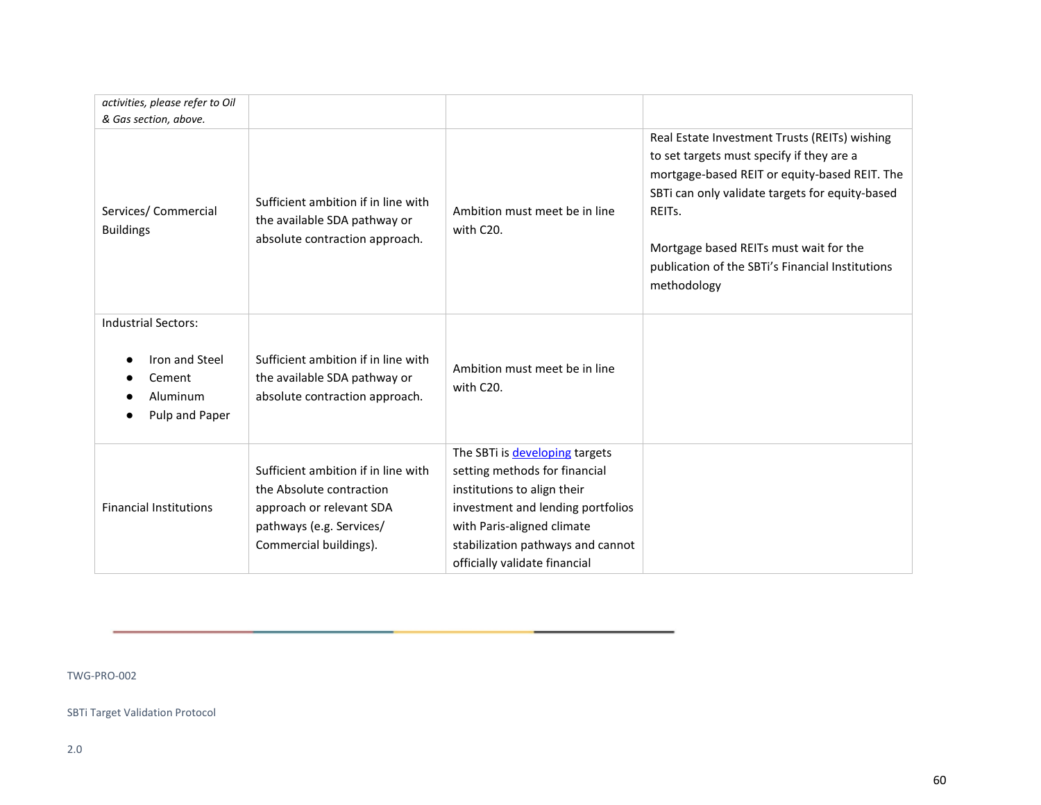| | | | |
|---|---|---|---|
| *activities, please refer to Oil & Gas section, above.* | | | |
| Services/ Commercial Buildings | Sufficient ambition if in line with the available SDA pathway or absolute contraction approach. | Ambition must meet be in line with C20. | Real Estate Investment Trusts (REITs) wishing to set targets must specify if they are a mortgage-based REIT or equity-based REIT. The SBTi can only validate targets for equity-based REITs.<br><br>Mortgage based REITs must wait for the publication of the SBTi's Financial Institutions methodology |
| Industrial Sectors:<br><br>● Iron and Steel<br>● Cement<br>● Aluminum<br>● Pulp and Paper | Sufficient ambition if in line with the available SDA pathway or absolute contraction approach. | Ambition must meet be in line with C20. | |
| Financial Institutions | Sufficient ambition if in line with the Absolute contraction approach or relevant SDA pathways (e.g. Services/ Commercial buildings). | The SBTi is developing targets setting methods for financial institutions to align their investment and lending portfolios with Paris-aligned climate stabilization pathways and cannot officially validate financial | |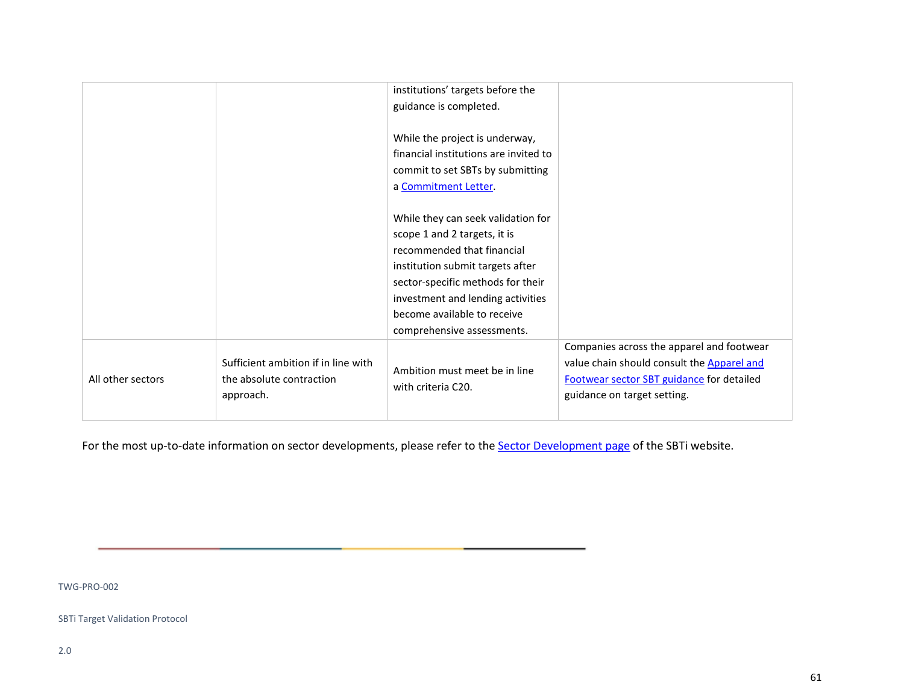| | | | |
|---|---|---|---|
| | | institutions' targets before the guidance is completed.<br><br>While the project is underway, financial institutions are invited to commit to set SBTs by submitting a [Commitment Letter](). <br><br>While they can seek validation for scope 1 and 2 targets, it is recommended that financial institution submit targets after sector-specific methods for their investment and lending activities become available to receive comprehensive assessments. | |
| All other sectors | Sufficient ambition if in line with the absolute contraction approach. | Ambition must meet be in line with criteria C20. | Companies across the apparel and footwear value chain should consult the [Apparel and Footwear sector SBT guidance]() for detailed guidance on target setting. |

For the most up-to-date information on sector developments, please refer to the [Sector Development page]() of the SBTi website.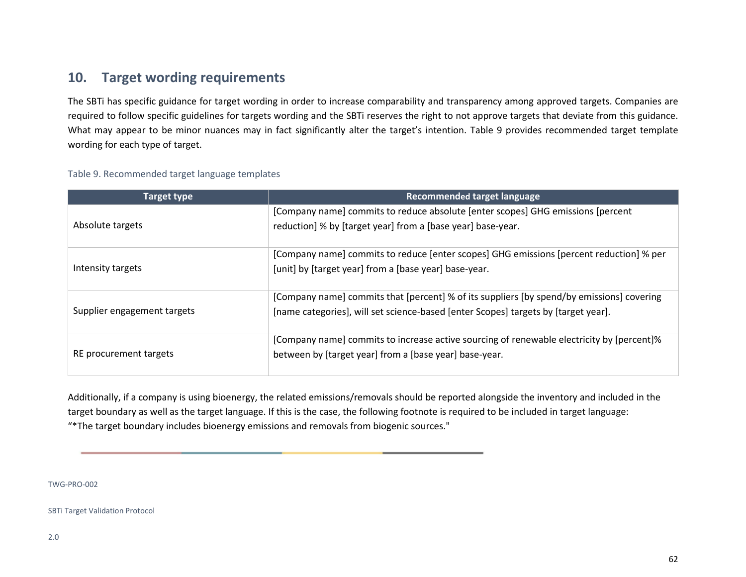## 10. Target wording requirements

The SBTi has specific guidance for target wording in order to increase comparability and transparency among approved targets. Companies are required to follow specific guidelines for targets wording and the SBTi reserves the right to not approve targets that deviate from this guidance. What may appear to be minor nuances may in fact significantly alter the target's intention. Table 9 provides recommended target template wording for each type of target.

Table 9. Recommended target language templates

| Target type | Recommended target language |
|---|---|
| Absolute targets | [Company name] commits to reduce absolute [enter scopes] GHG emissions [percent reduction] % by [target year] from a [base year] base-year. |
| Intensity targets | [Company name] commits to reduce [enter scopes] GHG emissions [percent reduction] % per [unit] by [target year] from a [base year] base-year. |
| Supplier engagement targets | [Company name] commits that [percent] % of its suppliers [by spend/by emissions] covering [name categories], will set science-based [enter Scopes] targets by [target year]. |
| RE procurement targets | [Company name] commits to increase active sourcing of renewable electricity by [percent]% between by [target year] from a [base year] base-year. |

Additionally, if a company is using bioenergy, the related emissions/removals should be reported alongside the inventory and included in the target boundary as well as the target language. If this is the case, the following footnote is required to be included in target language:
"*The target boundary includes bioenergy emissions and removals from biogenic sources."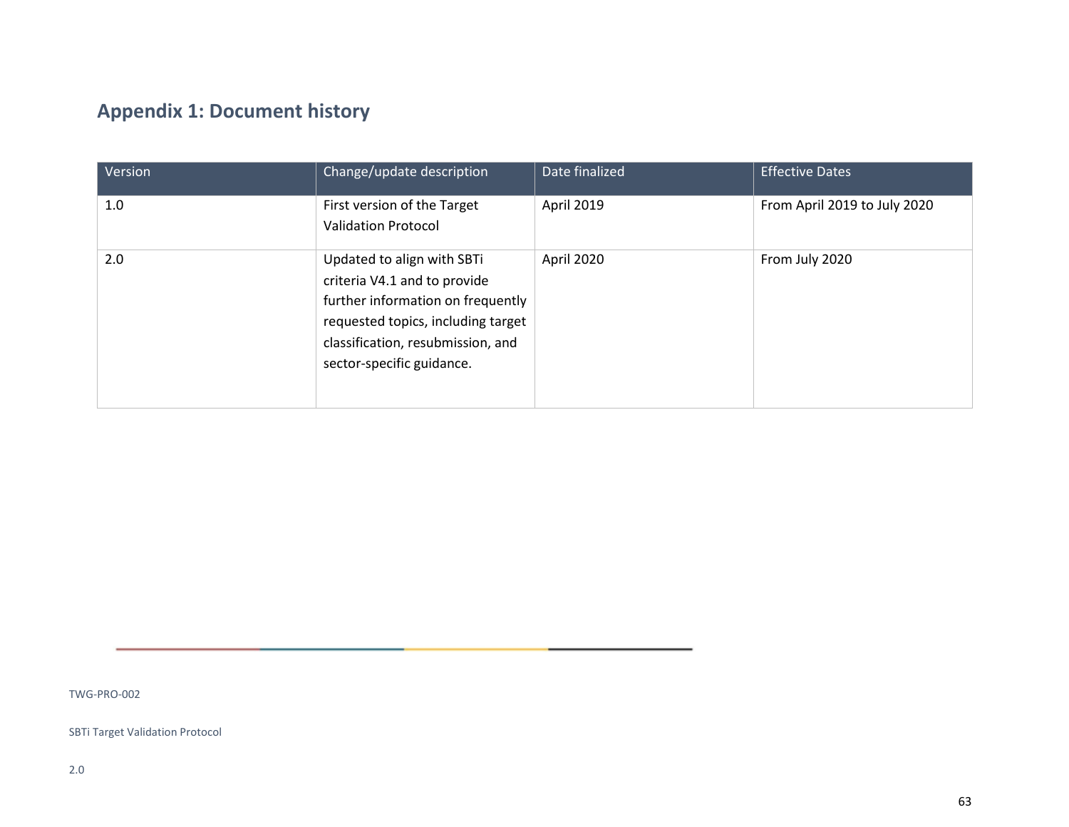## Appendix 1: Document history

| Version | Change/update description | Date finalized | Effective Dates |
| --- | --- | --- | --- |
| 1.0 | First version of the Target Validation Protocol | April 2019 | From April 2019 to July 2020 |
| 2.0 | Updated to align with SBTi criteria V4.1 and to provide further information on frequently requested topics, including target classification, resubmission, and sector-specific guidance. | April 2020 | From July 2020 |